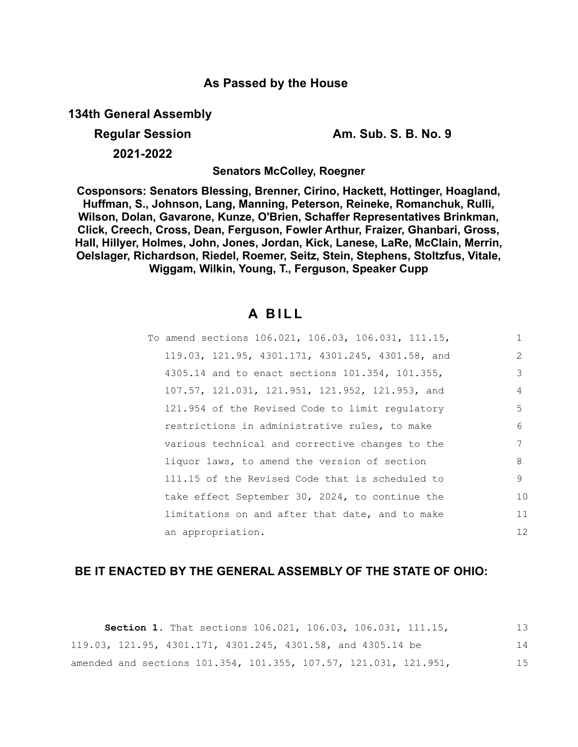## As Passed by the House

**134th General Assembly**

**Regular Session** **Am. Sub. S. B. No. 9**

**2021-2022**

**Senators McColley, Roegner**

**Cosponsors: Senators Blessing, Brenner, Cirino, Hackett, Hottinger, Hoagland, Huffman, S., Johnson, Lang, Manning, Peterson, Reineke, Romanchuk, Rulli, Wilson, Dolan, Gavarone, Kunze, O'Brien, Schaffer Representatives Brinkman, Click, Creech, Cross, Dean, Ferguson, Fowler Arthur, Fraizer, Ghanbari, Gross, Hall, Hillyer, Holmes, John, Jones, Jordan, Kick, Lanese, LaRe, McClain, Merrin, Oelslager, Richardson, Riedel, Roemer, Seitz, Stein, Stephens, Stoltzfus, Vitale, Wiggam, Wilkin, Young, T., Ferguson, Speaker Cupp**

# A BILL

To amend sections 106.021, 106.03, 106.031, 111.15, 119.03, 121.95, 4301.171, 4301.245, 4301.58, and 4305.14 and to enact sections 101.354, 101.355, 107.57, 121.031, 121.951, 121.952, 121.953, and 121.954 of the Revised Code to limit regulatory restrictions in administrative rules, to make various technical and corrective changes to the liquor laws, to amend the version of section 111.15 of the Revised Code that is scheduled to take effect September 30, 2024, to continue the limitations on and after that date, and to make an appropriation.

**BE IT ENACTED BY THE GENERAL ASSEMBLY OF THE STATE OF OHIO:**

**Section 1.** That sections 106.021, 106.03, 106.031, 111.15, 119.03, 121.95, 4301.171, 4301.245, 4301.58, and 4305.14 be amended and sections 101.354, 101.355, 107.57, 121.031, 121.951,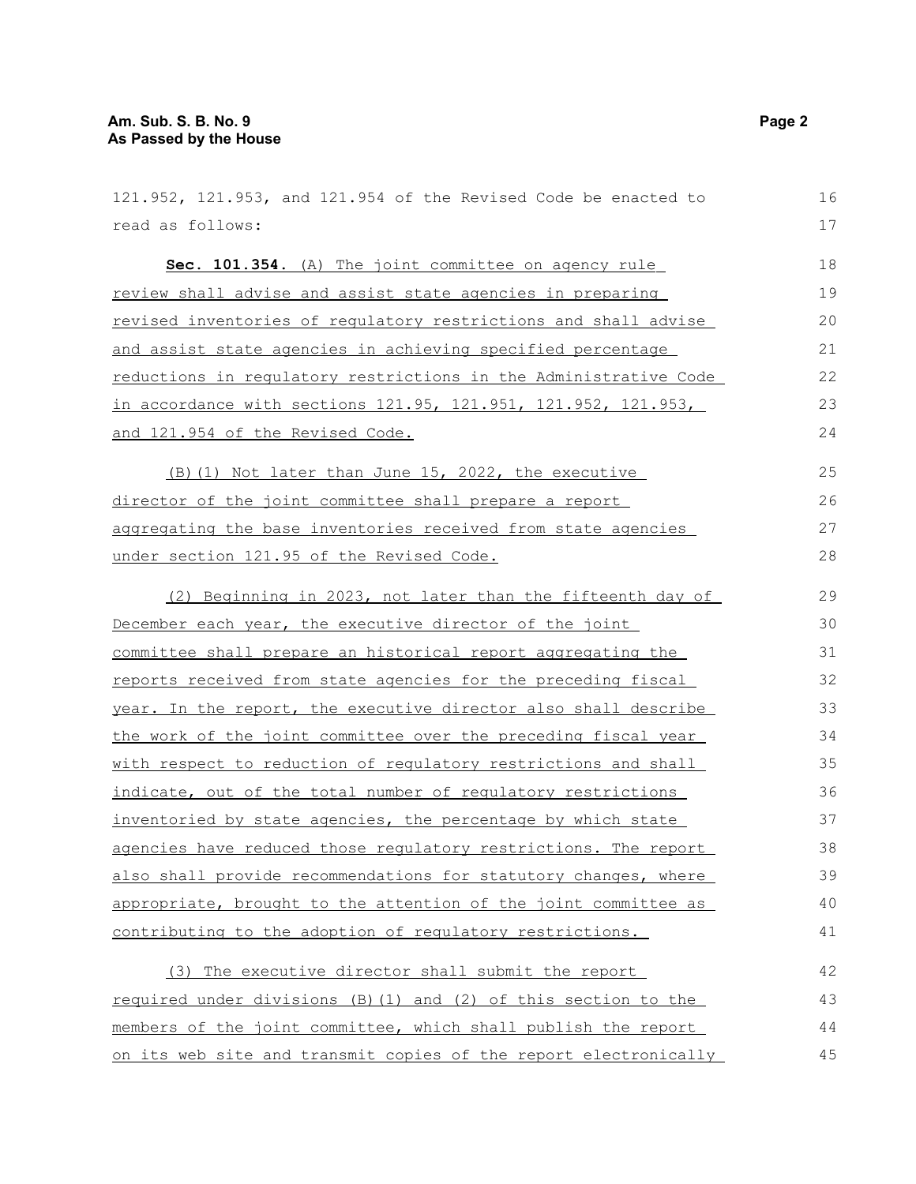121.952, 121.953, and 121.954 of the Revised Code be enacted to read as follows:

**Sec. 101.354.** (A) The joint committee on agency rule review shall advise and assist state agencies in preparing revised inventories of regulatory restrictions and shall advise and assist state agencies in achieving specified percentage reductions in regulatory restrictions in the Administrative Code in accordance with sections 121.95, 121.951, 121.952, 121.953, and 121.954 of the Revised Code.

(B)(1) Not later than June 15, 2022, the executive director of the joint committee shall prepare a report aggregating the base inventories received from state agencies under section 121.95 of the Revised Code.

(2) Beginning in 2023, not later than the fifteenth day of December each year, the executive director of the joint committee shall prepare an historical report aggregating the reports received from state agencies for the preceding fiscal year. In the report, the executive director also shall describe the work of the joint committee over the preceding fiscal year with respect to reduction of regulatory restrictions and shall indicate, out of the total number of regulatory restrictions inventoried by state agencies, the percentage by which state agencies have reduced those regulatory restrictions. The report also shall provide recommendations for statutory changes, where appropriate, brought to the attention of the joint committee as contributing to the adoption of regulatory restrictions.

(3) The executive director shall submit the report required under divisions (B)(1) and (2) of this section to the members of the joint committee, which shall publish the report on its web site and transmit copies of the report electronically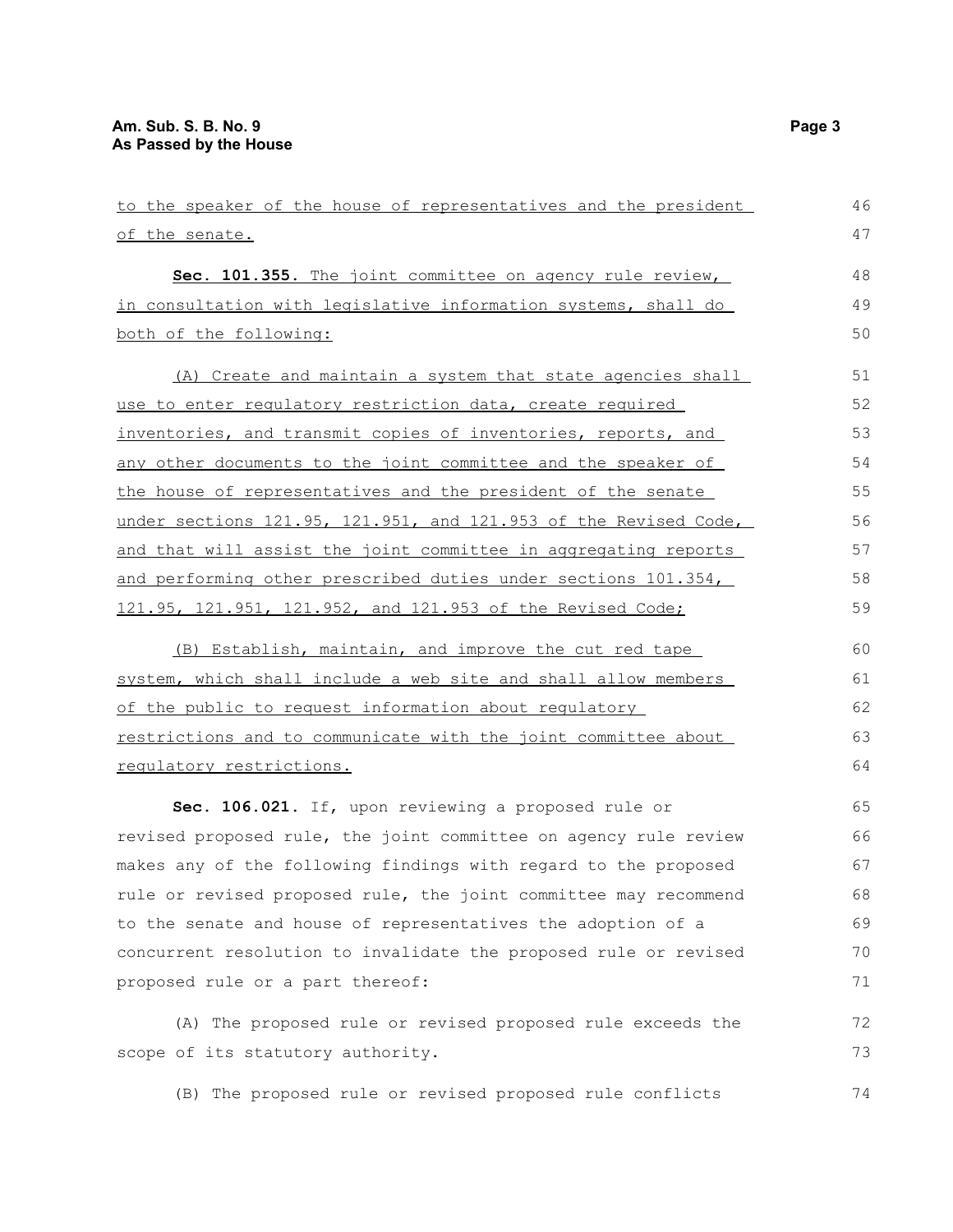to the speaker of the house of representatives and the president of the senate.

**Sec. 101.355.** The joint committee on agency rule review, in consultation with legislative information systems, shall do both of the following:

(A) Create and maintain a system that state agencies shall use to enter regulatory restriction data, create required inventories, and transmit copies of inventories, reports, and any other documents to the joint committee and the speaker of the house of representatives and the president of the senate under sections 121.95, 121.951, and 121.953 of the Revised Code, and that will assist the joint committee in aggregating reports and performing other prescribed duties under sections 101.354, 121.95, 121.951, 121.952, and 121.953 of the Revised Code;

(B) Establish, maintain, and improve the cut red tape system, which shall include a web site and shall allow members of the public to request information about regulatory restrictions and to communicate with the joint committee about regulatory restrictions.

**Sec. 106.021.** If, upon reviewing a proposed rule or revised proposed rule, the joint committee on agency rule review makes any of the following findings with regard to the proposed rule or revised proposed rule, the joint committee may recommend to the senate and house of representatives the adoption of a concurrent resolution to invalidate the proposed rule or revised proposed rule or a part thereof:

(A) The proposed rule or revised proposed rule exceeds the scope of its statutory authority.

(B) The proposed rule or revised proposed rule conflicts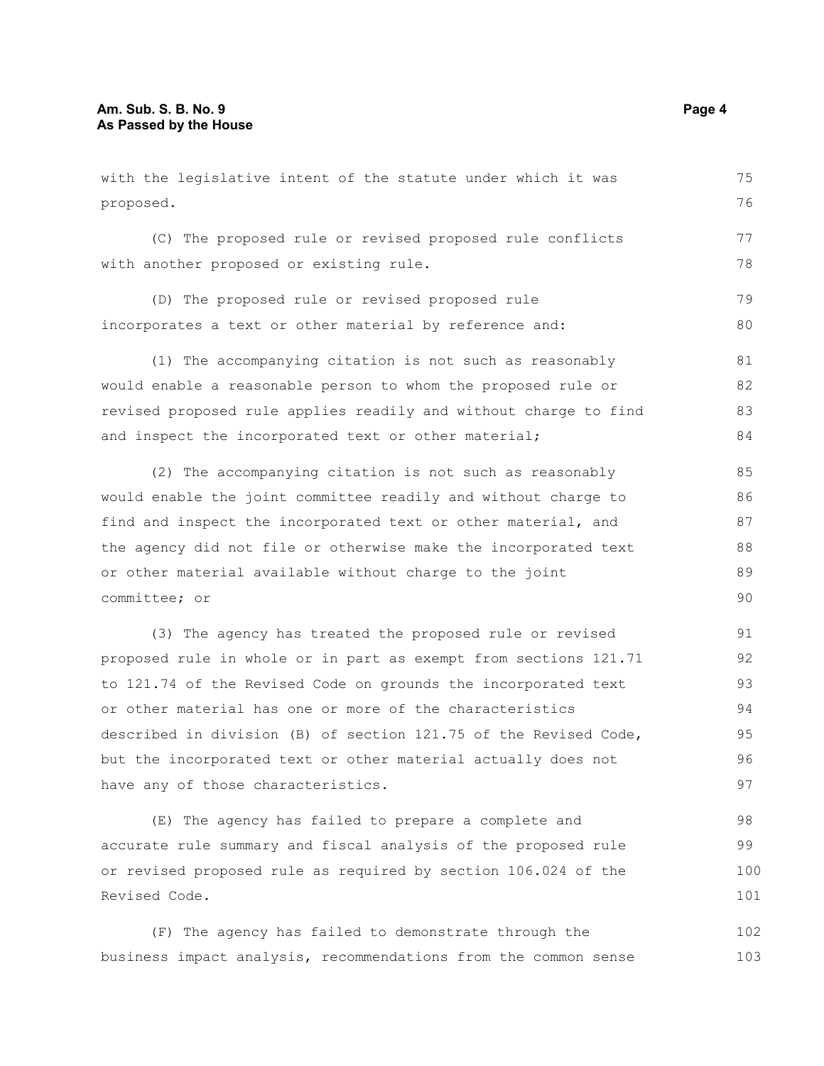with the legislative intent of the statute under which it was proposed.

(C) The proposed rule or revised proposed rule conflicts with another proposed or existing rule.

(D) The proposed rule or revised proposed rule incorporates a text or other material by reference and:

(1) The accompanying citation is not such as reasonably would enable a reasonable person to whom the proposed rule or revised proposed rule applies readily and without charge to find and inspect the incorporated text or other material;

(2) The accompanying citation is not such as reasonably would enable the joint committee readily and without charge to find and inspect the incorporated text or other material, and the agency did not file or otherwise make the incorporated text or other material available without charge to the joint committee; or

(3) The agency has treated the proposed rule or revised proposed rule in whole or in part as exempt from sections 121.71 to 121.74 of the Revised Code on grounds the incorporated text or other material has one or more of the characteristics described in division (B) of section 121.75 of the Revised Code, but the incorporated text or other material actually does not have any of those characteristics.

(E) The agency has failed to prepare a complete and accurate rule summary and fiscal analysis of the proposed rule or revised proposed rule as required by section 106.024 of the Revised Code.

(F) The agency has failed to demonstrate through the business impact analysis, recommendations from the common sense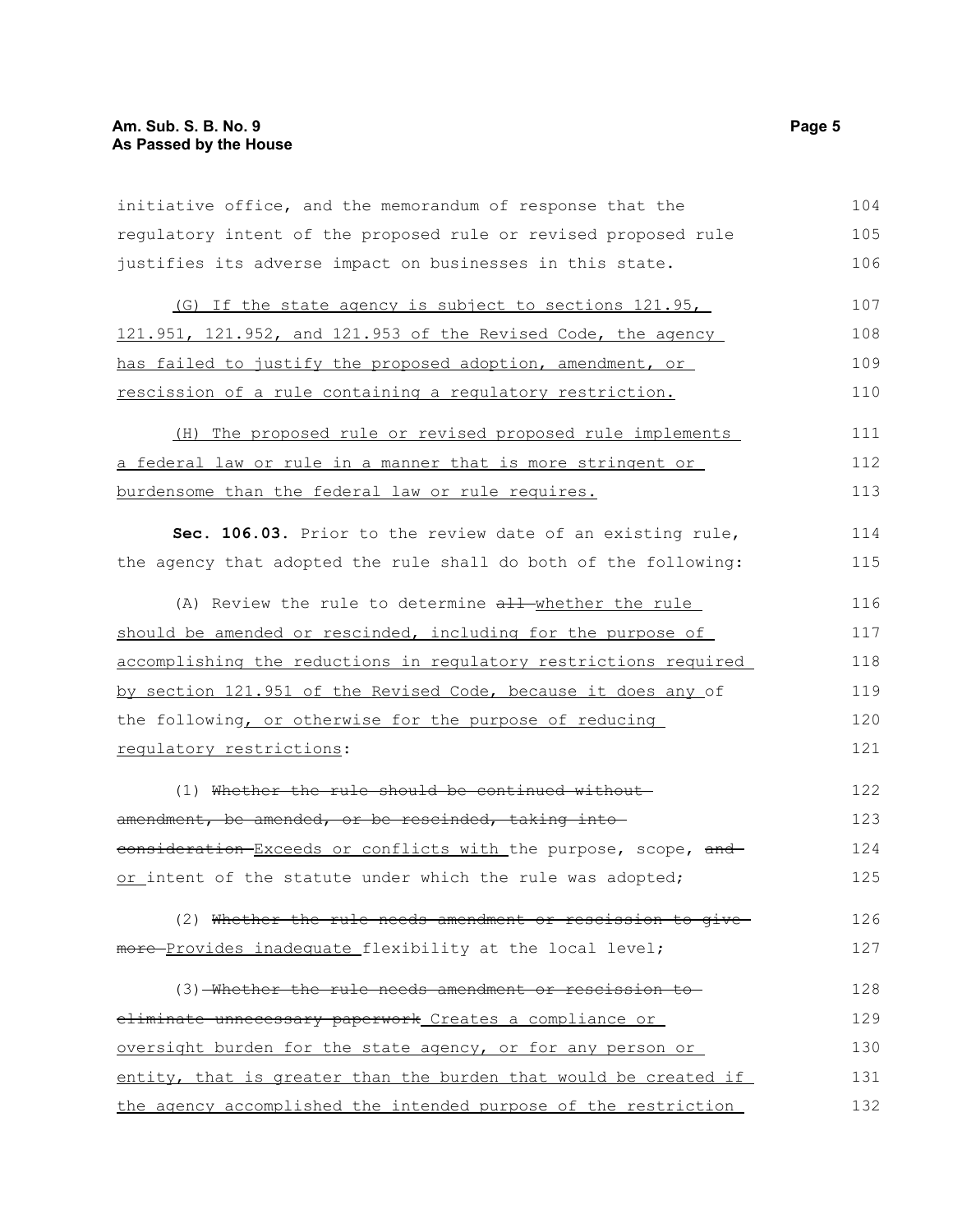initiative office, and the memorandum of response that the regulatory intent of the proposed rule or revised proposed rule justifies its adverse impact on businesses in this state.

(G) If the state agency is subject to sections 121.95, 121.951, 121.952, and 121.953 of the Revised Code, the agency has failed to justify the proposed adoption, amendment, or rescission of a rule containing a regulatory restriction.

(H) The proposed rule or revised proposed rule implements a federal law or rule in a manner that is more stringent or burdensome than the federal law or rule requires.

**Sec. 106.03.** Prior to the review date of an existing rule, the agency that adopted the rule shall do both of the following:

(A) Review the rule to determine ~~all~~ whether the rule should be amended or rescinded, including for the purpose of accomplishing the reductions in regulatory restrictions required by section 121.951 of the Revised Code, because it does any of the following, or otherwise for the purpose of reducing regulatory restrictions:

(1) ~~Whether the rule should be continued without amendment, be amended, or be rescinded, taking into consideration~~ Exceeds or conflicts with the purpose, scope, ~~and~~ or intent of the statute under which the rule was adopted;

(2) ~~Whether the rule needs amendment or rescission to give more~~ Provides inadequate flexibility at the local level;

(3) ~~Whether the rule needs amendment or rescission to eliminate unnecessary paperwork~~ Creates a compliance or oversight burden for the state agency, or for any person or entity, that is greater than the burden that would be created if the agency accomplished the intended purpose of the restriction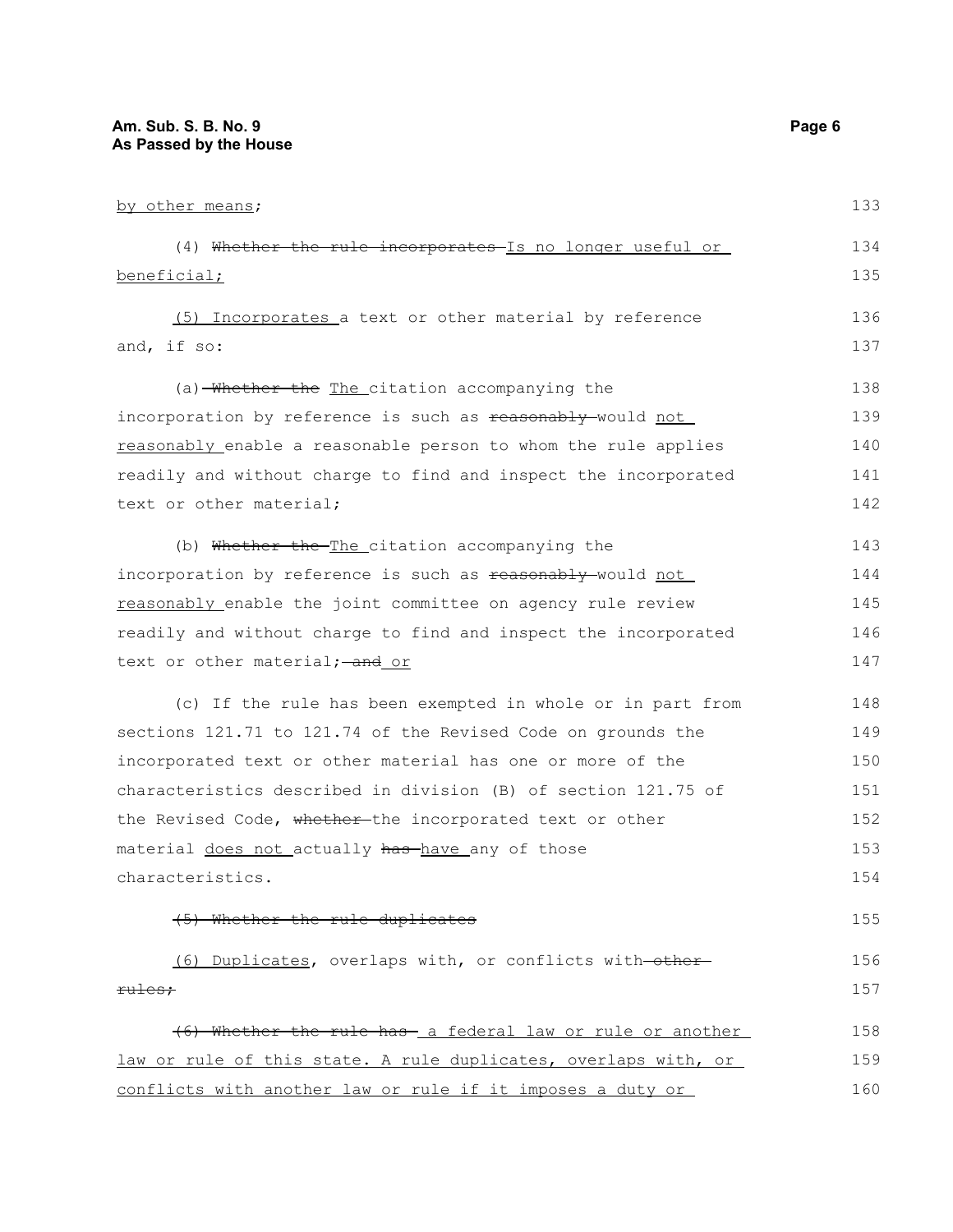by other means;

(4) ~~Whether the rule incorporates~~ Is no longer useful or beneficial;

(5) Incorporates a text or other material by reference and, if so:

(a) ~~Whether the~~ The citation accompanying the incorporation by reference is such as ~~reasonably~~ would not reasonably enable a reasonable person to whom the rule applies readily and without charge to find and inspect the incorporated text or other material;

(b) ~~Whether the~~ The citation accompanying the incorporation by reference is such as ~~reasonably~~ would not reasonably enable the joint committee on agency rule review readily and without charge to find and inspect the incorporated text or other material; ~~and~~ or

(c) If the rule has been exempted in whole or in part from sections 121.71 to 121.74 of the Revised Code on grounds the incorporated text or other material has one or more of the characteristics described in division (B) of section 121.75 of the Revised Code, ~~whether~~ the incorporated text or other material does not actually ~~has~~ have any of those characteristics.

~~(5) Whether the rule duplicates~~

(6) Duplicates, overlaps with, or conflicts with ~~other rules;~~

~~(6) Whether the rule has~~ a federal law or rule or another law or rule of this state. A rule duplicates, overlaps with, or conflicts with another law or rule if it imposes a duty or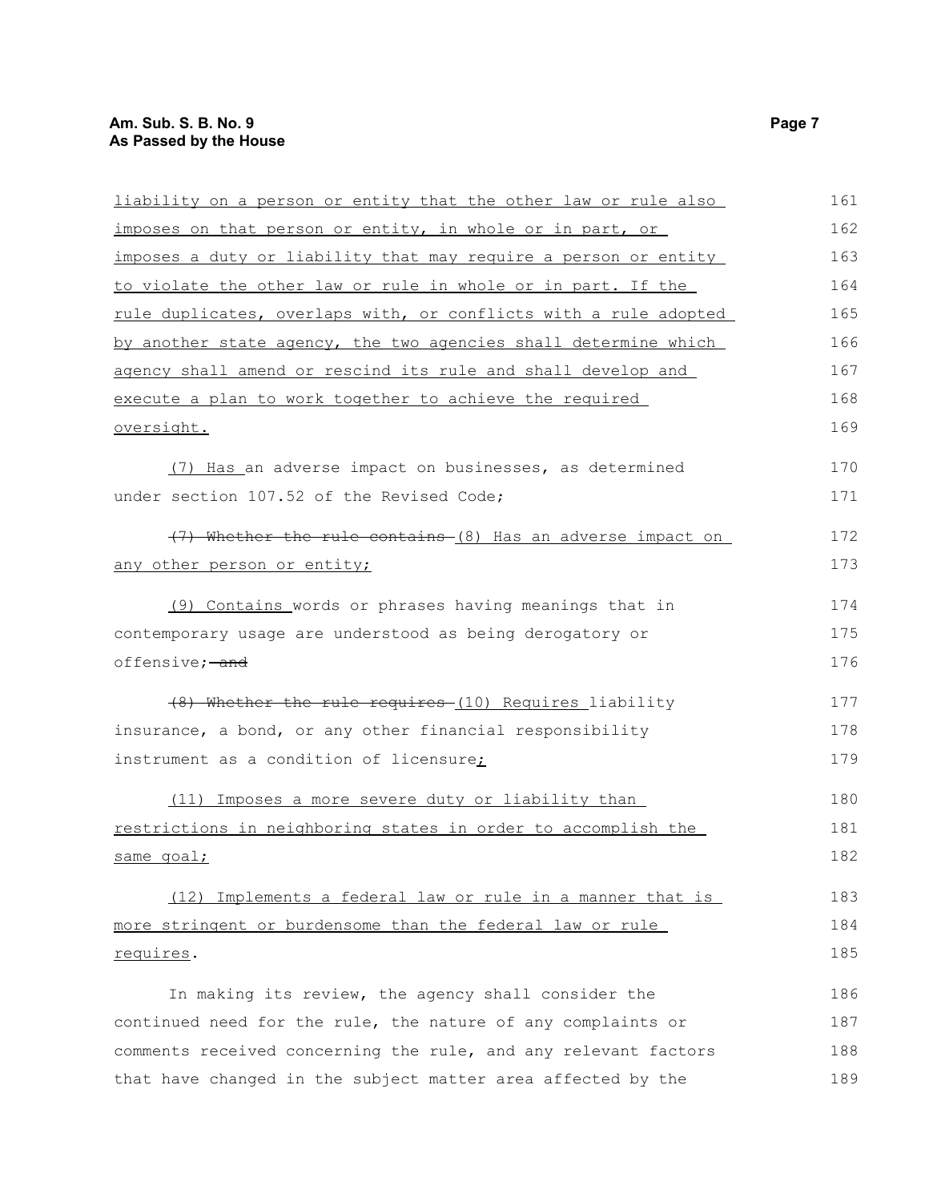liability on a person or entity that the other law or rule also imposes on that person or entity, in whole or in part, or imposes a duty or liability that may require a person or entity to violate the other law or rule in whole or in part. If the rule duplicates, overlaps with, or conflicts with a rule adopted by another state agency, the two agencies shall determine which agency shall amend or rescind its rule and shall develop and execute a plan to work together to achieve the required oversight.

(7) Has an adverse impact on businesses, as determined under section 107.52 of the Revised Code;

~~(7) Whether the rule contains~~ (8) Has an adverse impact on any other person or entity;

(9) Contains words or phrases having meanings that in contemporary usage are understood as being derogatory or offensive; ~~and~~

~~(8) Whether the rule requires~~ (10) Requires liability insurance, a bond, or any other financial responsibility instrument as a condition of licensure;

(11) Imposes a more severe duty or liability than restrictions in neighboring states in order to accomplish the same goal;

(12) Implements a federal law or rule in a manner that is more stringent or burdensome than the federal law or rule requires.

In making its review, the agency shall consider the continued need for the rule, the nature of any complaints or comments received concerning the rule, and any relevant factors that have changed in the subject matter area affected by the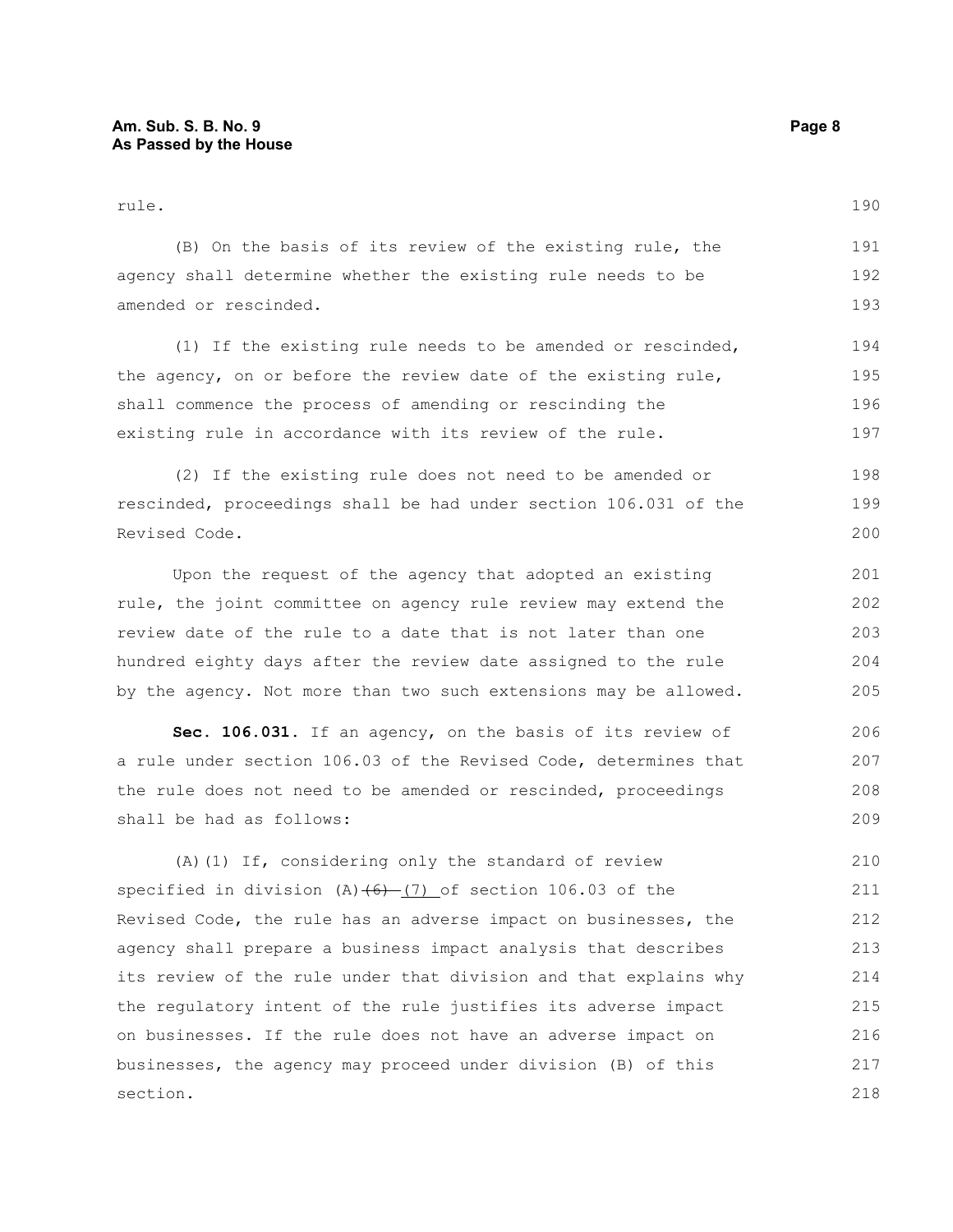rule.

(B) On the basis of its review of the existing rule, the agency shall determine whether the existing rule needs to be amended or rescinded.

(1) If the existing rule needs to be amended or rescinded, the agency, on or before the review date of the existing rule, shall commence the process of amending or rescinding the existing rule in accordance with its review of the rule.

(2) If the existing rule does not need to be amended or rescinded, proceedings shall be had under section 106.031 of the Revised Code.

Upon the request of the agency that adopted an existing rule, the joint committee on agency rule review may extend the review date of the rule to a date that is not later than one hundred eighty days after the review date assigned to the rule by the agency. Not more than two such extensions may be allowed.

**Sec. 106.031.** If an agency, on the basis of its review of a rule under section 106.03 of the Revised Code, determines that the rule does not need to be amended or rescinded, proceedings shall be had as follows:

(A)(1) If, considering only the standard of review specified in division (A)~~(6)~~ (7) of section 106.03 of the Revised Code, the rule has an adverse impact on businesses, the agency shall prepare a business impact analysis that describes its review of the rule under that division and that explains why the regulatory intent of the rule justifies its adverse impact on businesses. If the rule does not have an adverse impact on businesses, the agency may proceed under division (B) of this section.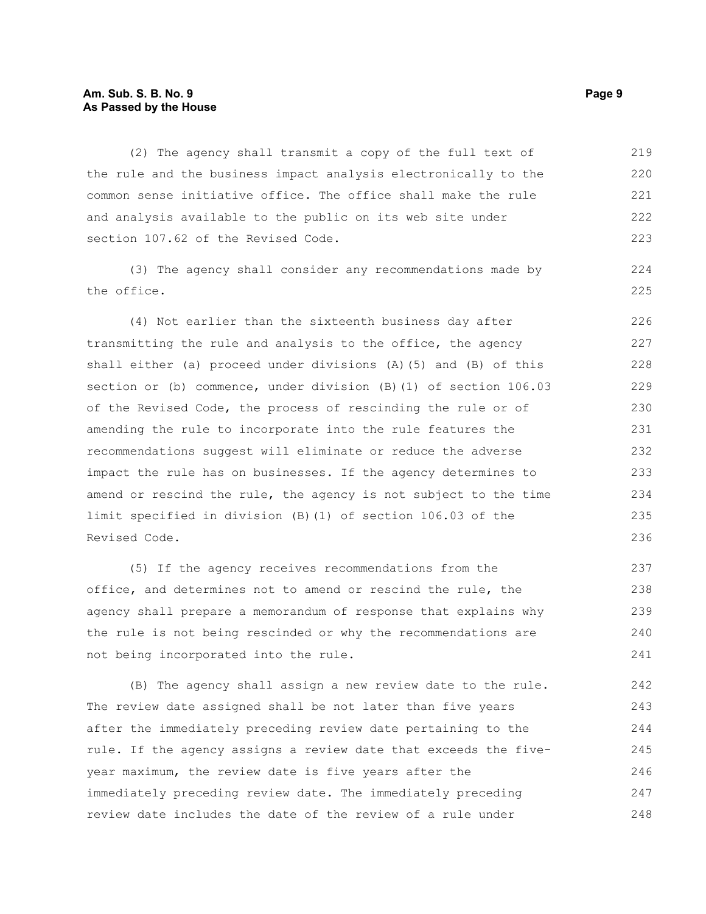(2) The agency shall transmit a copy of the full text of the rule and the business impact analysis electronically to the common sense initiative office. The office shall make the rule and analysis available to the public on its web site under section 107.62 of the Revised Code.

(3) The agency shall consider any recommendations made by the office.

(4) Not earlier than the sixteenth business day after transmitting the rule and analysis to the office, the agency shall either (a) proceed under divisions (A)(5) and (B) of this section or (b) commence, under division (B)(1) of section 106.03 of the Revised Code, the process of rescinding the rule or of amending the rule to incorporate into the rule features the recommendations suggest will eliminate or reduce the adverse impact the rule has on businesses. If the agency determines to amend or rescind the rule, the agency is not subject to the time limit specified in division (B)(1) of section 106.03 of the Revised Code.

(5) If the agency receives recommendations from the office, and determines not to amend or rescind the rule, the agency shall prepare a memorandum of response that explains why the rule is not being rescinded or why the recommendations are not being incorporated into the rule.

(B) The agency shall assign a new review date to the rule. The review date assigned shall be not later than five years after the immediately preceding review date pertaining to the rule. If the agency assigns a review date that exceeds the five-year maximum, the review date is five years after the immediately preceding review date. The immediately preceding review date includes the date of the review of a rule under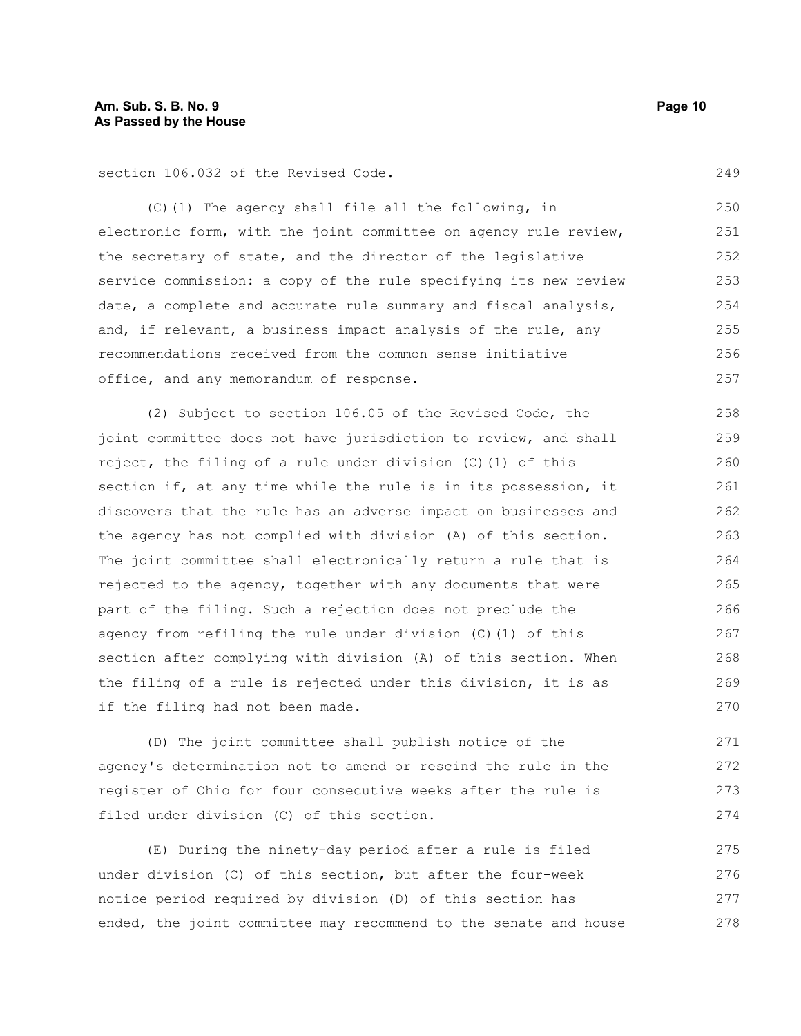section 106.032 of the Revised Code.

(C)(1) The agency shall file all the following, in electronic form, with the joint committee on agency rule review, the secretary of state, and the director of the legislative service commission: a copy of the rule specifying its new review date, a complete and accurate rule summary and fiscal analysis, and, if relevant, a business impact analysis of the rule, any recommendations received from the common sense initiative office, and any memorandum of response.

(2) Subject to section 106.05 of the Revised Code, the joint committee does not have jurisdiction to review, and shall reject, the filing of a rule under division (C)(1) of this section if, at any time while the rule is in its possession, it discovers that the rule has an adverse impact on businesses and the agency has not complied with division (A) of this section. The joint committee shall electronically return a rule that is rejected to the agency, together with any documents that were part of the filing. Such a rejection does not preclude the agency from refiling the rule under division (C)(1) of this section after complying with division (A) of this section. When the filing of a rule is rejected under this division, it is as if the filing had not been made.

(D) The joint committee shall publish notice of the agency's determination not to amend or rescind the rule in the register of Ohio for four consecutive weeks after the rule is filed under division (C) of this section.

(E) During the ninety-day period after a rule is filed under division (C) of this section, but after the four-week notice period required by division (D) of this section has ended, the joint committee may recommend to the senate and house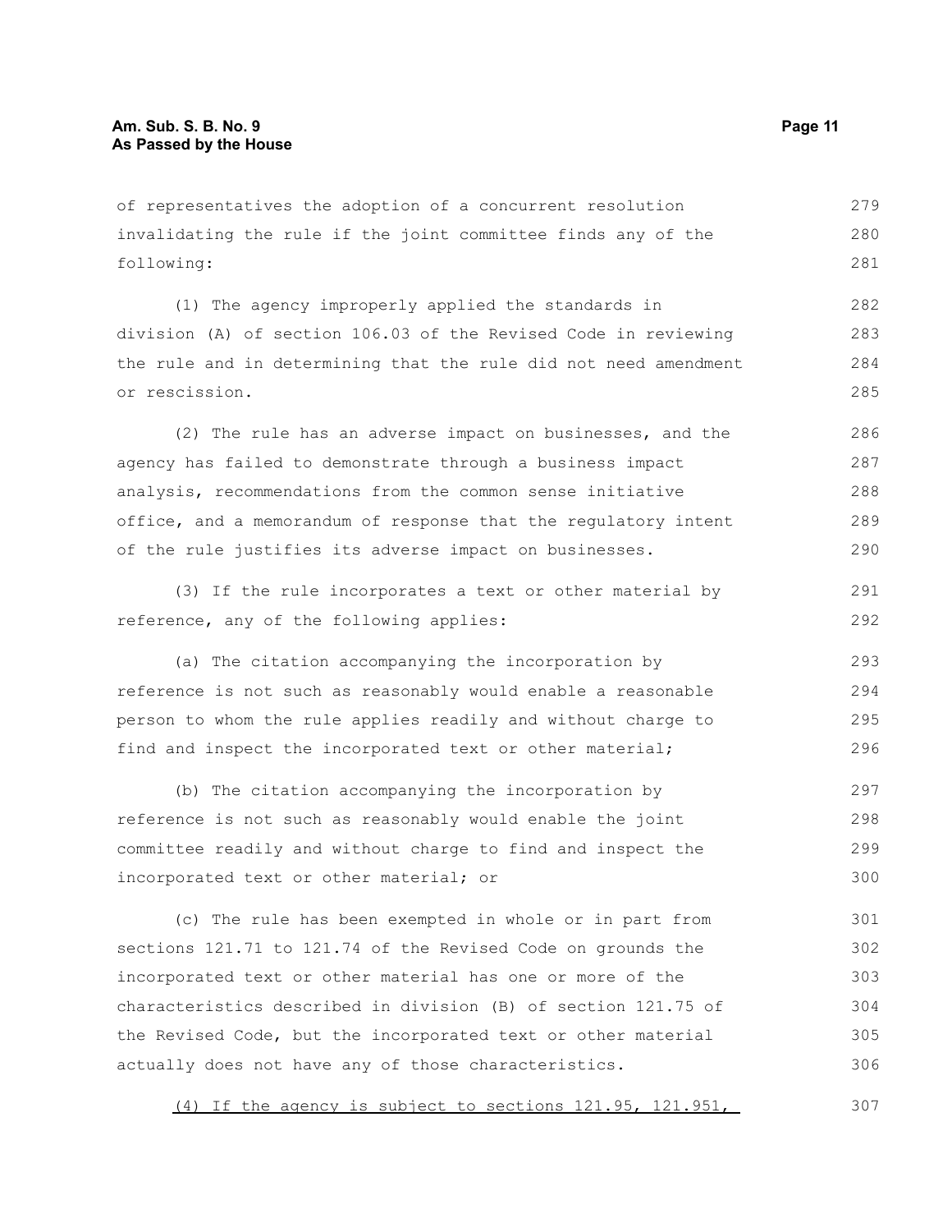of representatives the adoption of a concurrent resolution invalidating the rule if the joint committee finds any of the following:

(1) The agency improperly applied the standards in division (A) of section 106.03 of the Revised Code in reviewing the rule and in determining that the rule did not need amendment or rescission.

(2) The rule has an adverse impact on businesses, and the agency has failed to demonstrate through a business impact analysis, recommendations from the common sense initiative office, and a memorandum of response that the regulatory intent of the rule justifies its adverse impact on businesses.

(3) If the rule incorporates a text or other material by reference, any of the following applies:

(a) The citation accompanying the incorporation by reference is not such as reasonably would enable a reasonable person to whom the rule applies readily and without charge to find and inspect the incorporated text or other material;

(b) The citation accompanying the incorporation by reference is not such as reasonably would enable the joint committee readily and without charge to find and inspect the incorporated text or other material; or

(c) The rule has been exempted in whole or in part from sections 121.71 to 121.74 of the Revised Code on grounds the incorporated text or other material has one or more of the characteristics described in division (B) of section 121.75 of the Revised Code, but the incorporated text or other material actually does not have any of those characteristics.

(4) If the agency is subject to sections 121.95, 121.951,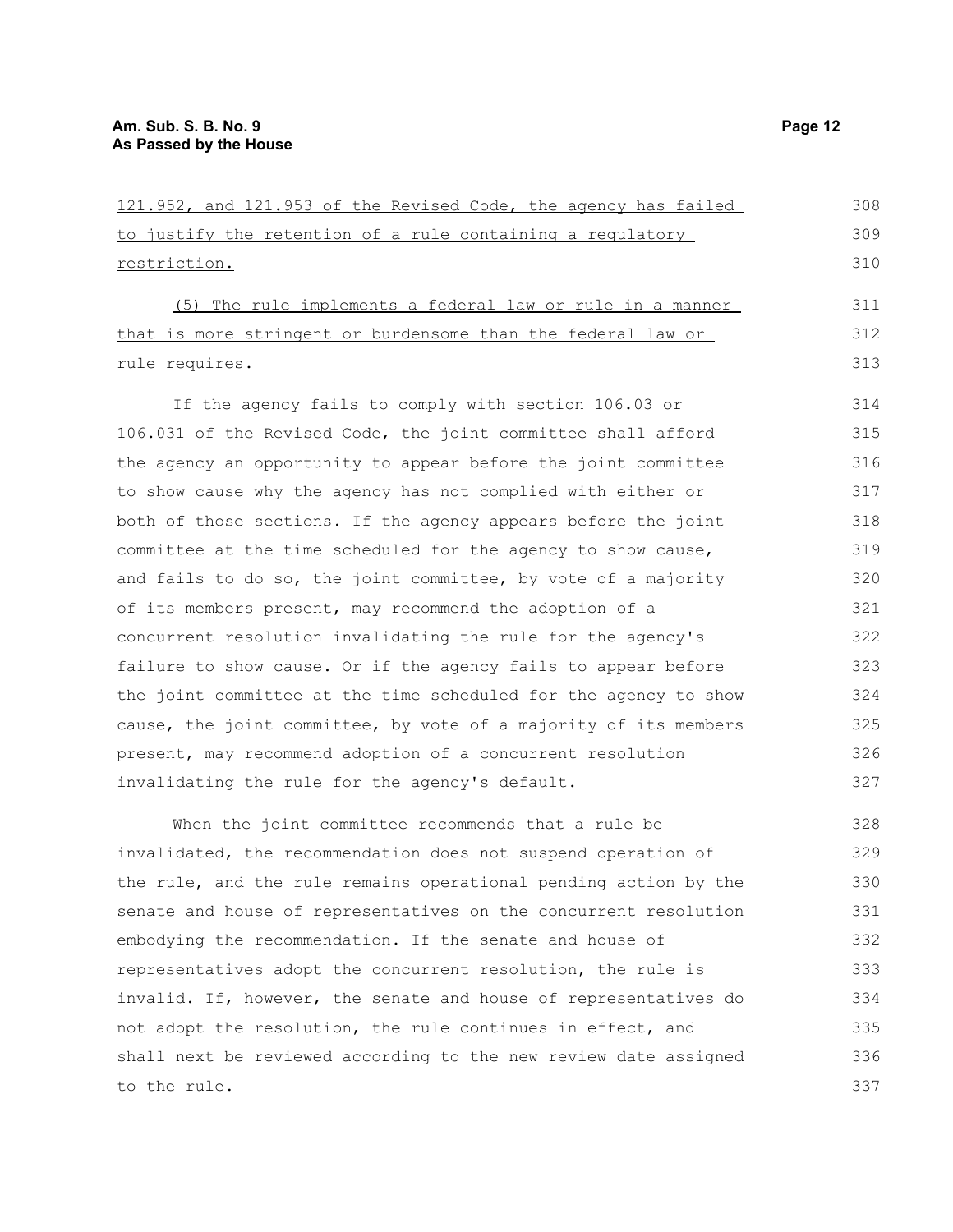121.952, and 121.953 of the Revised Code, the agency has failed to justify the retention of a rule containing a regulatory restriction.

(5) The rule implements a federal law or rule in a manner that is more stringent or burdensome than the federal law or rule requires.

If the agency fails to comply with section 106.03 or 106.031 of the Revised Code, the joint committee shall afford the agency an opportunity to appear before the joint committee to show cause why the agency has not complied with either or both of those sections. If the agency appears before the joint committee at the time scheduled for the agency to show cause, and fails to do so, the joint committee, by vote of a majority of its members present, may recommend the adoption of a concurrent resolution invalidating the rule for the agency's failure to show cause. Or if the agency fails to appear before the joint committee at the time scheduled for the agency to show cause, the joint committee, by vote of a majority of its members present, may recommend adoption of a concurrent resolution invalidating the rule for the agency's default.

When the joint committee recommends that a rule be invalidated, the recommendation does not suspend operation of the rule, and the rule remains operational pending action by the senate and house of representatives on the concurrent resolution embodying the recommendation. If the senate and house of representatives adopt the concurrent resolution, the rule is invalid. If, however, the senate and house of representatives do not adopt the resolution, the rule continues in effect, and shall next be reviewed according to the new review date assigned to the rule.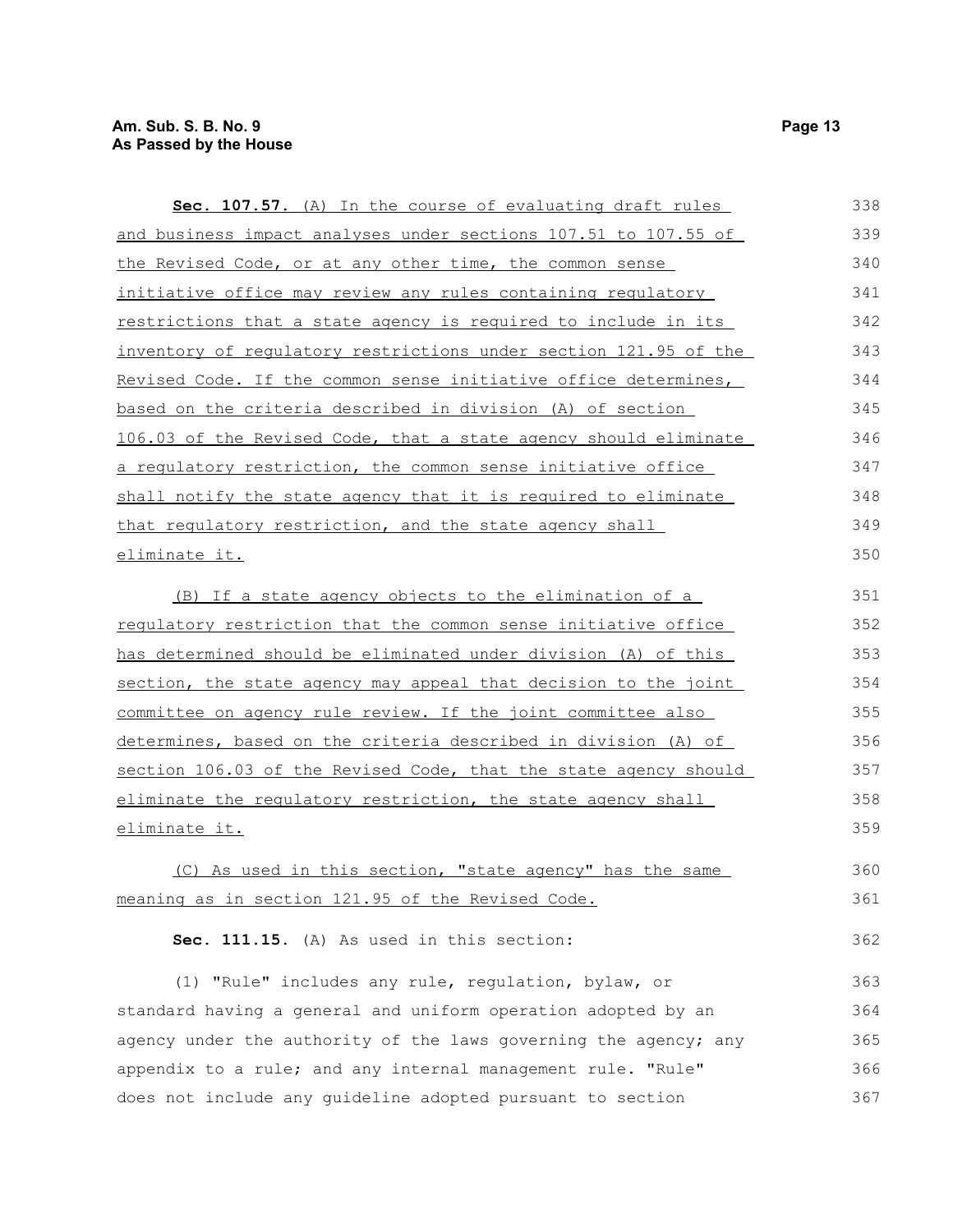**Sec. 107.57.** (A) In the course of evaluating draft rules and business impact analyses under sections 107.51 to 107.55 of the Revised Code, or at any other time, the common sense initiative office may review any rules containing regulatory restrictions that a state agency is required to include in its inventory of regulatory restrictions under section 121.95 of the Revised Code. If the common sense initiative office determines, based on the criteria described in division (A) of section 106.03 of the Revised Code, that a state agency should eliminate a regulatory restriction, the common sense initiative office shall notify the state agency that it is required to eliminate that regulatory restriction, and the state agency shall eliminate it.

(B) If a state agency objects to the elimination of a regulatory restriction that the common sense initiative office has determined should be eliminated under division (A) of this section, the state agency may appeal that decision to the joint committee on agency rule review. If the joint committee also determines, based on the criteria described in division (A) of section 106.03 of the Revised Code, that the state agency should eliminate the regulatory restriction, the state agency shall eliminate it.

(C) As used in this section, "state agency" has the same meaning as in section 121.95 of the Revised Code.

**Sec. 111.15.** (A) As used in this section:

(1) "Rule" includes any rule, regulation, bylaw, or standard having a general and uniform operation adopted by an agency under the authority of the laws governing the agency; any appendix to a rule; and any internal management rule. "Rule" does not include any guideline adopted pursuant to section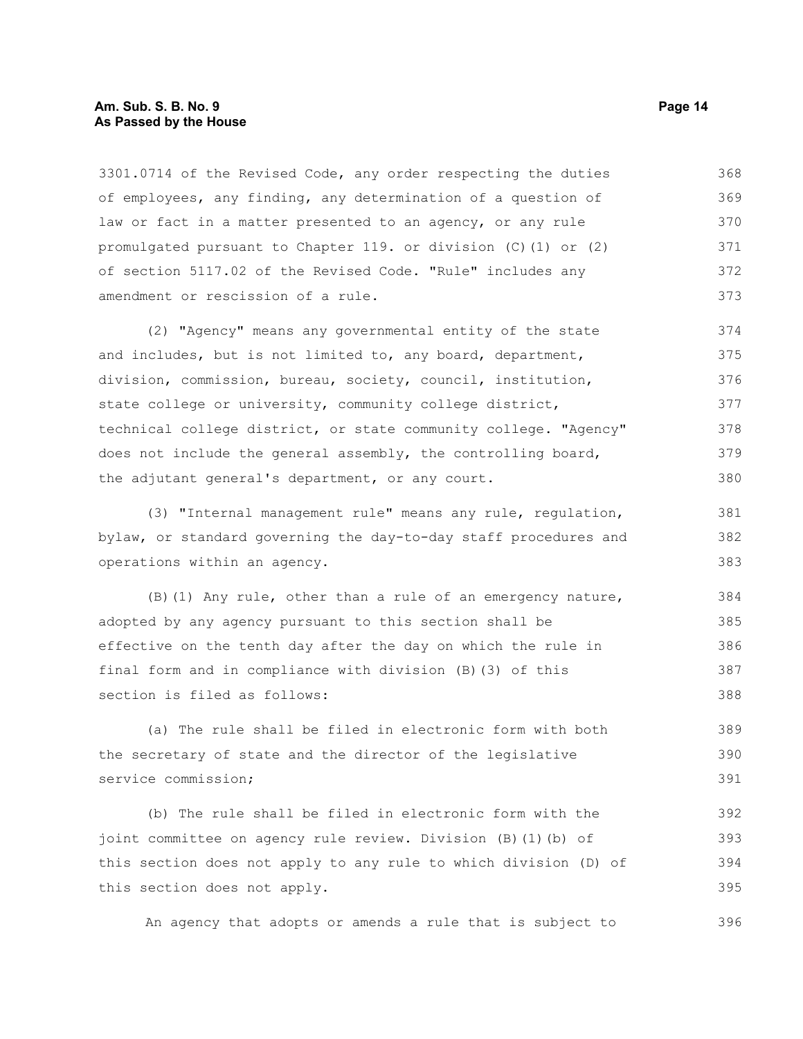3301.0714 of the Revised Code, any order respecting the duties of employees, any finding, any determination of a question of law or fact in a matter presented to an agency, or any rule promulgated pursuant to Chapter 119. or division (C)(1) or (2) of section 5117.02 of the Revised Code. "Rule" includes any amendment or rescission of a rule.

(2) "Agency" means any governmental entity of the state and includes, but is not limited to, any board, department, division, commission, bureau, society, council, institution, state college or university, community college district, technical college district, or state community college. "Agency" does not include the general assembly, the controlling board, the adjutant general's department, or any court.

(3) "Internal management rule" means any rule, regulation, bylaw, or standard governing the day-to-day staff procedures and operations within an agency.

(B)(1) Any rule, other than a rule of an emergency nature, adopted by any agency pursuant to this section shall be effective on the tenth day after the day on which the rule in final form and in compliance with division (B)(3) of this section is filed as follows:

(a) The rule shall be filed in electronic form with both the secretary of state and the director of the legislative service commission;

(b) The rule shall be filed in electronic form with the joint committee on agency rule review. Division (B)(1)(b) of this section does not apply to any rule to which division (D) of this section does not apply.

An agency that adopts or amends a rule that is subject to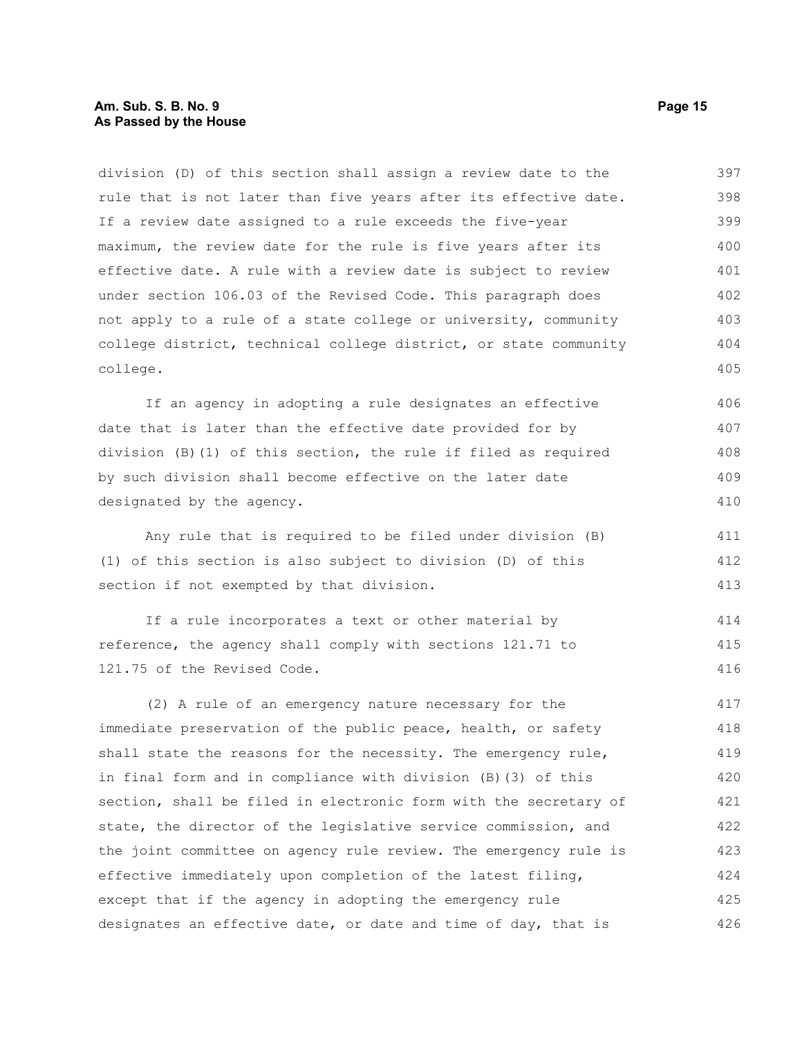division (D) of this section shall assign a review date to the rule that is not later than five years after its effective date. If a review date assigned to a rule exceeds the five-year maximum, the review date for the rule is five years after its effective date. A rule with a review date is subject to review under section 106.03 of the Revised Code. This paragraph does not apply to a rule of a state college or university, community college district, technical college district, or state community college.

If an agency in adopting a rule designates an effective date that is later than the effective date provided for by division (B)(1) of this section, the rule if filed as required by such division shall become effective on the later date designated by the agency.

Any rule that is required to be filed under division (B)(1) of this section is also subject to division (D) of this section if not exempted by that division.

If a rule incorporates a text or other material by reference, the agency shall comply with sections 121.71 to 121.75 of the Revised Code.

(2) A rule of an emergency nature necessary for the immediate preservation of the public peace, health, or safety shall state the reasons for the necessity. The emergency rule, in final form and in compliance with division (B)(3) of this section, shall be filed in electronic form with the secretary of state, the director of the legislative service commission, and the joint committee on agency rule review. The emergency rule is effective immediately upon completion of the latest filing, except that if the agency in adopting the emergency rule designates an effective date, or date and time of day, that is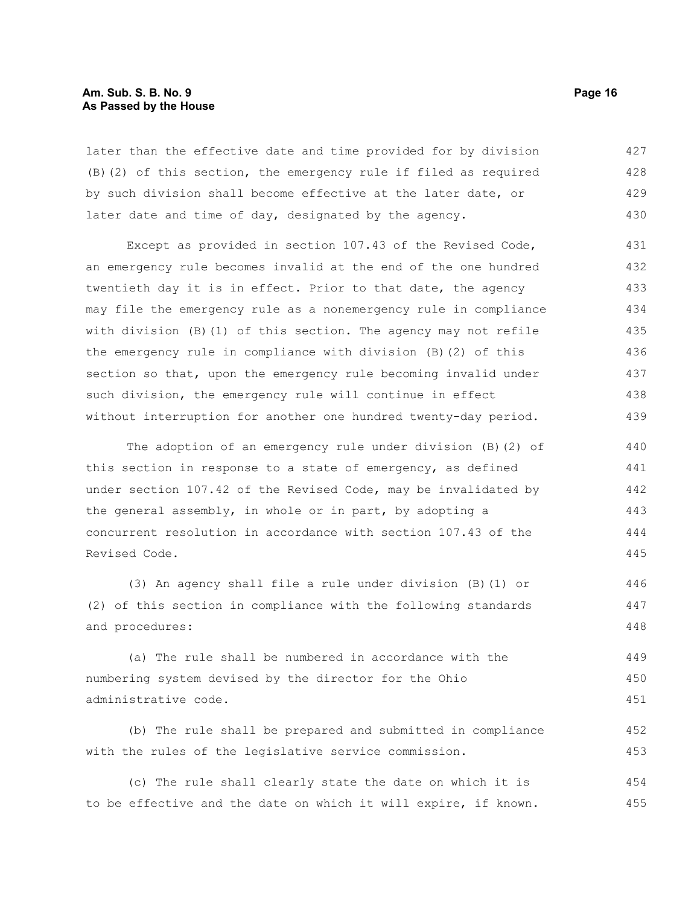later than the effective date and time provided for by division (B)(2) of this section, the emergency rule if filed as required by such division shall become effective at the later date, or later date and time of day, designated by the agency.

Except as provided in section 107.43 of the Revised Code, an emergency rule becomes invalid at the end of the one hundred twentieth day it is in effect. Prior to that date, the agency may file the emergency rule as a nonemergency rule in compliance with division (B)(1) of this section. The agency may not refile the emergency rule in compliance with division (B)(2) of this section so that, upon the emergency rule becoming invalid under such division, the emergency rule will continue in effect without interruption for another one hundred twenty-day period.

The adoption of an emergency rule under division (B)(2) of this section in response to a state of emergency, as defined under section 107.42 of the Revised Code, may be invalidated by the general assembly, in whole or in part, by adopting a concurrent resolution in accordance with section 107.43 of the Revised Code.

(3) An agency shall file a rule under division (B)(1) or (2) of this section in compliance with the following standards and procedures:

(a) The rule shall be numbered in accordance with the numbering system devised by the director for the Ohio administrative code.

(b) The rule shall be prepared and submitted in compliance with the rules of the legislative service commission.

(c) The rule shall clearly state the date on which it is to be effective and the date on which it will expire, if known.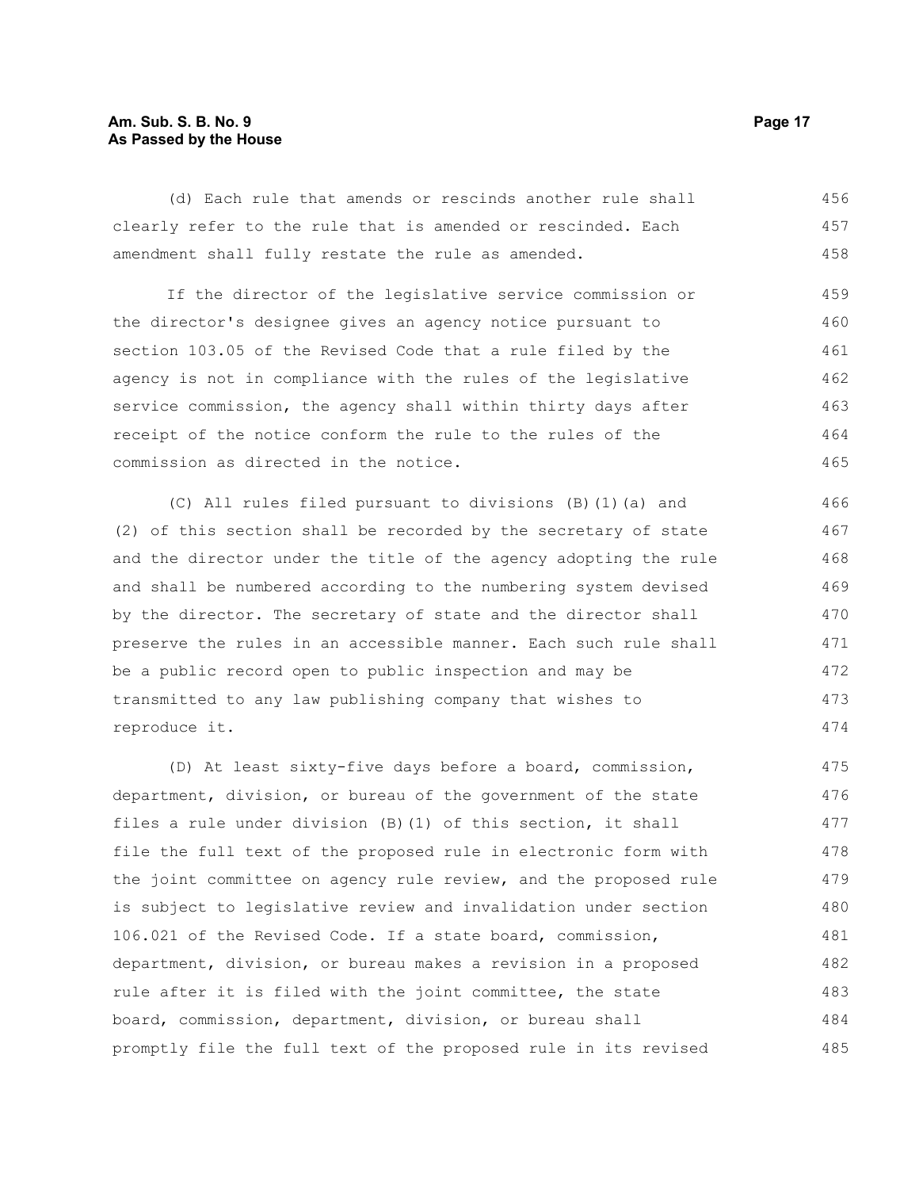(d) Each rule that amends or rescinds another rule shall clearly refer to the rule that is amended or rescinded. Each amendment shall fully restate the rule as amended.

If the director of the legislative service commission or the director's designee gives an agency notice pursuant to section 103.05 of the Revised Code that a rule filed by the agency is not in compliance with the rules of the legislative service commission, the agency shall within thirty days after receipt of the notice conform the rule to the rules of the commission as directed in the notice.

(C) All rules filed pursuant to divisions (B)(1)(a) and (2) of this section shall be recorded by the secretary of state and the director under the title of the agency adopting the rule and shall be numbered according to the numbering system devised by the director. The secretary of state and the director shall preserve the rules in an accessible manner. Each such rule shall be a public record open to public inspection and may be transmitted to any law publishing company that wishes to reproduce it.

(D) At least sixty-five days before a board, commission, department, division, or bureau of the government of the state files a rule under division (B)(1) of this section, it shall file the full text of the proposed rule in electronic form with the joint committee on agency rule review, and the proposed rule is subject to legislative review and invalidation under section 106.021 of the Revised Code. If a state board, commission, department, division, or bureau makes a revision in a proposed rule after it is filed with the joint committee, the state board, commission, department, division, or bureau shall promptly file the full text of the proposed rule in its revised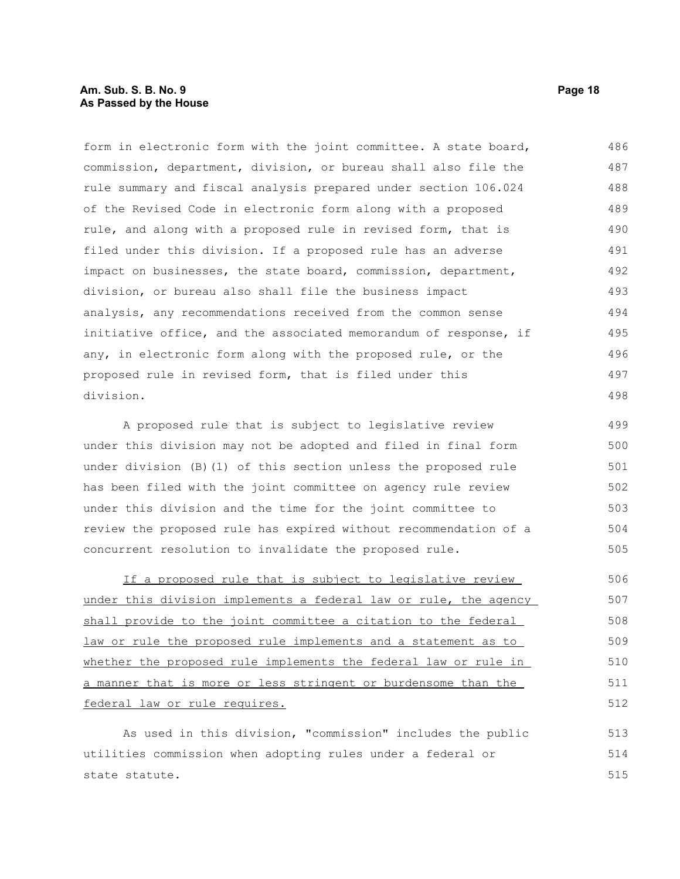form in electronic form with the joint committee. A state board, commission, department, division, or bureau shall also file the rule summary and fiscal analysis prepared under section 106.024 of the Revised Code in electronic form along with a proposed rule, and along with a proposed rule in revised form, that is filed under this division. If a proposed rule has an adverse impact on businesses, the state board, commission, department, division, or bureau also shall file the business impact analysis, any recommendations received from the common sense initiative office, and the associated memorandum of response, if any, in electronic form along with the proposed rule, or the proposed rule in revised form, that is filed under this division.

A proposed rule that is subject to legislative review under this division may not be adopted and filed in final form under division (B)(1) of this section unless the proposed rule has been filed with the joint committee on agency rule review under this division and the time for the joint committee to review the proposed rule has expired without recommendation of a concurrent resolution to invalidate the proposed rule.

<u>If a proposed rule that is subject to legislative review under this division implements a federal law or rule, the agency shall provide to the joint committee a citation to the federal law or rule the proposed rule implements and a statement as to whether the proposed rule implements the federal law or rule in a manner that is more or less stringent or burdensome than the federal law or rule requires.</u>

As used in this division, "commission" includes the public utilities commission when adopting rules under a federal or state statute.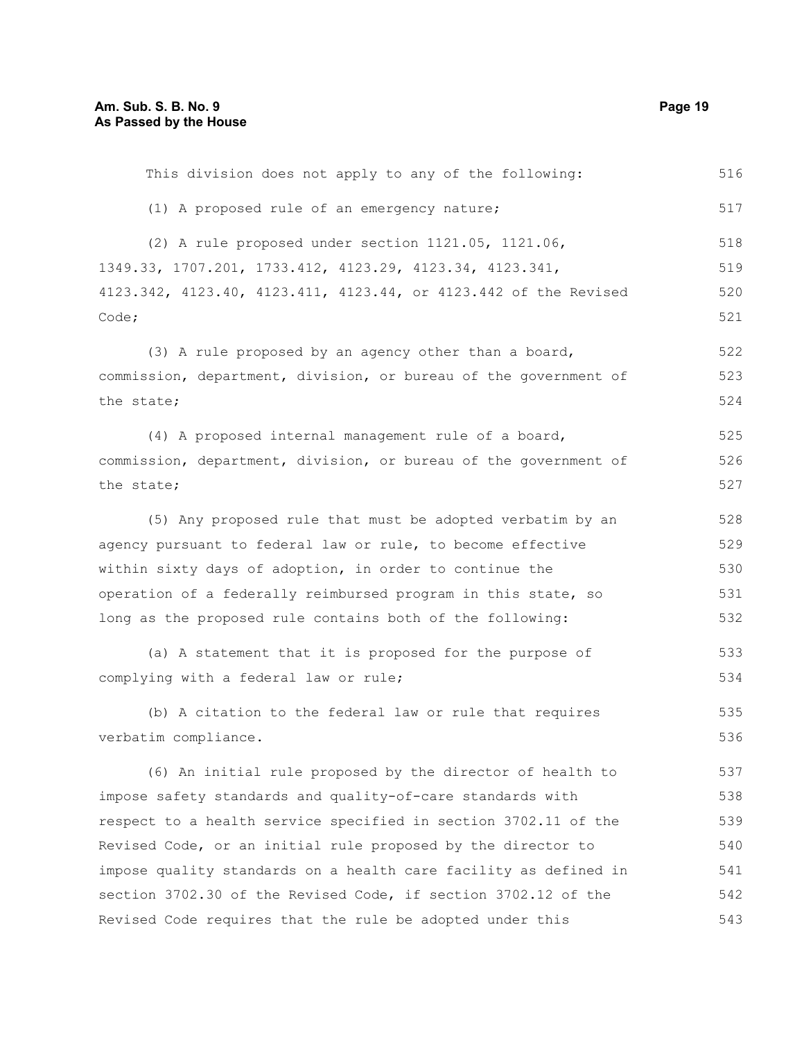This division does not apply to any of the following:

(1) A proposed rule of an emergency nature;

(2) A rule proposed under section 1121.05, 1121.06, 1349.33, 1707.201, 1733.412, 4123.29, 4123.34, 4123.341, 4123.342, 4123.40, 4123.411, 4123.44, or 4123.442 of the Revised Code;

(3) A rule proposed by an agency other than a board, commission, department, division, or bureau of the government of the state;

(4) A proposed internal management rule of a board, commission, department, division, or bureau of the government of the state;

(5) Any proposed rule that must be adopted verbatim by an agency pursuant to federal law or rule, to become effective within sixty days of adoption, in order to continue the operation of a federally reimbursed program in this state, so long as the proposed rule contains both of the following:

(a) A statement that it is proposed for the purpose of complying with a federal law or rule;

(b) A citation to the federal law or rule that requires verbatim compliance.

(6) An initial rule proposed by the director of health to impose safety standards and quality-of-care standards with respect to a health service specified in section 3702.11 of the Revised Code, or an initial rule proposed by the director to impose quality standards on a health care facility as defined in section 3702.30 of the Revised Code, if section 3702.12 of the Revised Code requires that the rule be adopted under this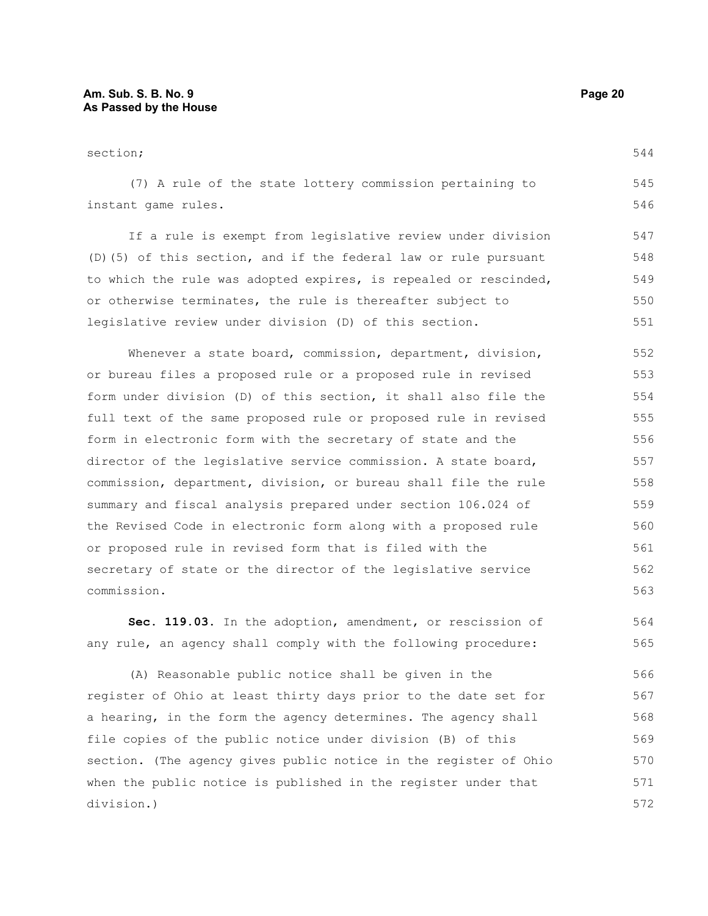section;

(7) A rule of the state lottery commission pertaining to instant game rules.

If a rule is exempt from legislative review under division (D)(5) of this section, and if the federal law or rule pursuant to which the rule was adopted expires, is repealed or rescinded, or otherwise terminates, the rule is thereafter subject to legislative review under division (D) of this section.

Whenever a state board, commission, department, division, or bureau files a proposed rule or a proposed rule in revised form under division (D) of this section, it shall also file the full text of the same proposed rule or proposed rule in revised form in electronic form with the secretary of state and the director of the legislative service commission. A state board, commission, department, division, or bureau shall file the rule summary and fiscal analysis prepared under section 106.024 of the Revised Code in electronic form along with a proposed rule or proposed rule in revised form that is filed with the secretary of state or the director of the legislative service commission.

**Sec. 119.03.** In the adoption, amendment, or rescission of any rule, an agency shall comply with the following procedure:

(A) Reasonable public notice shall be given in the register of Ohio at least thirty days prior to the date set for a hearing, in the form the agency determines. The agency shall file copies of the public notice under division (B) of this section. (The agency gives public notice in the register of Ohio when the public notice is published in the register under that division.)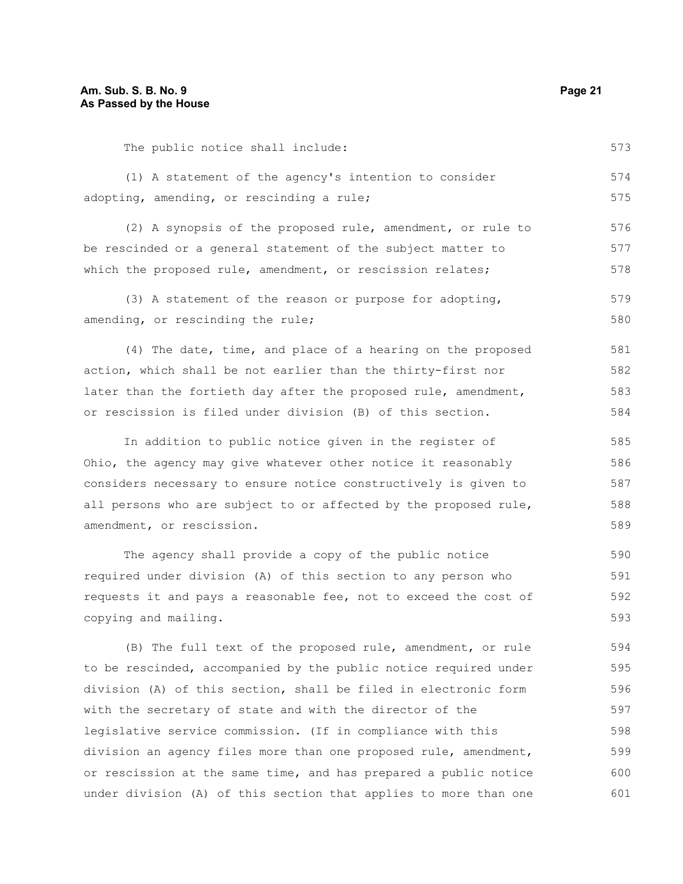The public notice shall include:

(1) A statement of the agency's intention to consider adopting, amending, or rescinding a rule;

(2) A synopsis of the proposed rule, amendment, or rule to be rescinded or a general statement of the subject matter to which the proposed rule, amendment, or rescission relates;

(3) A statement of the reason or purpose for adopting, amending, or rescinding the rule;

(4) The date, time, and place of a hearing on the proposed action, which shall be not earlier than the thirty-first nor later than the fortieth day after the proposed rule, amendment, or rescission is filed under division (B) of this section.

In addition to public notice given in the register of Ohio, the agency may give whatever other notice it reasonably considers necessary to ensure notice constructively is given to all persons who are subject to or affected by the proposed rule, amendment, or rescission.

The agency shall provide a copy of the public notice required under division (A) of this section to any person who requests it and pays a reasonable fee, not to exceed the cost of copying and mailing.

(B) The full text of the proposed rule, amendment, or rule to be rescinded, accompanied by the public notice required under division (A) of this section, shall be filed in electronic form with the secretary of state and with the director of the legislative service commission. (If in compliance with this division an agency files more than one proposed rule, amendment, or rescission at the same time, and has prepared a public notice under division (A) of this section that applies to more than one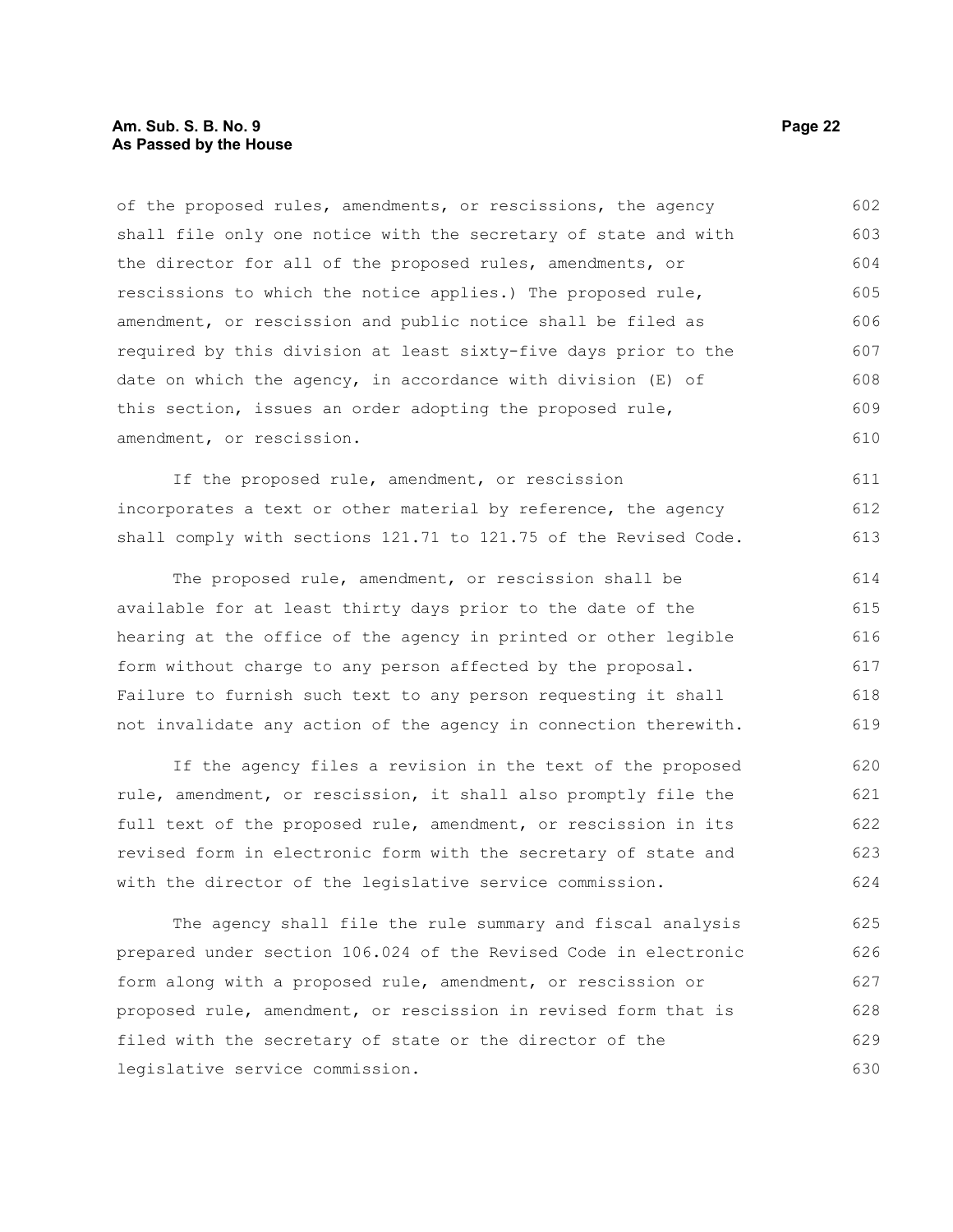of the proposed rules, amendments, or rescissions, the agency shall file only one notice with the secretary of state and with the director for all of the proposed rules, amendments, or rescissions to which the notice applies.) The proposed rule, amendment, or rescission and public notice shall be filed as required by this division at least sixty-five days prior to the date on which the agency, in accordance with division (E) of this section, issues an order adopting the proposed rule, amendment, or rescission.

If the proposed rule, amendment, or rescission incorporates a text or other material by reference, the agency shall comply with sections 121.71 to 121.75 of the Revised Code.

The proposed rule, amendment, or rescission shall be available for at least thirty days prior to the date of the hearing at the office of the agency in printed or other legible form without charge to any person affected by the proposal. Failure to furnish such text to any person requesting it shall not invalidate any action of the agency in connection therewith.

If the agency files a revision in the text of the proposed rule, amendment, or rescission, it shall also promptly file the full text of the proposed rule, amendment, or rescission in its revised form in electronic form with the secretary of state and with the director of the legislative service commission.

The agency shall file the rule summary and fiscal analysis prepared under section 106.024 of the Revised Code in electronic form along with a proposed rule, amendment, or rescission or proposed rule, amendment, or rescission in revised form that is filed with the secretary of state or the director of the legislative service commission.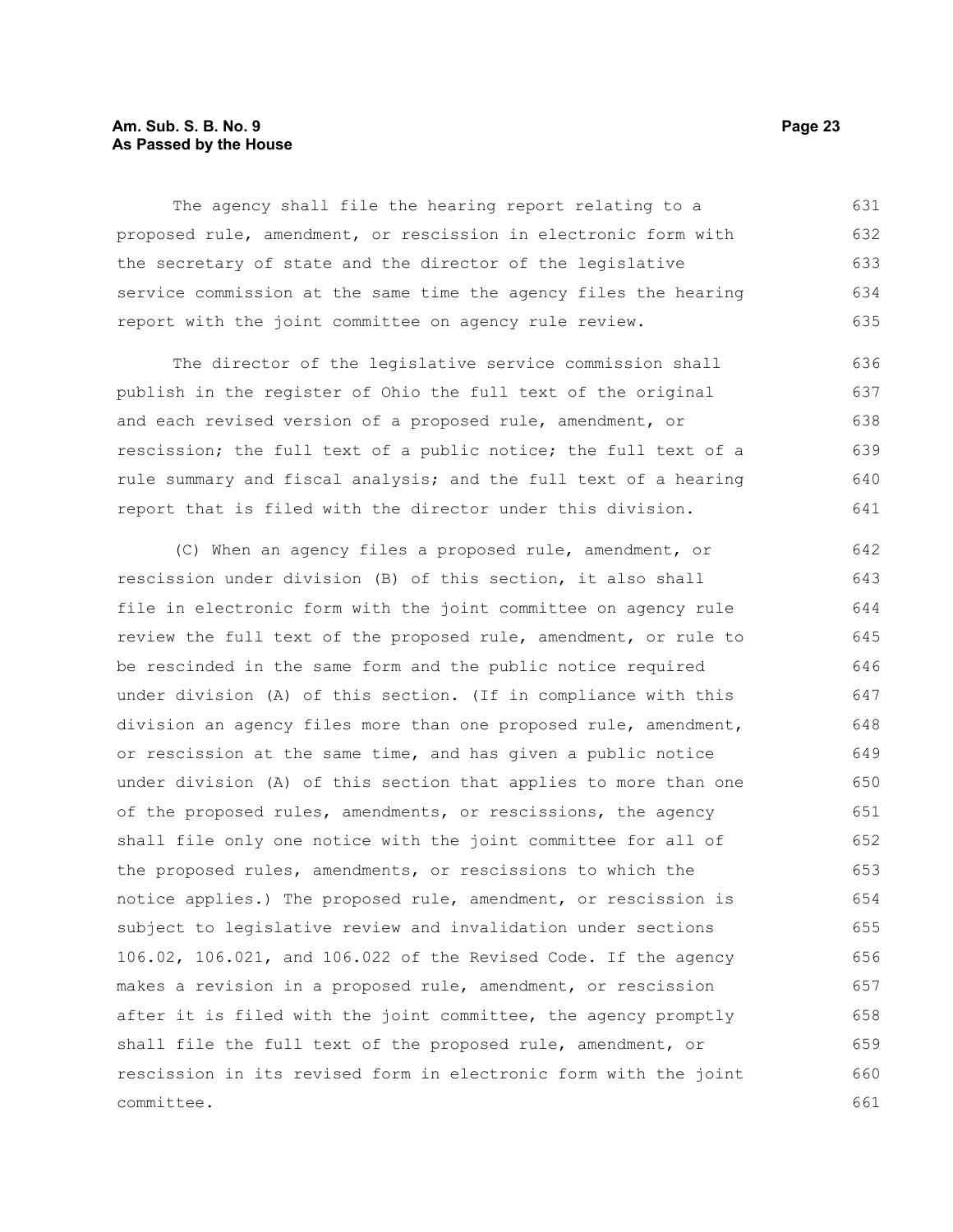The agency shall file the hearing report relating to a proposed rule, amendment, or rescission in electronic form with the secretary of state and the director of the legislative service commission at the same time the agency files the hearing report with the joint committee on agency rule review.

The director of the legislative service commission shall publish in the register of Ohio the full text of the original and each revised version of a proposed rule, amendment, or rescission; the full text of a public notice; the full text of a rule summary and fiscal analysis; and the full text of a hearing report that is filed with the director under this division.

(C) When an agency files a proposed rule, amendment, or rescission under division (B) of this section, it also shall file in electronic form with the joint committee on agency rule review the full text of the proposed rule, amendment, or rule to be rescinded in the same form and the public notice required under division (A) of this section. (If in compliance with this division an agency files more than one proposed rule, amendment, or rescission at the same time, and has given a public notice under division (A) of this section that applies to more than one of the proposed rules, amendments, or rescissions, the agency shall file only one notice with the joint committee for all of the proposed rules, amendments, or rescissions to which the notice applies.) The proposed rule, amendment, or rescission is subject to legislative review and invalidation under sections 106.02, 106.021, and 106.022 of the Revised Code. If the agency makes a revision in a proposed rule, amendment, or rescission after it is filed with the joint committee, the agency promptly shall file the full text of the proposed rule, amendment, or rescission in its revised form in electronic form with the joint committee.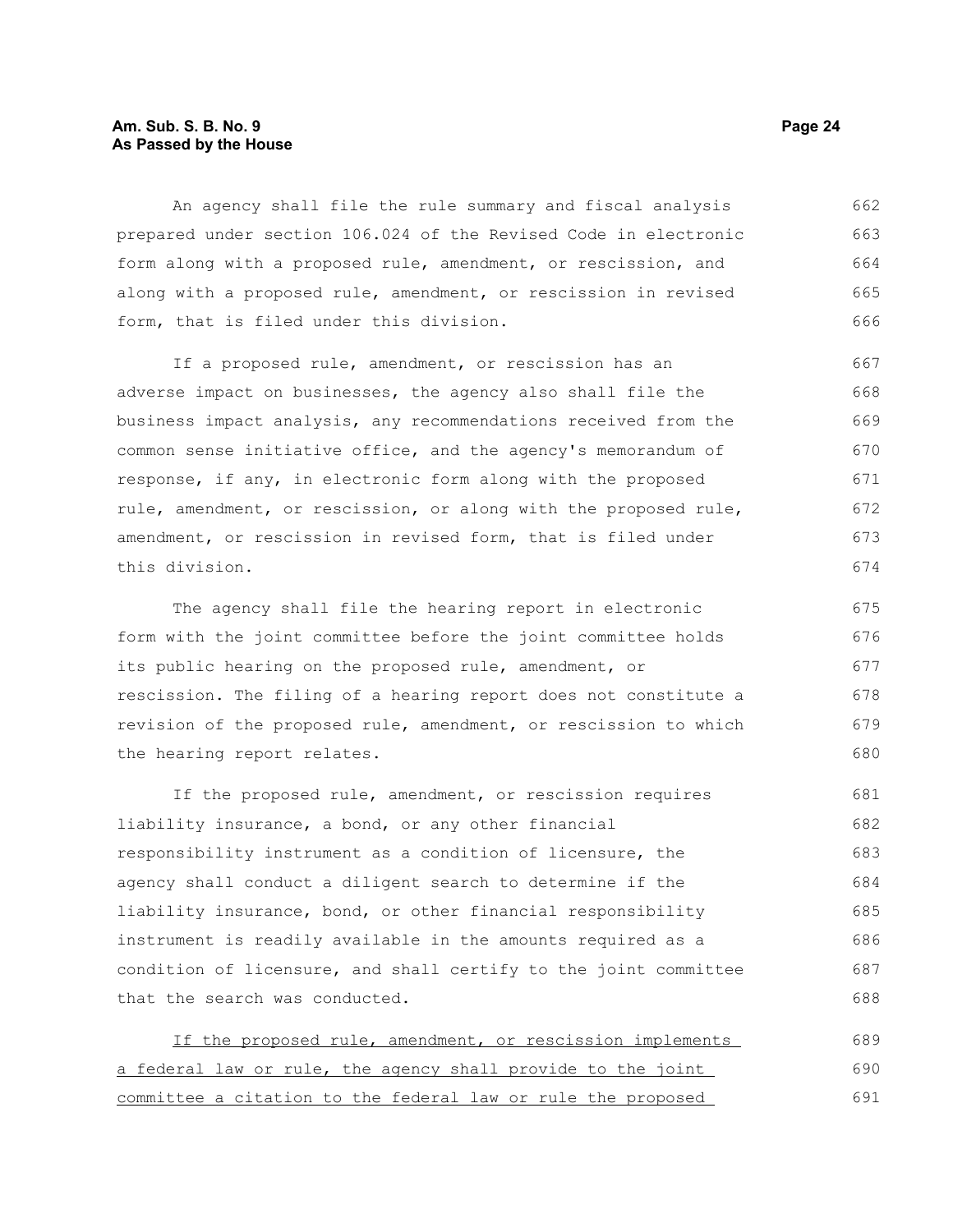An agency shall file the rule summary and fiscal analysis prepared under section 106.024 of the Revised Code in electronic form along with a proposed rule, amendment, or rescission, and along with a proposed rule, amendment, or rescission in revised form, that is filed under this division.

If a proposed rule, amendment, or rescission has an adverse impact on businesses, the agency also shall file the business impact analysis, any recommendations received from the common sense initiative office, and the agency's memorandum of response, if any, in electronic form along with the proposed rule, amendment, or rescission, or along with the proposed rule, amendment, or rescission in revised form, that is filed under this division.

The agency shall file the hearing report in electronic form with the joint committee before the joint committee holds its public hearing on the proposed rule, amendment, or rescission. The filing of a hearing report does not constitute a revision of the proposed rule, amendment, or rescission to which the hearing report relates.

If the proposed rule, amendment, or rescission requires liability insurance, a bond, or any other financial responsibility instrument as a condition of licensure, the agency shall conduct a diligent search to determine if the liability insurance, bond, or other financial responsibility instrument is readily available in the amounts required as a condition of licensure, and shall certify to the joint committee that the search was conducted.

<u>If the proposed rule, amendment, or rescission implements a federal law or rule, the agency shall provide to the joint committee a citation to the federal law or rule the proposed</u>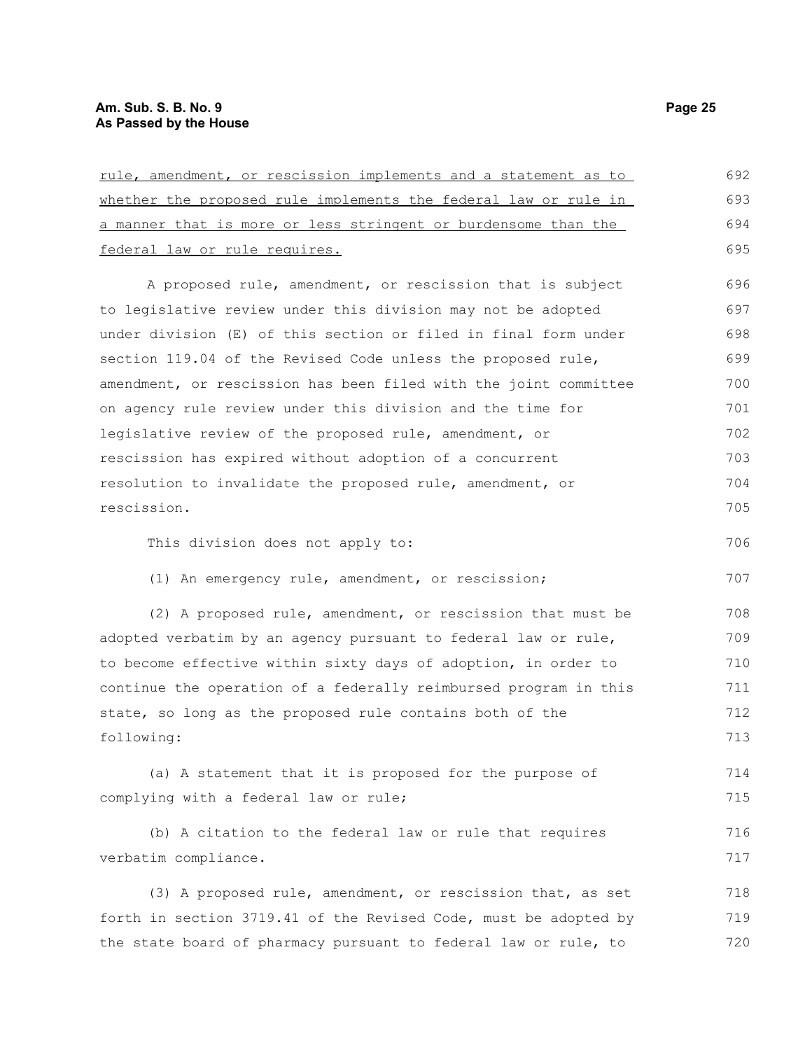rule, amendment, or rescission implements and a statement as to whether the proposed rule implements the federal law or rule in a manner that is more or less stringent or burdensome than the federal law or rule requires.

A proposed rule, amendment, or rescission that is subject to legislative review under this division may not be adopted under division (E) of this section or filed in final form under section 119.04 of the Revised Code unless the proposed rule, amendment, or rescission has been filed with the joint committee on agency rule review under this division and the time for legislative review of the proposed rule, amendment, or rescission has expired without adoption of a concurrent resolution to invalidate the proposed rule, amendment, or rescission.

This division does not apply to:

(1) An emergency rule, amendment, or rescission;

(2) A proposed rule, amendment, or rescission that must be adopted verbatim by an agency pursuant to federal law or rule, to become effective within sixty days of adoption, in order to continue the operation of a federally reimbursed program in this state, so long as the proposed rule contains both of the following:

(a) A statement that it is proposed for the purpose of complying with a federal law or rule;

(b) A citation to the federal law or rule that requires verbatim compliance.

(3) A proposed rule, amendment, or rescission that, as set forth in section 3719.41 of the Revised Code, must be adopted by the state board of pharmacy pursuant to federal law or rule, to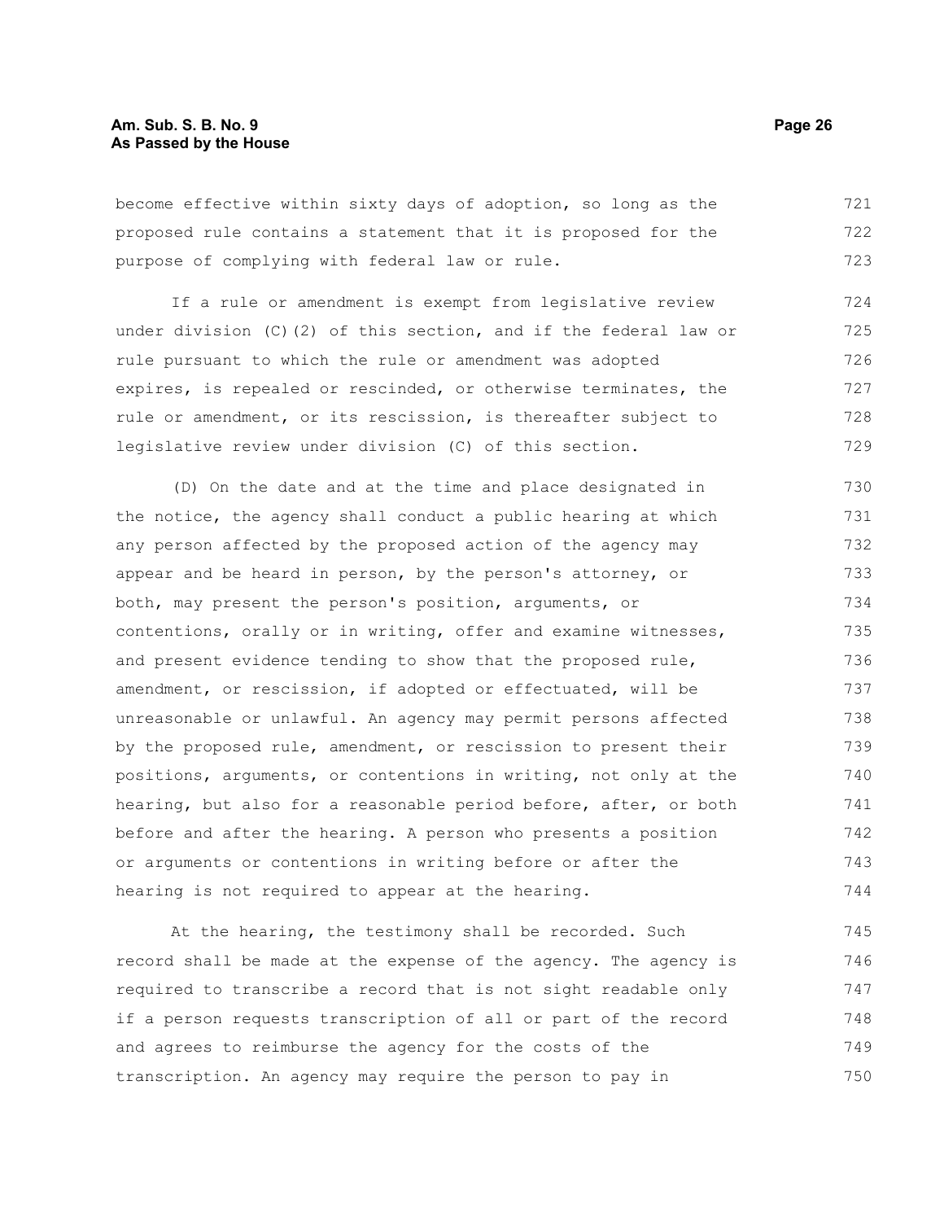become effective within sixty days of adoption, so long as the proposed rule contains a statement that it is proposed for the purpose of complying with federal law or rule.

If a rule or amendment is exempt from legislative review under division (C)(2) of this section, and if the federal law or rule pursuant to which the rule or amendment was adopted expires, is repealed or rescinded, or otherwise terminates, the rule or amendment, or its rescission, is thereafter subject to legislative review under division (C) of this section.

(D) On the date and at the time and place designated in the notice, the agency shall conduct a public hearing at which any person affected by the proposed action of the agency may appear and be heard in person, by the person's attorney, or both, may present the person's position, arguments, or contentions, orally or in writing, offer and examine witnesses, and present evidence tending to show that the proposed rule, amendment, or rescission, if adopted or effectuated, will be unreasonable or unlawful. An agency may permit persons affected by the proposed rule, amendment, or rescission to present their positions, arguments, or contentions in writing, not only at the hearing, but also for a reasonable period before, after, or both before and after the hearing. A person who presents a position or arguments or contentions in writing before or after the hearing is not required to appear at the hearing.

At the hearing, the testimony shall be recorded. Such record shall be made at the expense of the agency. The agency is required to transcribe a record that is not sight readable only if a person requests transcription of all or part of the record and agrees to reimburse the agency for the costs of the transcription. An agency may require the person to pay in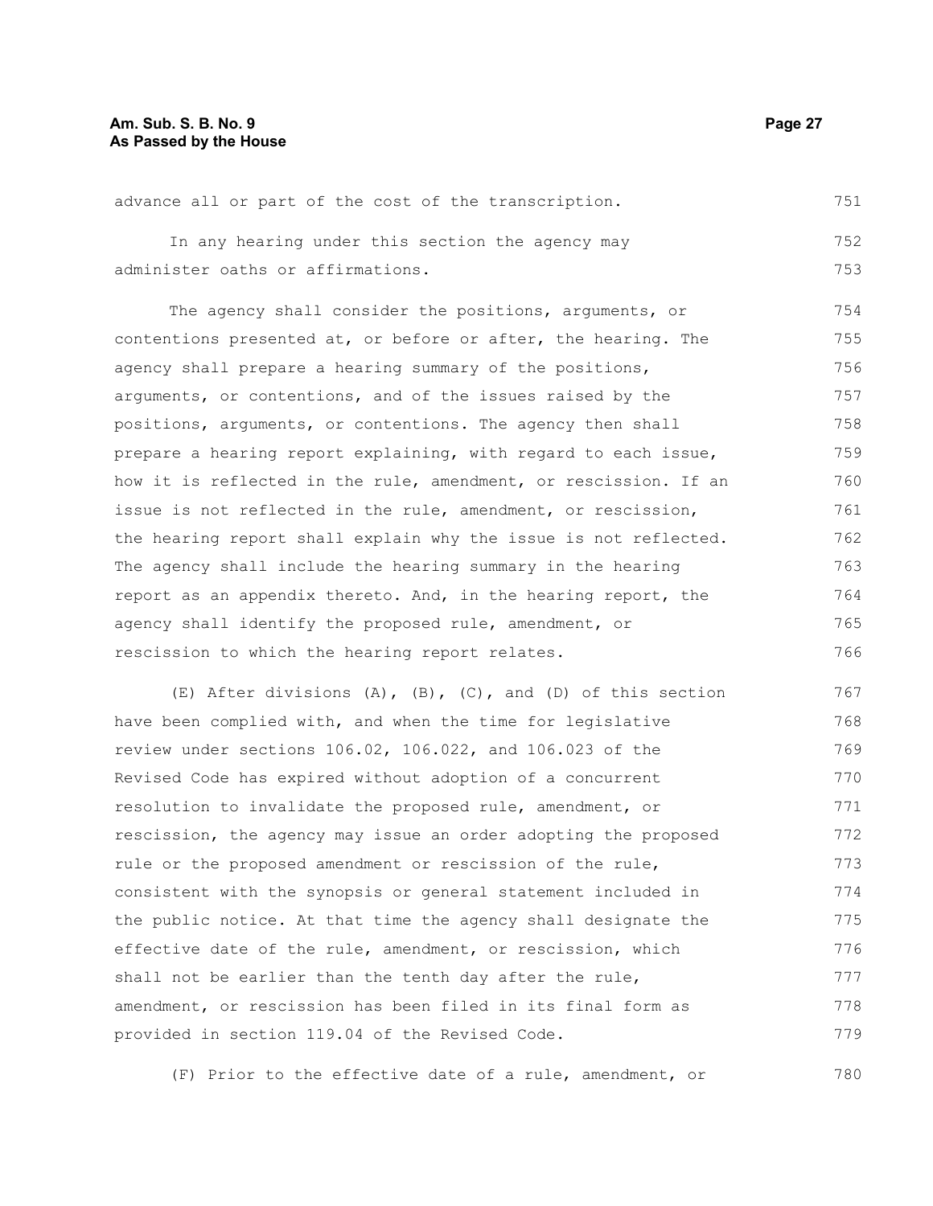advance all or part of the cost of the transcription.

In any hearing under this section the agency may administer oaths or affirmations.

The agency shall consider the positions, arguments, or contentions presented at, or before or after, the hearing. The agency shall prepare a hearing summary of the positions, arguments, or contentions, and of the issues raised by the positions, arguments, or contentions. The agency then shall prepare a hearing report explaining, with regard to each issue, how it is reflected in the rule, amendment, or rescission. If an issue is not reflected in the rule, amendment, or rescission, the hearing report shall explain why the issue is not reflected. The agency shall include the hearing summary in the hearing report as an appendix thereto. And, in the hearing report, the agency shall identify the proposed rule, amendment, or rescission to which the hearing report relates.

(E) After divisions (A), (B), (C), and (D) of this section have been complied with, and when the time for legislative review under sections 106.02, 106.022, and 106.023 of the Revised Code has expired without adoption of a concurrent resolution to invalidate the proposed rule, amendment, or rescission, the agency may issue an order adopting the proposed rule or the proposed amendment or rescission of the rule, consistent with the synopsis or general statement included in the public notice. At that time the agency shall designate the effective date of the rule, amendment, or rescission, which shall not be earlier than the tenth day after the rule, amendment, or rescission has been filed in its final form as provided in section 119.04 of the Revised Code.

(F) Prior to the effective date of a rule, amendment, or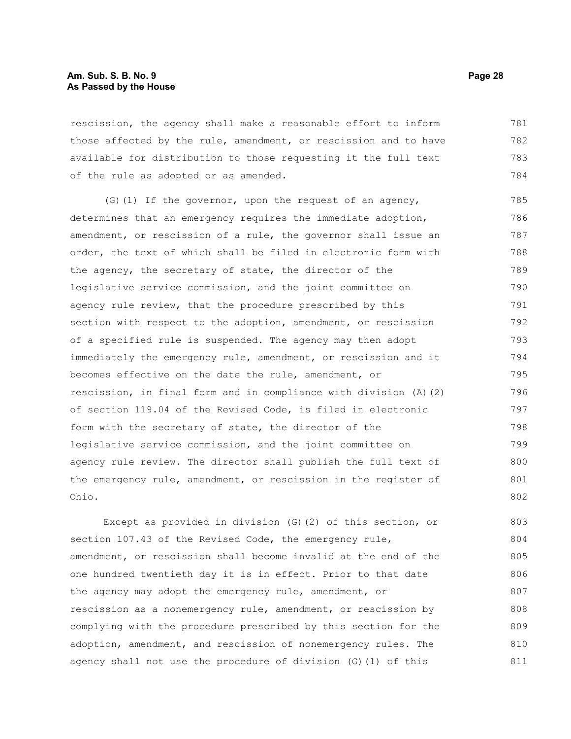rescission, the agency shall make a reasonable effort to inform those affected by the rule, amendment, or rescission and to have available for distribution to those requesting it the full text of the rule as adopted or as amended.

(G)(1) If the governor, upon the request of an agency, determines that an emergency requires the immediate adoption, amendment, or rescission of a rule, the governor shall issue an order, the text of which shall be filed in electronic form with the agency, the secretary of state, the director of the legislative service commission, and the joint committee on agency rule review, that the procedure prescribed by this section with respect to the adoption, amendment, or rescission of a specified rule is suspended. The agency may then adopt immediately the emergency rule, amendment, or rescission and it becomes effective on the date the rule, amendment, or rescission, in final form and in compliance with division (A)(2) of section 119.04 of the Revised Code, is filed in electronic form with the secretary of state, the director of the legislative service commission, and the joint committee on agency rule review. The director shall publish the full text of the emergency rule, amendment, or rescission in the register of Ohio.

Except as provided in division (G)(2) of this section, or section 107.43 of the Revised Code, the emergency rule, amendment, or rescission shall become invalid at the end of the one hundred twentieth day it is in effect. Prior to that date the agency may adopt the emergency rule, amendment, or rescission as a nonemergency rule, amendment, or rescission by complying with the procedure prescribed by this section for the adoption, amendment, and rescission of nonemergency rules. The agency shall not use the procedure of division (G)(1) of this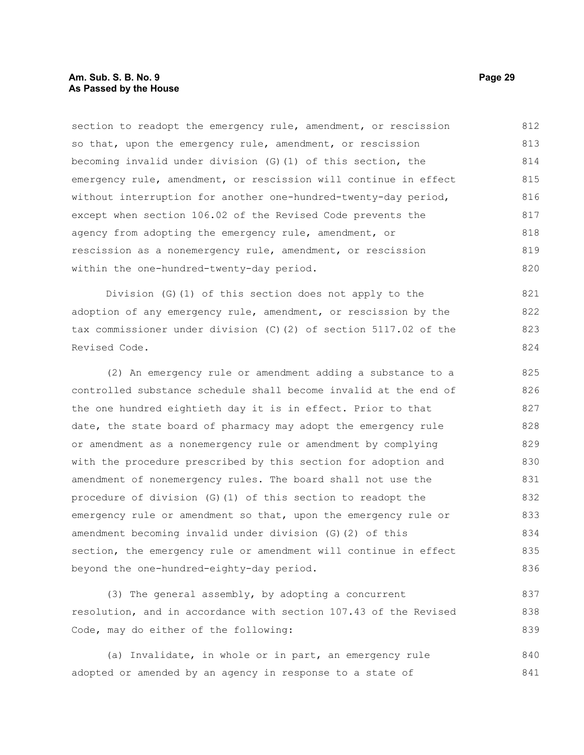section to readopt the emergency rule, amendment, or rescission so that, upon the emergency rule, amendment, or rescission becoming invalid under division (G)(1) of this section, the emergency rule, amendment, or rescission will continue in effect without interruption for another one-hundred-twenty-day period, except when section 106.02 of the Revised Code prevents the agency from adopting the emergency rule, amendment, or rescission as a nonemergency rule, amendment, or rescission within the one-hundred-twenty-day period.

Division (G)(1) of this section does not apply to the adoption of any emergency rule, amendment, or rescission by the tax commissioner under division (C)(2) of section 5117.02 of the Revised Code.

(2) An emergency rule or amendment adding a substance to a controlled substance schedule shall become invalid at the end of the one hundred eightieth day it is in effect. Prior to that date, the state board of pharmacy may adopt the emergency rule or amendment as a nonemergency rule or amendment by complying with the procedure prescribed by this section for adoption and amendment of nonemergency rules. The board shall not use the procedure of division (G)(1) of this section to readopt the emergency rule or amendment so that, upon the emergency rule or amendment becoming invalid under division (G)(2) of this section, the emergency rule or amendment will continue in effect beyond the one-hundred-eighty-day period.

(3) The general assembly, by adopting a concurrent resolution, and in accordance with section 107.43 of the Revised Code, may do either of the following:

(a) Invalidate, in whole or in part, an emergency rule adopted or amended by an agency in response to a state of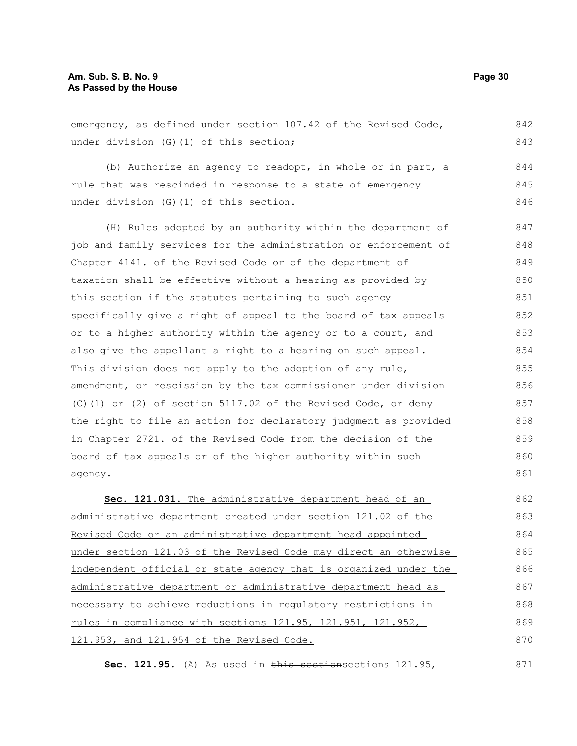emergency, as defined under section 107.42 of the Revised Code, under division (G)(1) of this section;

(b) Authorize an agency to readopt, in whole or in part, a rule that was rescinded in response to a state of emergency under division (G)(1) of this section.

(H) Rules adopted by an authority within the department of job and family services for the administration or enforcement of Chapter 4141. of the Revised Code or of the department of taxation shall be effective without a hearing as provided by this section if the statutes pertaining to such agency specifically give a right of appeal to the board of tax appeals or to a higher authority within the agency or to a court, and also give the appellant a right to a hearing on such appeal. This division does not apply to the adoption of any rule, amendment, or rescission by the tax commissioner under division (C)(1) or (2) of section 5117.02 of the Revised Code, or deny the right to file an action for declaratory judgment as provided in Chapter 2721. of the Revised Code from the decision of the board of tax appeals or of the higher authority within such agency.

**Sec. 121.031.** The administrative department head of an administrative department created under section 121.02 of the Revised Code or an administrative department head appointed under section 121.03 of the Revised Code may direct an otherwise independent official or state agency that is organized under the administrative department or administrative department head as necessary to achieve reductions in regulatory restrictions in rules in compliance with sections 121.95, 121.951, 121.952, 121.953, and 121.954 of the Revised Code.

**Sec. 121.95.** (A) As used in ~~this section~~sections 121.95,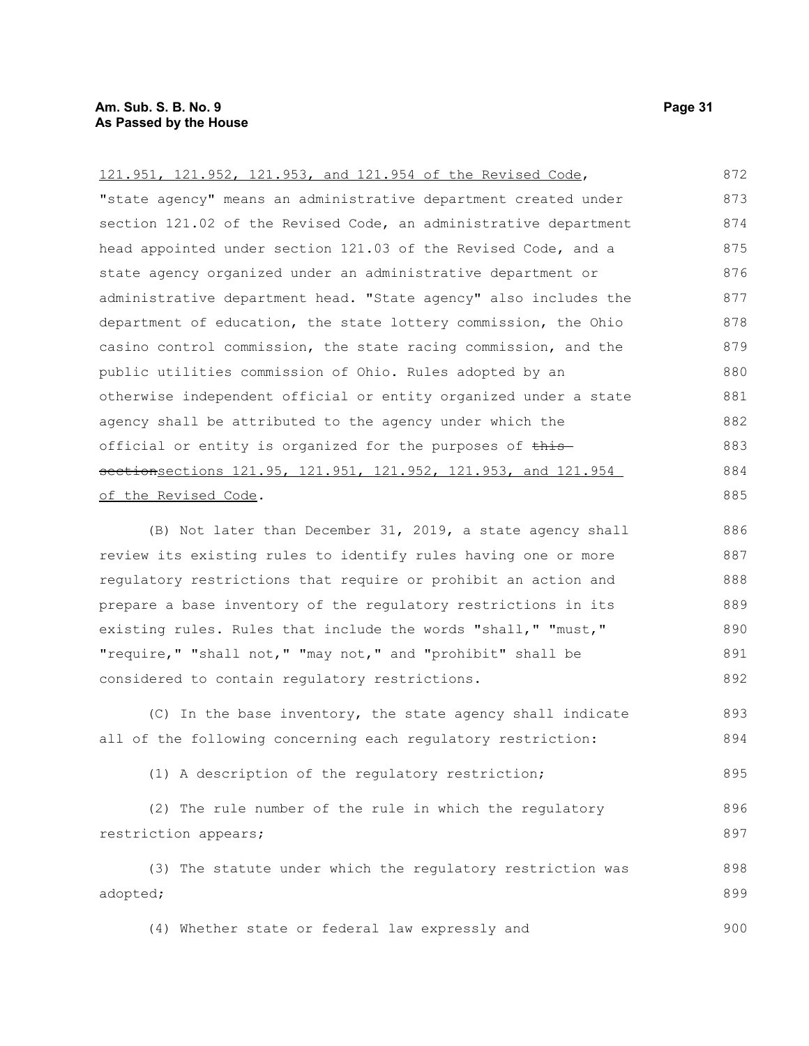121.951, 121.952, 121.953, and 121.954 of the Revised Code, "state agency" means an administrative department created under section 121.02 of the Revised Code, an administrative department head appointed under section 121.03 of the Revised Code, and a state agency organized under an administrative department or administrative department head. "State agency" also includes the department of education, the state lottery commission, the Ohio casino control commission, the state racing commission, and the public utilities commission of Ohio. Rules adopted by an otherwise independent official or entity organized under a state agency shall be attributed to the agency under which the official or entity is organized for the purposes of ~~this section~~sections 121.95, 121.951, 121.952, 121.953, and 121.954 of the Revised Code.

(B) Not later than December 31, 2019, a state agency shall review its existing rules to identify rules having one or more regulatory restrictions that require or prohibit an action and prepare a base inventory of the regulatory restrictions in its existing rules. Rules that include the words "shall," "must," "require," "shall not," "may not," and "prohibit" shall be considered to contain regulatory restrictions.

(C) In the base inventory, the state agency shall indicate all of the following concerning each regulatory restriction:

(1) A description of the regulatory restriction;

(2) The rule number of the rule in which the regulatory restriction appears;

(3) The statute under which the regulatory restriction was adopted;

(4) Whether state or federal law expressly and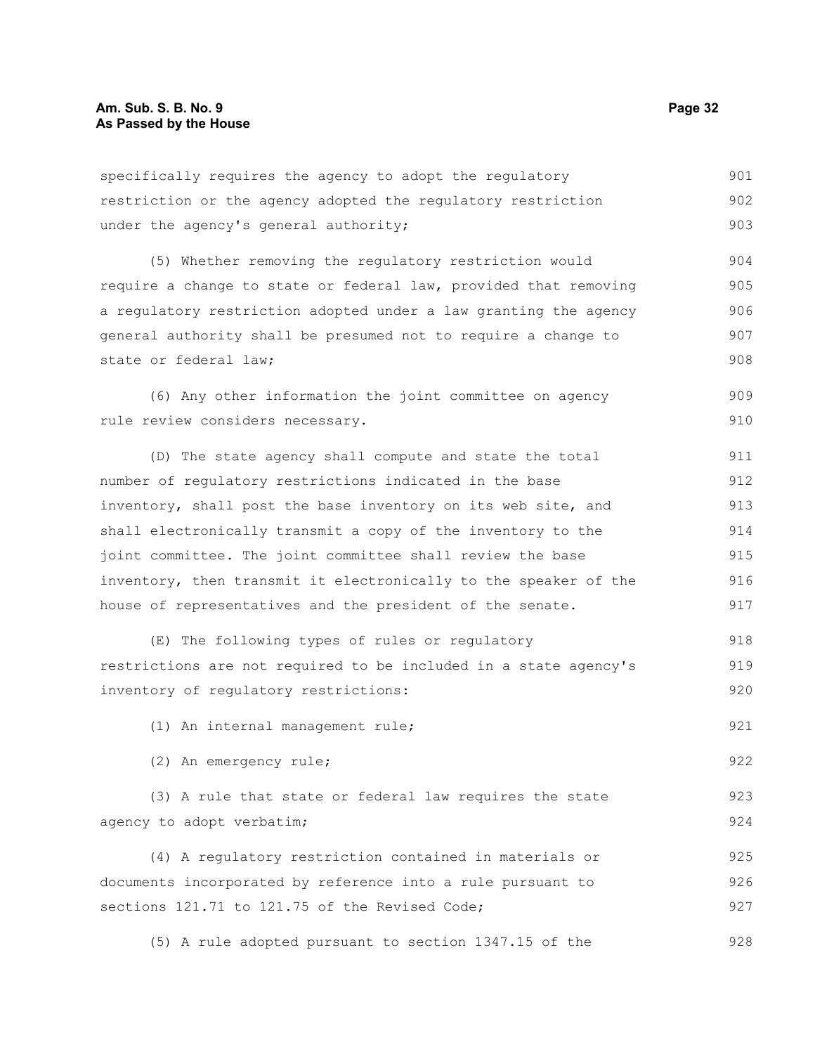specifically requires the agency to adopt the regulatory restriction or the agency adopted the regulatory restriction under the agency's general authority;

(5) Whether removing the regulatory restriction would require a change to state or federal law, provided that removing a regulatory restriction adopted under a law granting the agency general authority shall be presumed not to require a change to state or federal law;

(6) Any other information the joint committee on agency rule review considers necessary.

(D) The state agency shall compute and state the total number of regulatory restrictions indicated in the base inventory, shall post the base inventory on its web site, and shall electronically transmit a copy of the inventory to the joint committee. The joint committee shall review the base inventory, then transmit it electronically to the speaker of the house of representatives and the president of the senate.

(E) The following types of rules or regulatory restrictions are not required to be included in a state agency's inventory of regulatory restrictions:

(1) An internal management rule;

(2) An emergency rule;

(3) A rule that state or federal law requires the state agency to adopt verbatim;

(4) A regulatory restriction contained in materials or documents incorporated by reference into a rule pursuant to sections 121.71 to 121.75 of the Revised Code;

(5) A rule adopted pursuant to section 1347.15 of the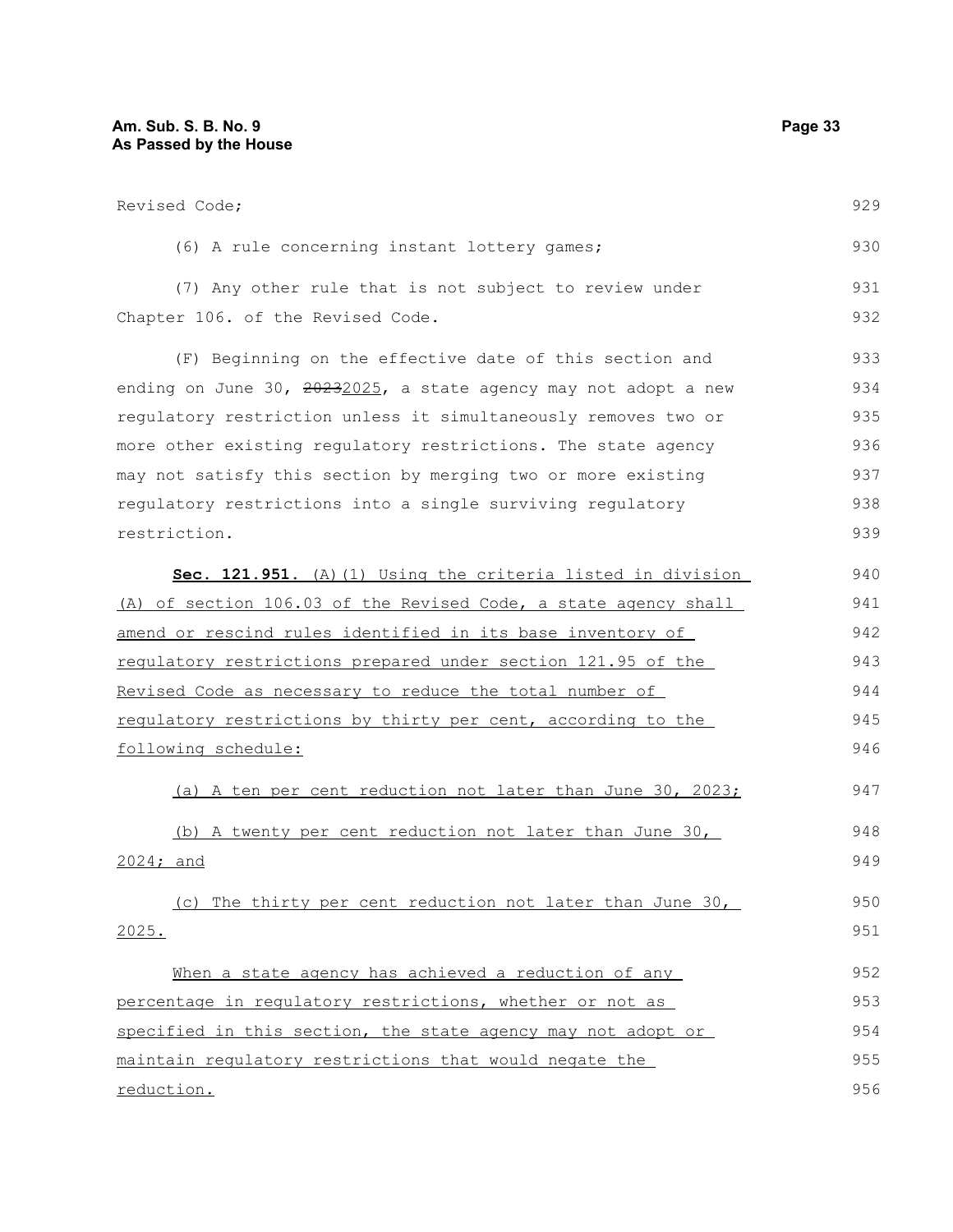Revised Code;

(6) A rule concerning instant lottery games;

(7) Any other rule that is not subject to review under Chapter 106. of the Revised Code.

(F) Beginning on the effective date of this section and ending on June 30, ~~2023~~2025, a state agency may not adopt a new regulatory restriction unless it simultaneously removes two or more other existing regulatory restrictions. The state agency may not satisfy this section by merging two or more existing regulatory restrictions into a single surviving regulatory restriction.

**Sec. 121.951.** (A)(1) Using the criteria listed in division (A) of section 106.03 of the Revised Code, a state agency shall amend or rescind rules identified in its base inventory of regulatory restrictions prepared under section 121.95 of the Revised Code as necessary to reduce the total number of regulatory restrictions by thirty per cent, according to the following schedule:

(a) A ten per cent reduction not later than June 30, 2023;

(b) A twenty per cent reduction not later than June 30, 2024; and

(c) The thirty per cent reduction not later than June 30, 2025.

When a state agency has achieved a reduction of any percentage in regulatory restrictions, whether or not as specified in this section, the state agency may not adopt or maintain regulatory restrictions that would negate the reduction.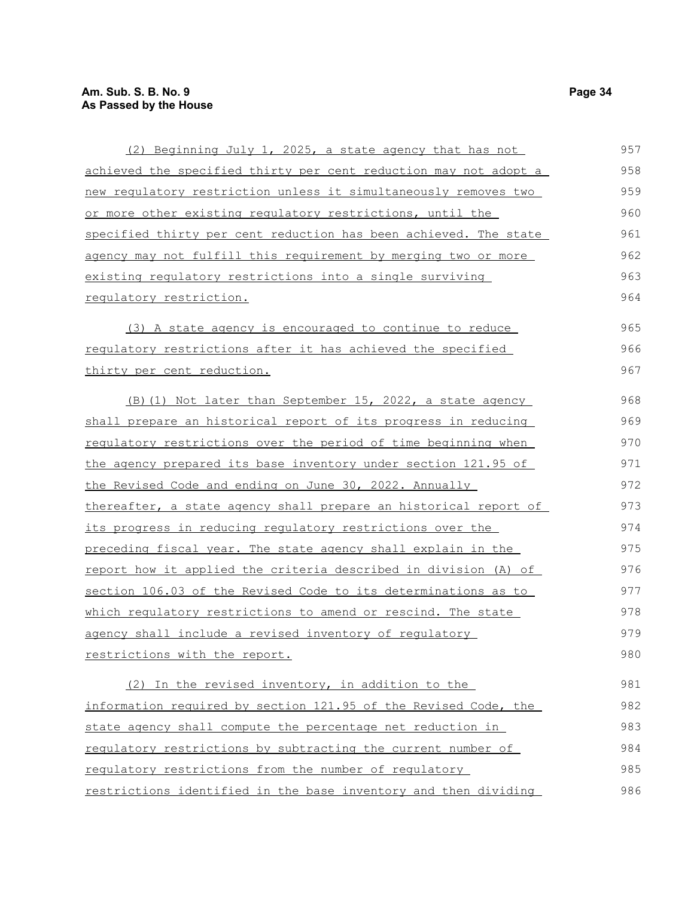(2) Beginning July 1, 2025, a state agency that has not achieved the specified thirty per cent reduction may not adopt a new regulatory restriction unless it simultaneously removes two or more other existing regulatory restrictions, until the specified thirty per cent reduction has been achieved. The state agency may not fulfill this requirement by merging two or more existing regulatory restrictions into a single surviving regulatory restriction.

(3) A state agency is encouraged to continue to reduce regulatory restrictions after it has achieved the specified thirty per cent reduction.

(B)(1) Not later than September 15, 2022, a state agency shall prepare an historical report of its progress in reducing regulatory restrictions over the period of time beginning when the agency prepared its base inventory under section 121.95 of the Revised Code and ending on June 30, 2022. Annually thereafter, a state agency shall prepare an historical report of its progress in reducing regulatory restrictions over the preceding fiscal year. The state agency shall explain in the report how it applied the criteria described in division (A) of section 106.03 of the Revised Code to its determinations as to which regulatory restrictions to amend or rescind. The state agency shall include a revised inventory of regulatory restrictions with the report.

(2) In the revised inventory, in addition to the information required by section 121.95 of the Revised Code, the state agency shall compute the percentage net reduction in regulatory restrictions by subtracting the current number of regulatory restrictions from the number of regulatory restrictions identified in the base inventory and then dividing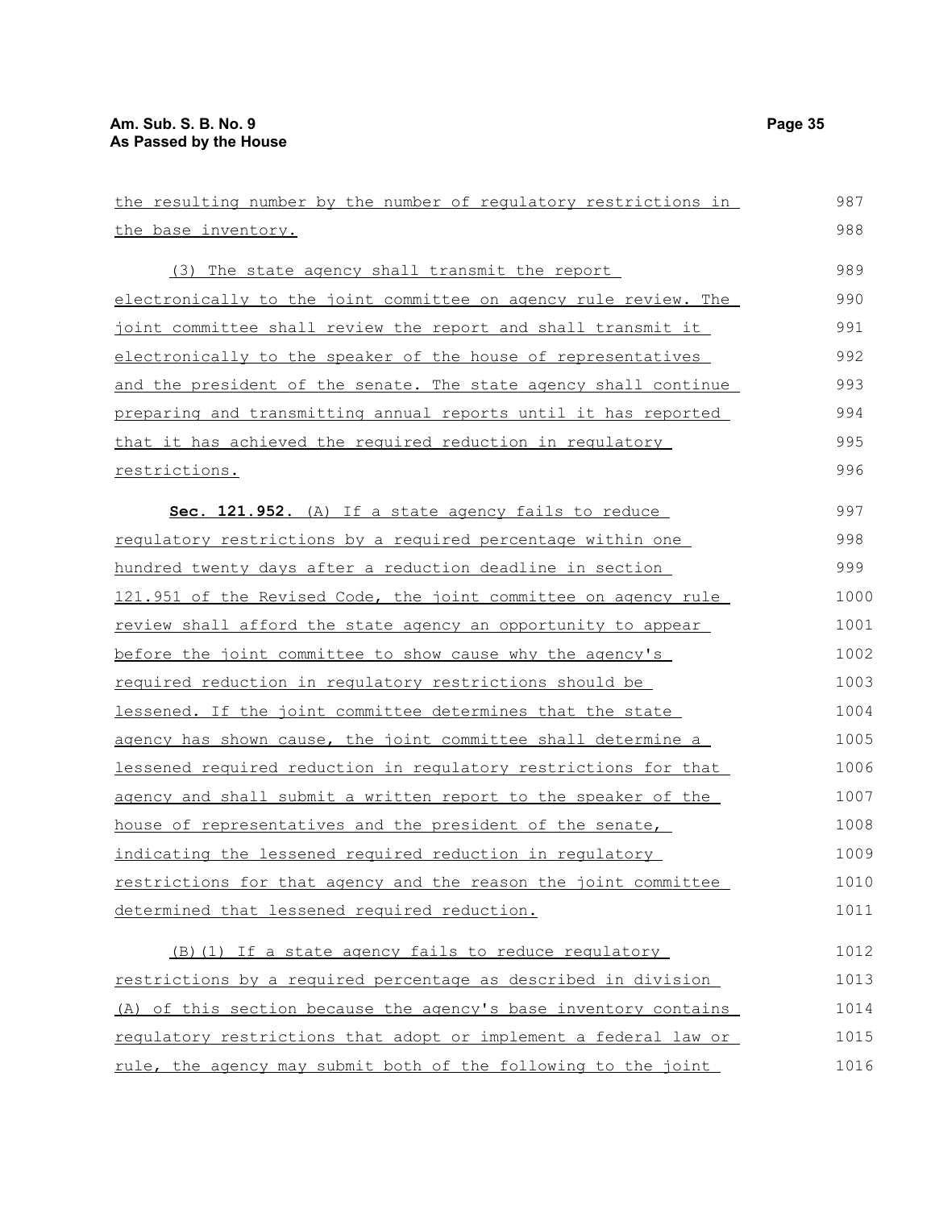the resulting number by the number of regulatory restrictions in the base inventory.

(3) The state agency shall transmit the report electronically to the joint committee on agency rule review. The joint committee shall review the report and shall transmit it electronically to the speaker of the house of representatives and the president of the senate. The state agency shall continue preparing and transmitting annual reports until it has reported that it has achieved the required reduction in regulatory restrictions.

**Sec. 121.952.** (A) If a state agency fails to reduce regulatory restrictions by a required percentage within one hundred twenty days after a reduction deadline in section 121.951 of the Revised Code, the joint committee on agency rule review shall afford the state agency an opportunity to appear before the joint committee to show cause why the agency's required reduction in regulatory restrictions should be lessened. If the joint committee determines that the state agency has shown cause, the joint committee shall determine a lessened required reduction in regulatory restrictions for that agency and shall submit a written report to the speaker of the house of representatives and the president of the senate, indicating the lessened required reduction in regulatory restrictions for that agency and the reason the joint committee determined that lessened required reduction.

(B)(1) If a state agency fails to reduce regulatory restrictions by a required percentage as described in division (A) of this section because the agency's base inventory contains regulatory restrictions that adopt or implement a federal law or rule, the agency may submit both of the following to the joint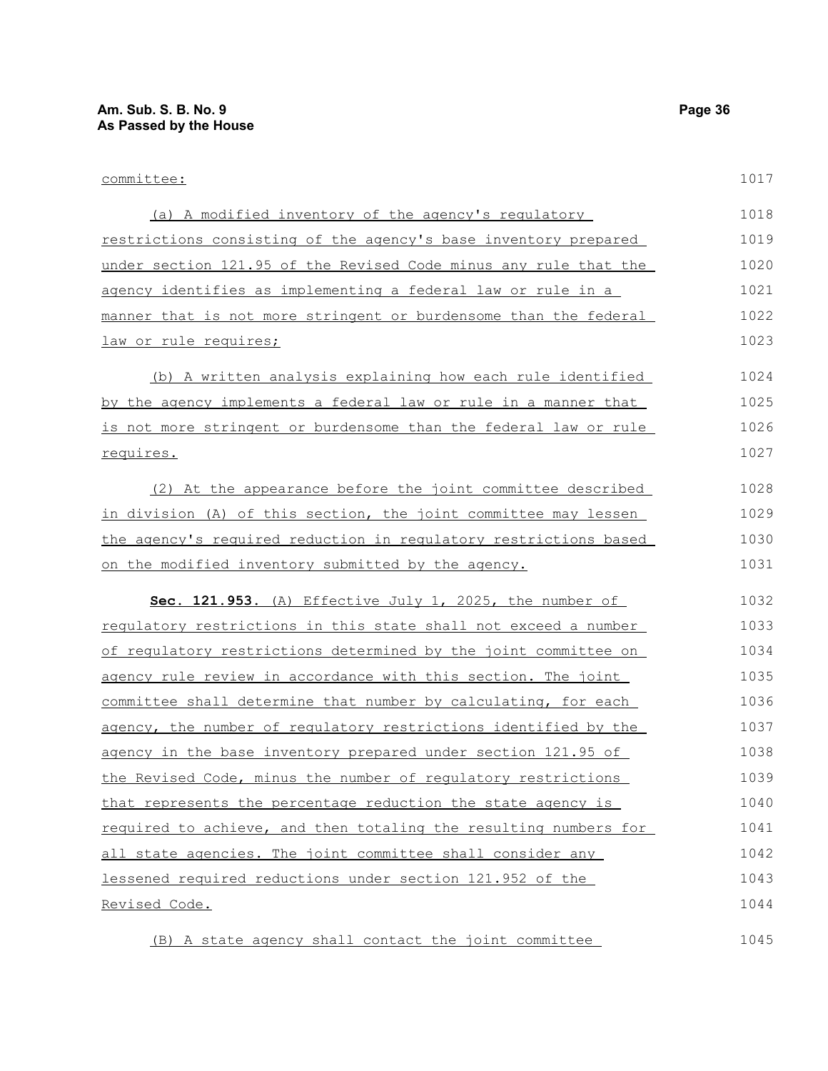committee:

(a) A modified inventory of the agency's regulatory restrictions consisting of the agency's base inventory prepared under section 121.95 of the Revised Code minus any rule that the agency identifies as implementing a federal law or rule in a manner that is not more stringent or burdensome than the federal law or rule requires;

(b) A written analysis explaining how each rule identified by the agency implements a federal law or rule in a manner that is not more stringent or burdensome than the federal law or rule requires.

(2) At the appearance before the joint committee described in division (A) of this section, the joint committee may lessen the agency's required reduction in regulatory restrictions based on the modified inventory submitted by the agency.

**Sec. 121.953.** (A) Effective July 1, 2025, the number of regulatory restrictions in this state shall not exceed a number of regulatory restrictions determined by the joint committee on agency rule review in accordance with this section. The joint committee shall determine that number by calculating, for each agency, the number of regulatory restrictions identified by the agency in the base inventory prepared under section 121.95 of the Revised Code, minus the number of regulatory restrictions that represents the percentage reduction the state agency is required to achieve, and then totaling the resulting numbers for all state agencies. The joint committee shall consider any lessened required reductions under section 121.952 of the Revised Code.

(B) A state agency shall contact the joint committee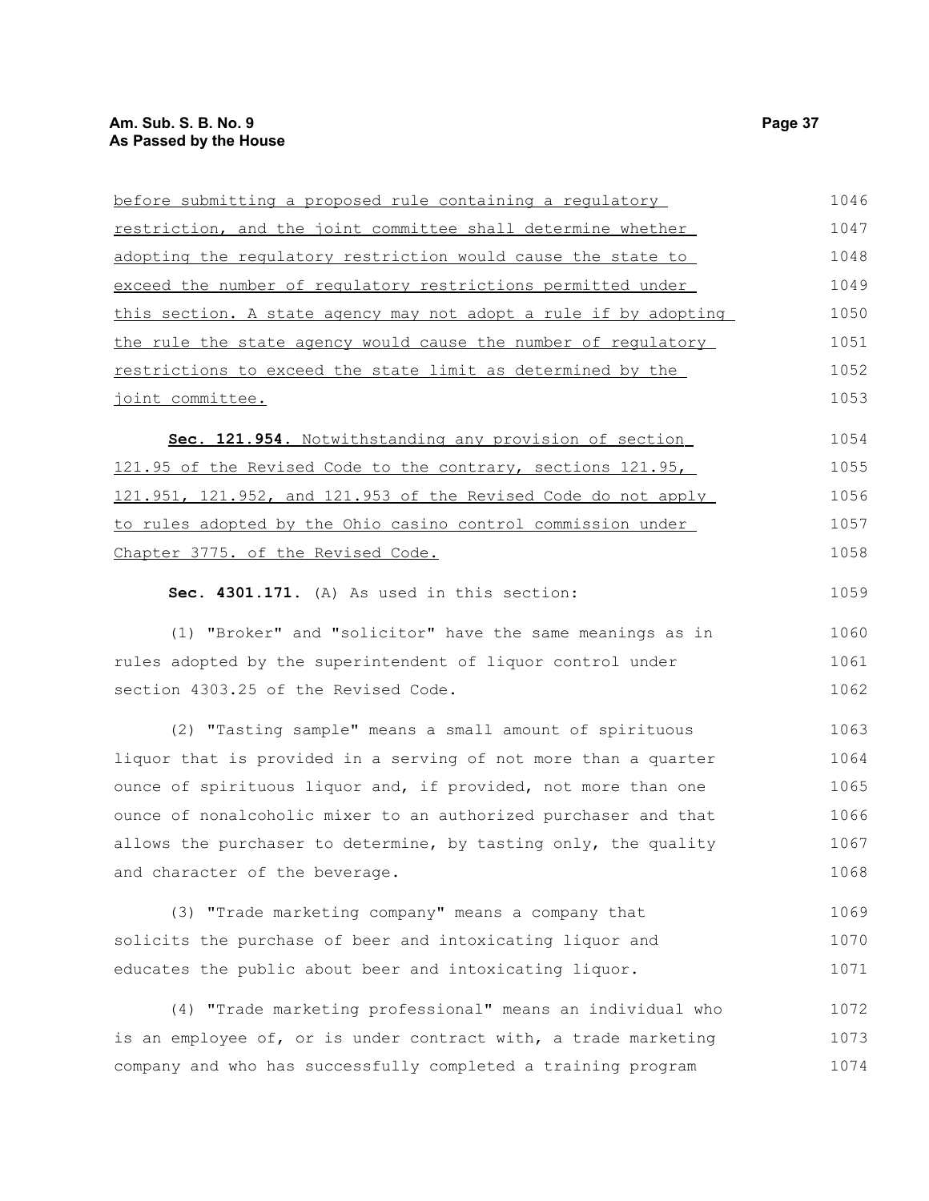before submitting a proposed rule containing a regulatory restriction, and the joint committee shall determine whether adopting the regulatory restriction would cause the state to exceed the number of regulatory restrictions permitted under this section. A state agency may not adopt a rule if by adopting the rule the state agency would cause the number of regulatory restrictions to exceed the state limit as determined by the joint committee.

**Sec. 121.954.** Notwithstanding any provision of section 121.95 of the Revised Code to the contrary, sections 121.95, 121.951, 121.952, and 121.953 of the Revised Code do not apply to rules adopted by the Ohio casino control commission under Chapter 3775. of the Revised Code.

**Sec. 4301.171.** (A) As used in this section:

(1) "Broker" and "solicitor" have the same meanings as in rules adopted by the superintendent of liquor control under section 4303.25 of the Revised Code.

(2) "Tasting sample" means a small amount of spirituous liquor that is provided in a serving of not more than a quarter ounce of spirituous liquor and, if provided, not more than one ounce of nonalcoholic mixer to an authorized purchaser and that allows the purchaser to determine, by tasting only, the quality and character of the beverage.

(3) "Trade marketing company" means a company that solicits the purchase of beer and intoxicating liquor and educates the public about beer and intoxicating liquor.

(4) "Trade marketing professional" means an individual who is an employee of, or is under contract with, a trade marketing company and who has successfully completed a training program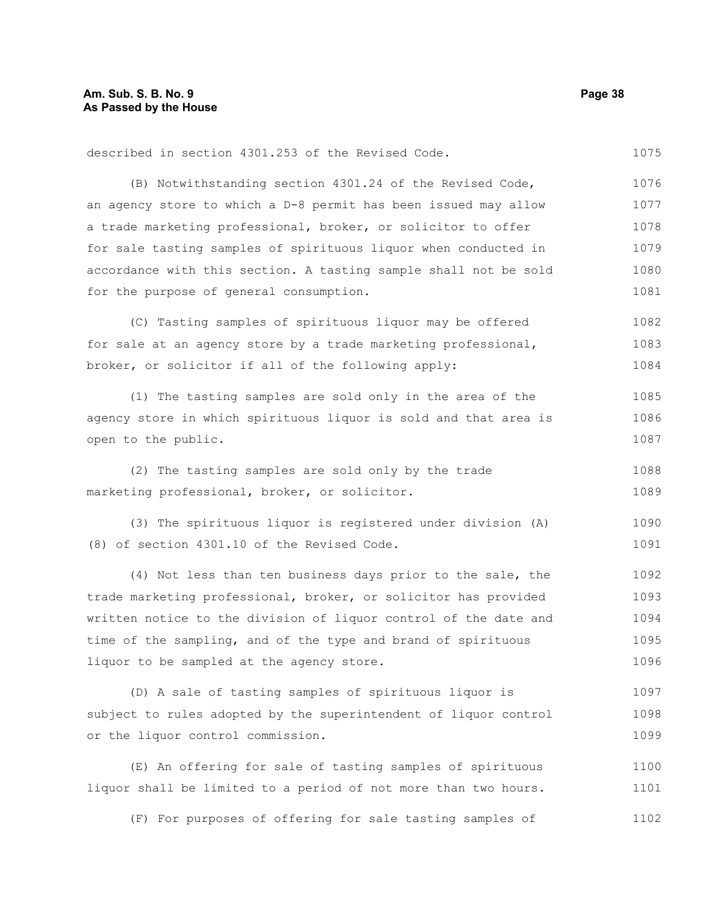described in section 4301.253 of the Revised Code.

(B) Notwithstanding section 4301.24 of the Revised Code, an agency store to which a D-8 permit has been issued may allow a trade marketing professional, broker, or solicitor to offer for sale tasting samples of spirituous liquor when conducted in accordance with this section. A tasting sample shall not be sold for the purpose of general consumption.

(C) Tasting samples of spirituous liquor may be offered for sale at an agency store by a trade marketing professional, broker, or solicitor if all of the following apply:

(1) The tasting samples are sold only in the area of the agency store in which spirituous liquor is sold and that area is open to the public.

(2) The tasting samples are sold only by the trade marketing professional, broker, or solicitor.

(3) The spirituous liquor is registered under division (A)(8) of section 4301.10 of the Revised Code.

(4) Not less than ten business days prior to the sale, the trade marketing professional, broker, or solicitor has provided written notice to the division of liquor control of the date and time of the sampling, and of the type and brand of spirituous liquor to be sampled at the agency store.

(D) A sale of tasting samples of spirituous liquor is subject to rules adopted by the superintendent of liquor control or the liquor control commission.

(E) An offering for sale of tasting samples of spirituous liquor shall be limited to a period of not more than two hours.

(F) For purposes of offering for sale tasting samples of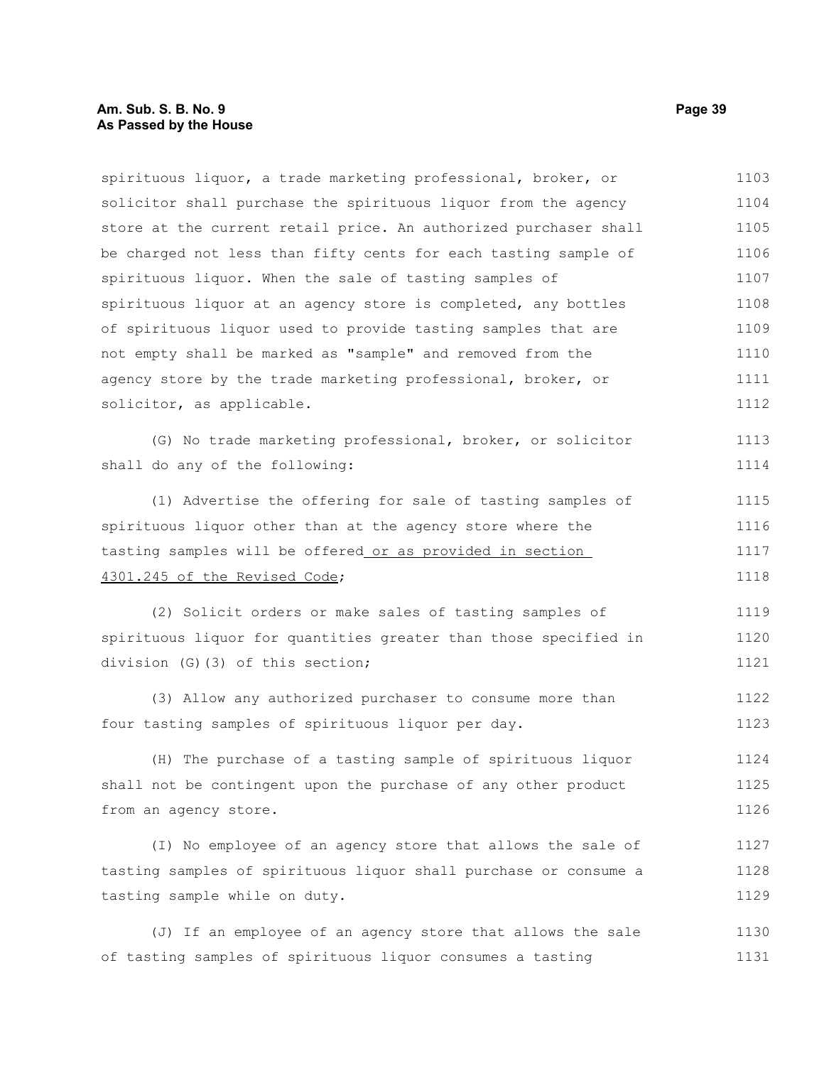spirituous liquor, a trade marketing professional, broker, or solicitor shall purchase the spirituous liquor from the agency store at the current retail price. An authorized purchaser shall be charged not less than fifty cents for each tasting sample of spirituous liquor. When the sale of tasting samples of spirituous liquor at an agency store is completed, any bottles of spirituous liquor used to provide tasting samples that are not empty shall be marked as "sample" and removed from the agency store by the trade marketing professional, broker, or solicitor, as applicable.

(G) No trade marketing professional, broker, or solicitor shall do any of the following:

(1) Advertise the offering for sale of tasting samples of spirituous liquor other than at the agency store where the tasting samples will be offered<u> or as provided in section 4301.245 of the Revised Code</u>;

(2) Solicit orders or make sales of tasting samples of spirituous liquor for quantities greater than those specified in division (G)(3) of this section;

(3) Allow any authorized purchaser to consume more than four tasting samples of spirituous liquor per day.

(H) The purchase of a tasting sample of spirituous liquor shall not be contingent upon the purchase of any other product from an agency store.

(I) No employee of an agency store that allows the sale of tasting samples of spirituous liquor shall purchase or consume a tasting sample while on duty.

(J) If an employee of an agency store that allows the sale of tasting samples of spirituous liquor consumes a tasting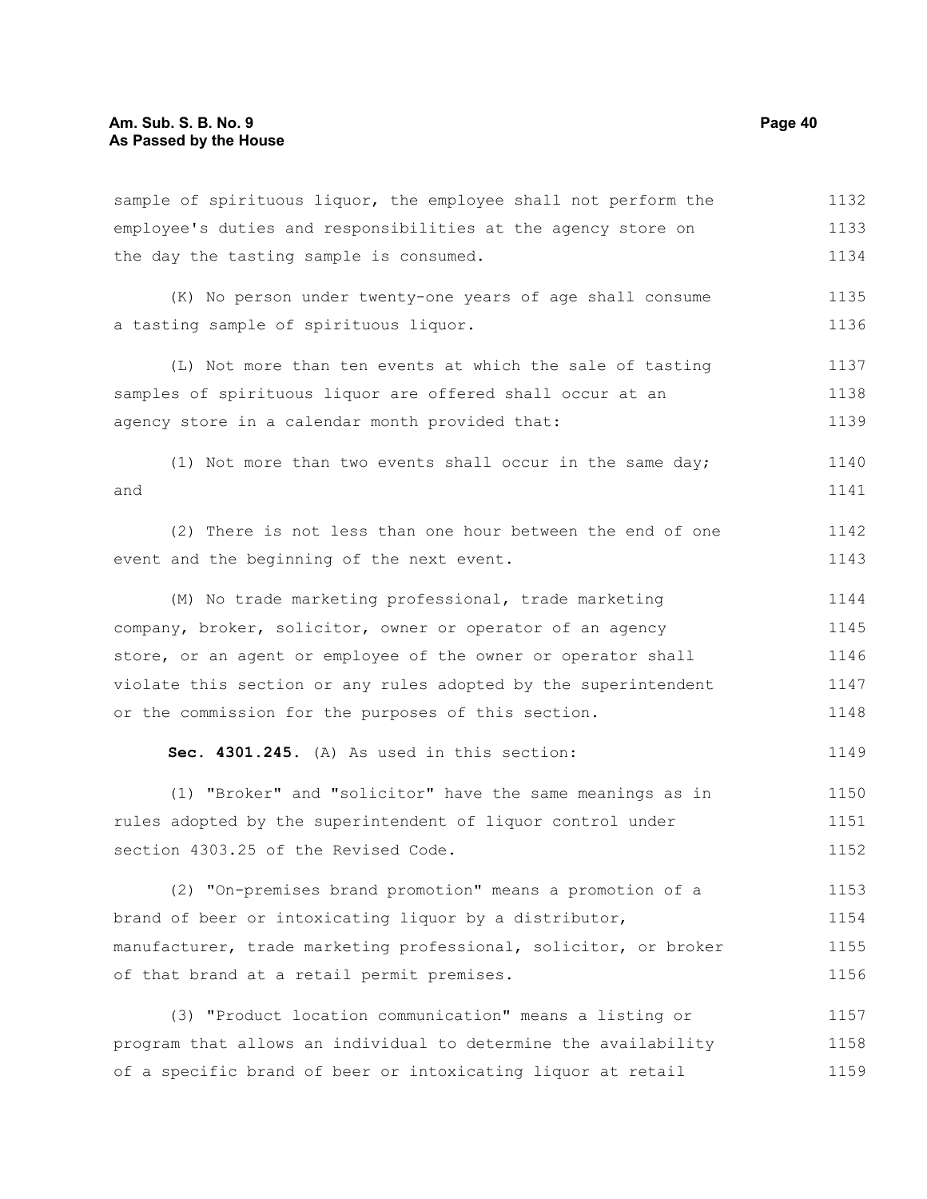sample of spirituous liquor, the employee shall not perform the employee's duties and responsibilities at the agency store on the day the tasting sample is consumed.

(K) No person under twenty-one years of age shall consume a tasting sample of spirituous liquor.

(L) Not more than ten events at which the sale of tasting samples of spirituous liquor are offered shall occur at an agency store in a calendar month provided that:

(1) Not more than two events shall occur in the same day; and

(2) There is not less than one hour between the end of one event and the beginning of the next event.

(M) No trade marketing professional, trade marketing company, broker, solicitor, owner or operator of an agency store, or an agent or employee of the owner or operator shall violate this section or any rules adopted by the superintendent or the commission for the purposes of this section.

**Sec. 4301.245.** (A) As used in this section:

(1) "Broker" and "solicitor" have the same meanings as in rules adopted by the superintendent of liquor control under section 4303.25 of the Revised Code.

(2) "On-premises brand promotion" means a promotion of a brand of beer or intoxicating liquor by a distributor, manufacturer, trade marketing professional, solicitor, or broker of that brand at a retail permit premises.

(3) "Product location communication" means a listing or program that allows an individual to determine the availability of a specific brand of beer or intoxicating liquor at retail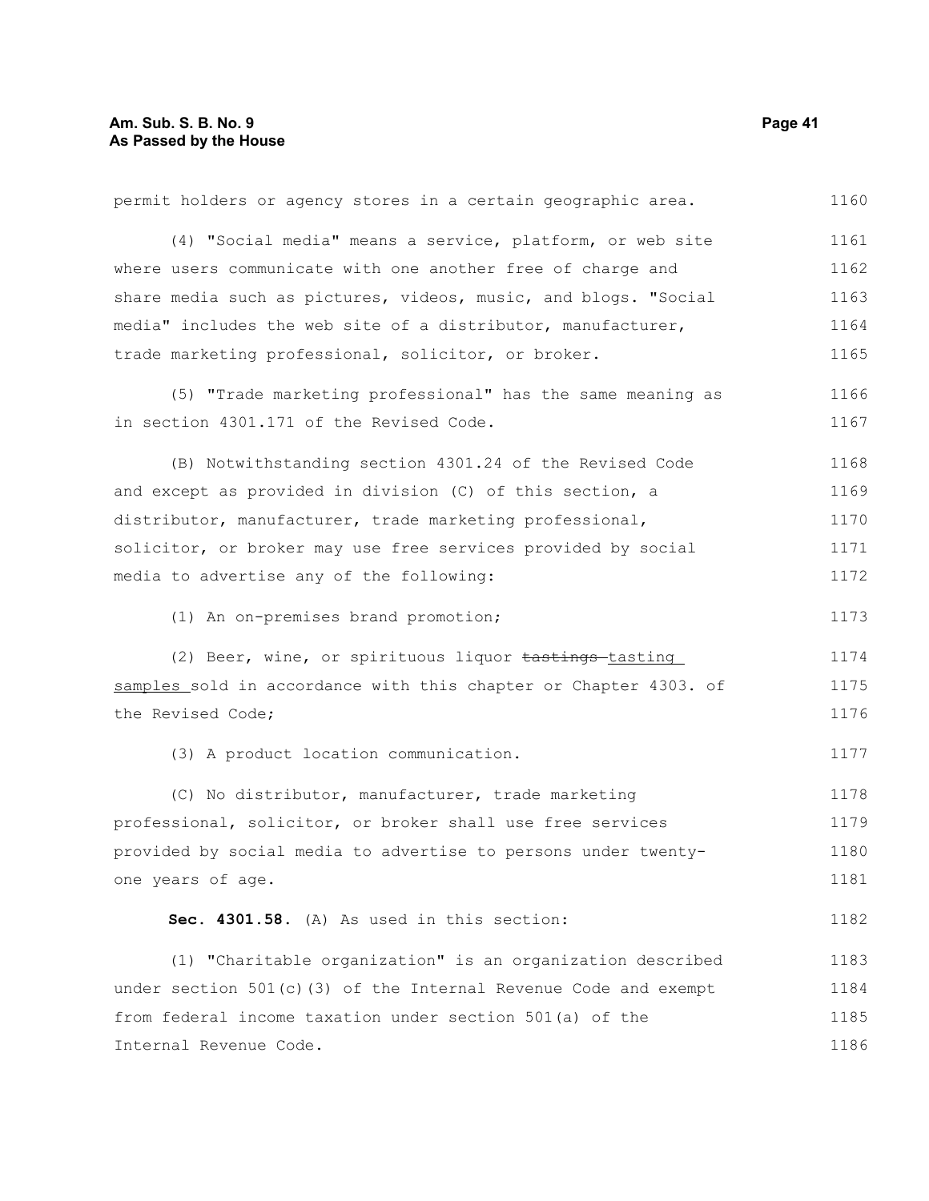permit holders or agency stores in a certain geographic area.

(4) "Social media" means a service, platform, or web site where users communicate with one another free of charge and share media such as pictures, videos, music, and blogs. "Social media" includes the web site of a distributor, manufacturer, trade marketing professional, solicitor, or broker.

(5) "Trade marketing professional" has the same meaning as in section 4301.171 of the Revised Code.

(B) Notwithstanding section 4301.24 of the Revised Code and except as provided in division (C) of this section, a distributor, manufacturer, trade marketing professional, solicitor, or broker may use free services provided by social media to advertise any of the following:

(1) An on-premises brand promotion;

(2) Beer, wine, or spirituous liquor ~~tastings~~ tasting samples sold in accordance with this chapter or Chapter 4303. of the Revised Code;

(3) A product location communication.

(C) No distributor, manufacturer, trade marketing professional, solicitor, or broker shall use free services provided by social media to advertise to persons under twenty-one years of age.

**Sec. 4301.58.** (A) As used in this section:

(1) "Charitable organization" is an organization described under section 501(c)(3) of the Internal Revenue Code and exempt from federal income taxation under section 501(a) of the Internal Revenue Code.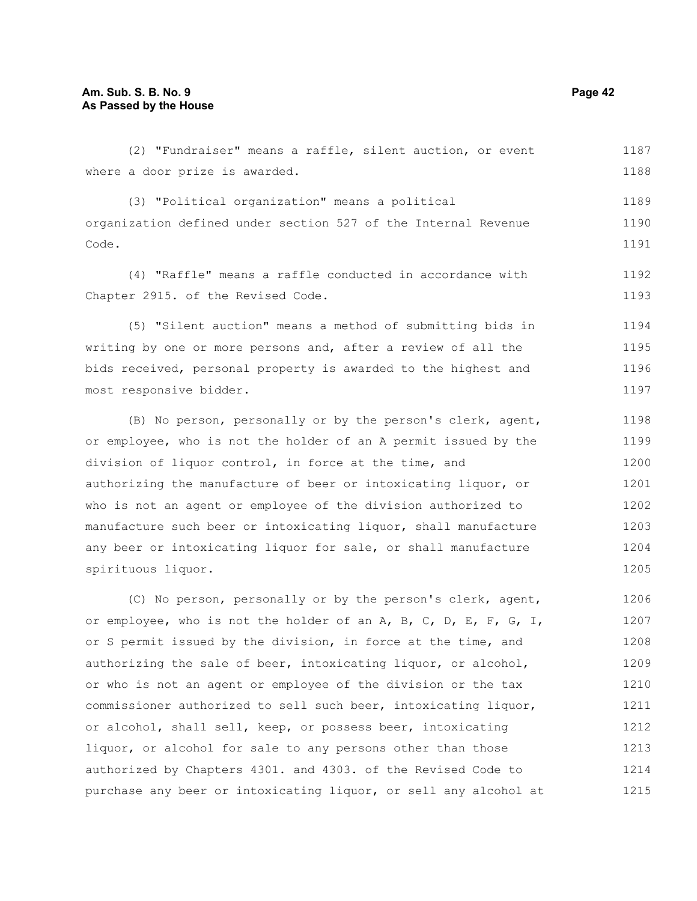(2) "Fundraiser" means a raffle, silent auction, or event where a door prize is awarded.

(3) "Political organization" means a political organization defined under section 527 of the Internal Revenue Code.

(4) "Raffle" means a raffle conducted in accordance with Chapter 2915. of the Revised Code.

(5) "Silent auction" means a method of submitting bids in writing by one or more persons and, after a review of all the bids received, personal property is awarded to the highest and most responsive bidder.

(B) No person, personally or by the person's clerk, agent, or employee, who is not the holder of an A permit issued by the division of liquor control, in force at the time, and authorizing the manufacture of beer or intoxicating liquor, or who is not an agent or employee of the division authorized to manufacture such beer or intoxicating liquor, shall manufacture any beer or intoxicating liquor for sale, or shall manufacture spirituous liquor.

(C) No person, personally or by the person's clerk, agent, or employee, who is not the holder of an A, B, C, D, E, F, G, I, or S permit issued by the division, in force at the time, and authorizing the sale of beer, intoxicating liquor, or alcohol, or who is not an agent or employee of the division or the tax commissioner authorized to sell such beer, intoxicating liquor, or alcohol, shall sell, keep, or possess beer, intoxicating liquor, or alcohol for sale to any persons other than those authorized by Chapters 4301. and 4303. of the Revised Code to purchase any beer or intoxicating liquor, or sell any alcohol at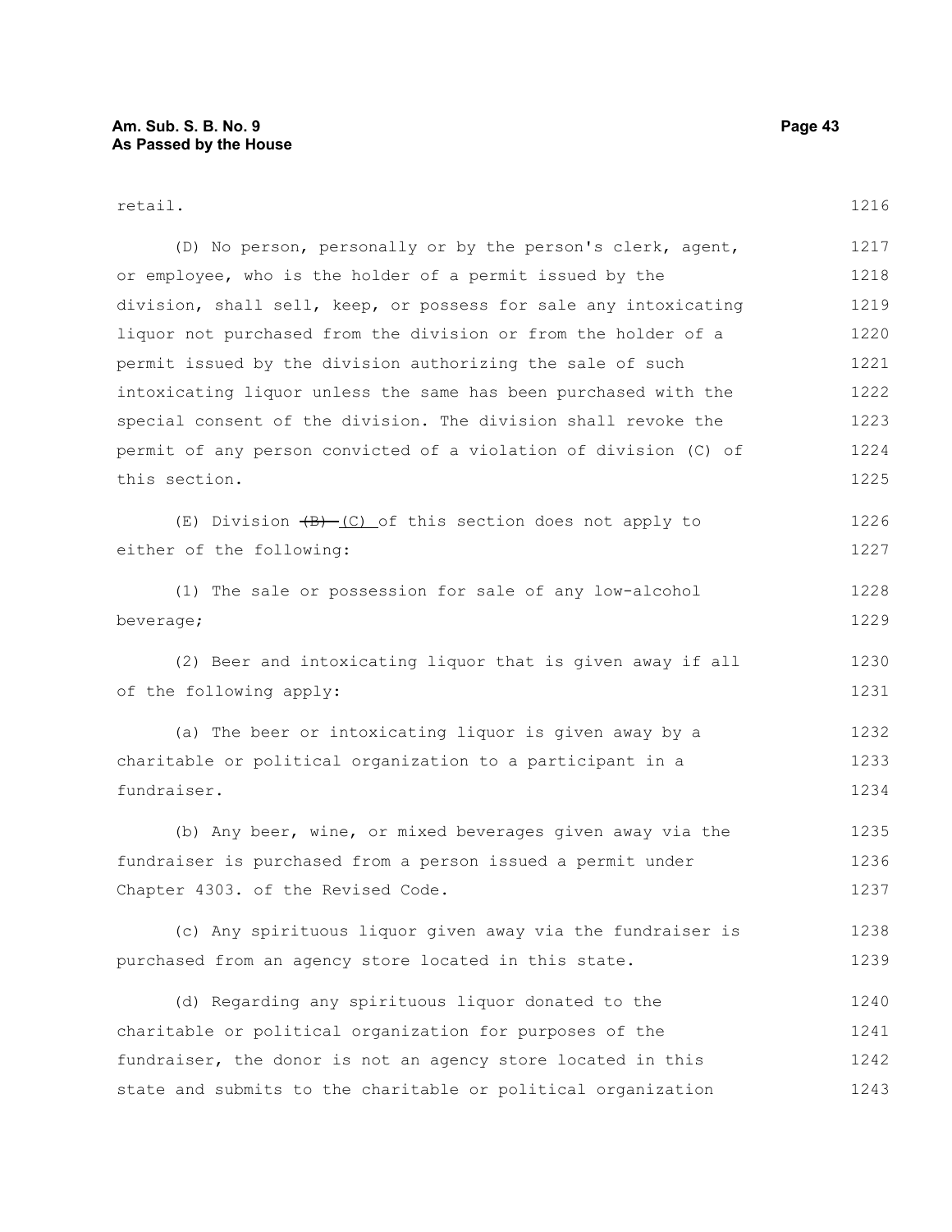retail.

(D) No person, personally or by the person's clerk, agent, or employee, who is the holder of a permit issued by the division, shall sell, keep, or possess for sale any intoxicating liquor not purchased from the division or from the holder of a permit issued by the division authorizing the sale of such intoxicating liquor unless the same has been purchased with the special consent of the division. The division shall revoke the permit of any person convicted of a violation of division (C) of this section.

(E) Division ~~(B)~~ (C) of this section does not apply to either of the following:

(1) The sale or possession for sale of any low-alcohol beverage;

(2) Beer and intoxicating liquor that is given away if all of the following apply:

(a) The beer or intoxicating liquor is given away by a charitable or political organization to a participant in a fundraiser.

(b) Any beer, wine, or mixed beverages given away via the fundraiser is purchased from a person issued a permit under Chapter 4303. of the Revised Code.

(c) Any spirituous liquor given away via the fundraiser is purchased from an agency store located in this state.

(d) Regarding any spirituous liquor donated to the charitable or political organization for purposes of the fundraiser, the donor is not an agency store located in this state and submits to the charitable or political organization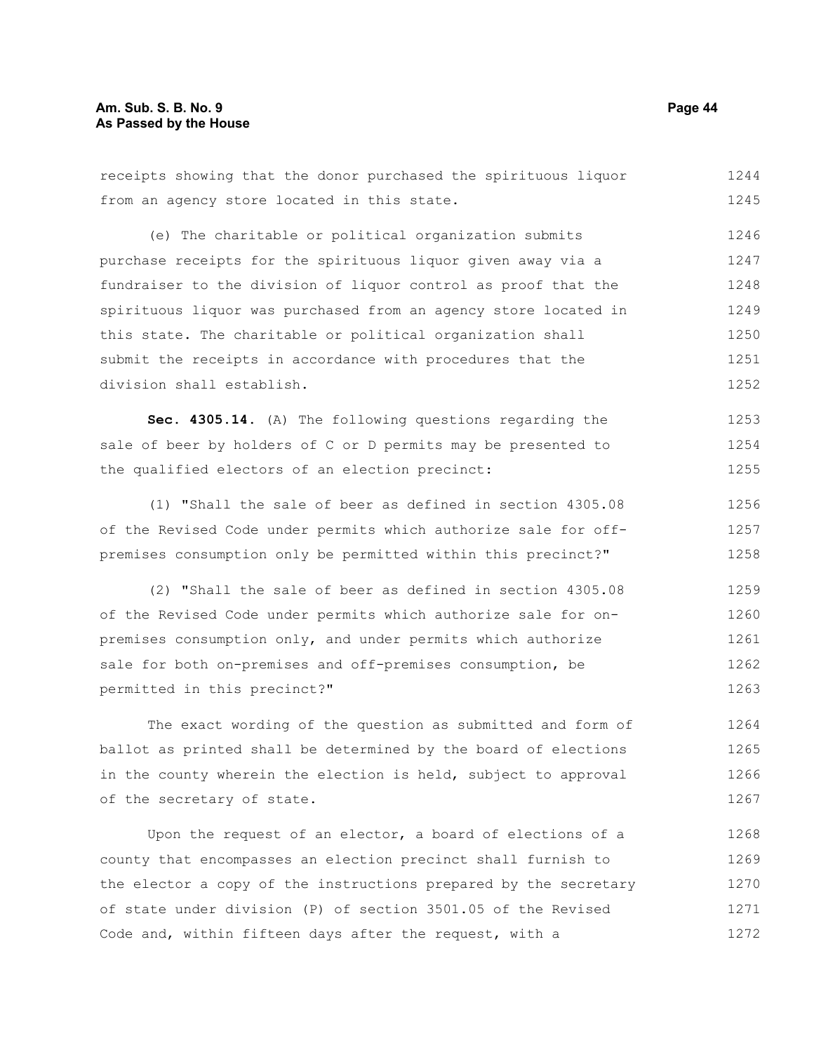receipts showing that the donor purchased the spirituous liquor from an agency store located in this state.

(e) The charitable or political organization submits purchase receipts for the spirituous liquor given away via a fundraiser to the division of liquor control as proof that the spirituous liquor was purchased from an agency store located in this state. The charitable or political organization shall submit the receipts in accordance with procedures that the division shall establish.

**Sec. 4305.14.** (A) The following questions regarding the sale of beer by holders of C or D permits may be presented to the qualified electors of an election precinct:

(1) "Shall the sale of beer as defined in section 4305.08 of the Revised Code under permits which authorize sale for off-premises consumption only be permitted within this precinct?"

(2) "Shall the sale of beer as defined in section 4305.08 of the Revised Code under permits which authorize sale for on-premises consumption only, and under permits which authorize sale for both on-premises and off-premises consumption, be permitted in this precinct?"

The exact wording of the question as submitted and form of ballot as printed shall be determined by the board of elections in the county wherein the election is held, subject to approval of the secretary of state.

Upon the request of an elector, a board of elections of a county that encompasses an election precinct shall furnish to the elector a copy of the instructions prepared by the secretary of state under division (P) of section 3501.05 of the Revised Code and, within fifteen days after the request, with a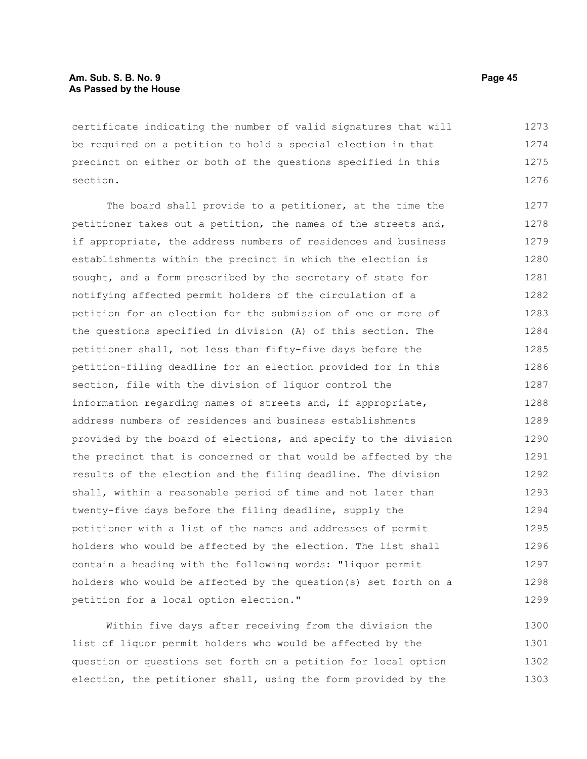certificate indicating the number of valid signatures that will be required on a petition to hold a special election in that precinct on either or both of the questions specified in this section.

The board shall provide to a petitioner, at the time the petitioner takes out a petition, the names of the streets and, if appropriate, the address numbers of residences and business establishments within the precinct in which the election is sought, and a form prescribed by the secretary of state for notifying affected permit holders of the circulation of a petition for an election for the submission of one or more of the questions specified in division (A) of this section. The petitioner shall, not less than fifty-five days before the petition-filing deadline for an election provided for in this section, file with the division of liquor control the information regarding names of streets and, if appropriate, address numbers of residences and business establishments provided by the board of elections, and specify to the division the precinct that is concerned or that would be affected by the results of the election and the filing deadline. The division shall, within a reasonable period of time and not later than twenty-five days before the filing deadline, supply the petitioner with a list of the names and addresses of permit holders who would be affected by the election. The list shall contain a heading with the following words: "liquor permit holders who would be affected by the question(s) set forth on a petition for a local option election."

Within five days after receiving from the division the list of liquor permit holders who would be affected by the question or questions set forth on a petition for local option election, the petitioner shall, using the form provided by the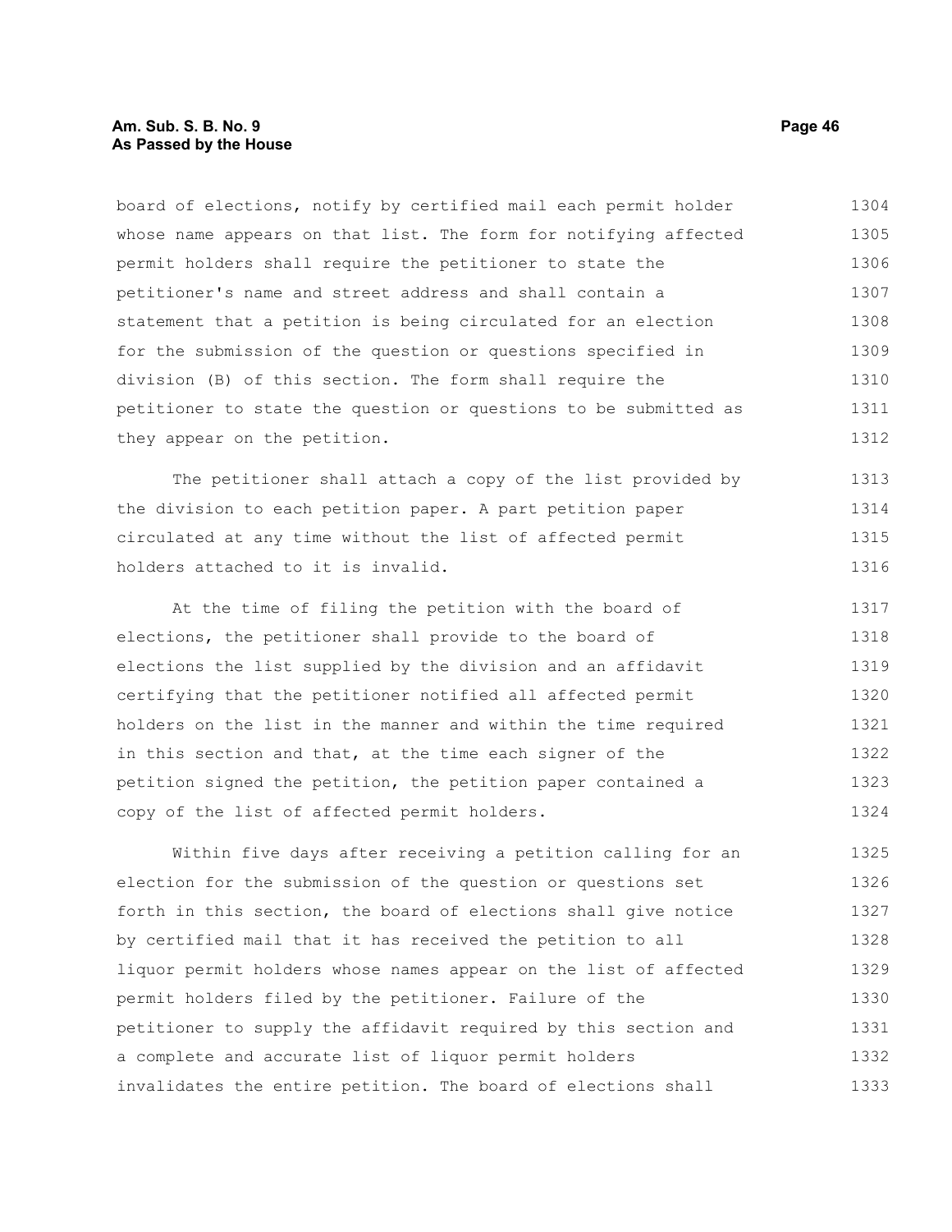board of elections, notify by certified mail each permit holder whose name appears on that list. The form for notifying affected permit holders shall require the petitioner to state the petitioner's name and street address and shall contain a statement that a petition is being circulated for an election for the submission of the question or questions specified in division (B) of this section. The form shall require the petitioner to state the question or questions to be submitted as they appear on the petition.

The petitioner shall attach a copy of the list provided by the division to each petition paper. A part petition paper circulated at any time without the list of affected permit holders attached to it is invalid.

At the time of filing the petition with the board of elections, the petitioner shall provide to the board of elections the list supplied by the division and an affidavit certifying that the petitioner notified all affected permit holders on the list in the manner and within the time required in this section and that, at the time each signer of the petition signed the petition, the petition paper contained a copy of the list of affected permit holders.

Within five days after receiving a petition calling for an election for the submission of the question or questions set forth in this section, the board of elections shall give notice by certified mail that it has received the petition to all liquor permit holders whose names appear on the list of affected permit holders filed by the petitioner. Failure of the petitioner to supply the affidavit required by this section and a complete and accurate list of liquor permit holders invalidates the entire petition. The board of elections shall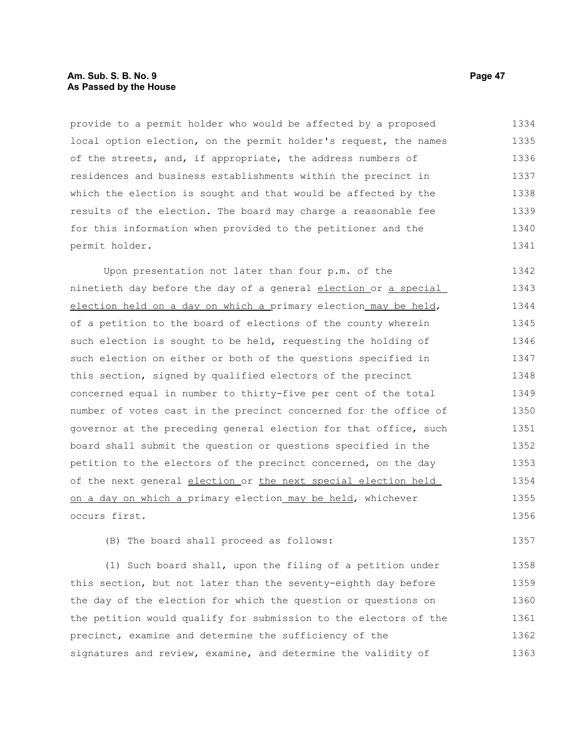provide to a permit holder who would be affected by a proposed local option election, on the permit holder's request, the names of the streets, and, if appropriate, the address numbers of residences and business establishments within the precinct in which the election is sought and that would be affected by the results of the election. The board may charge a reasonable fee for this information when provided to the petitioner and the permit holder.

Upon presentation not later than four p.m. of the ninetieth day before the day of a general election or a special election held on a day on which a primary election may be held, of a petition to the board of elections of the county wherein such election is sought to be held, requesting the holding of such election on either or both of the questions specified in this section, signed by qualified electors of the precinct concerned equal in number to thirty-five per cent of the total number of votes cast in the precinct concerned for the office of governor at the preceding general election for that office, such board shall submit the question or questions specified in the petition to the electors of the precinct concerned, on the day of the next general election or the next special election held on a day on which a primary election may be held, whichever occurs first.

(B) The board shall proceed as follows:

(1) Such board shall, upon the filing of a petition under this section, but not later than the seventy-eighth day before the day of the election for which the question or questions on the petition would qualify for submission to the electors of the precinct, examine and determine the sufficiency of the signatures and review, examine, and determine the validity of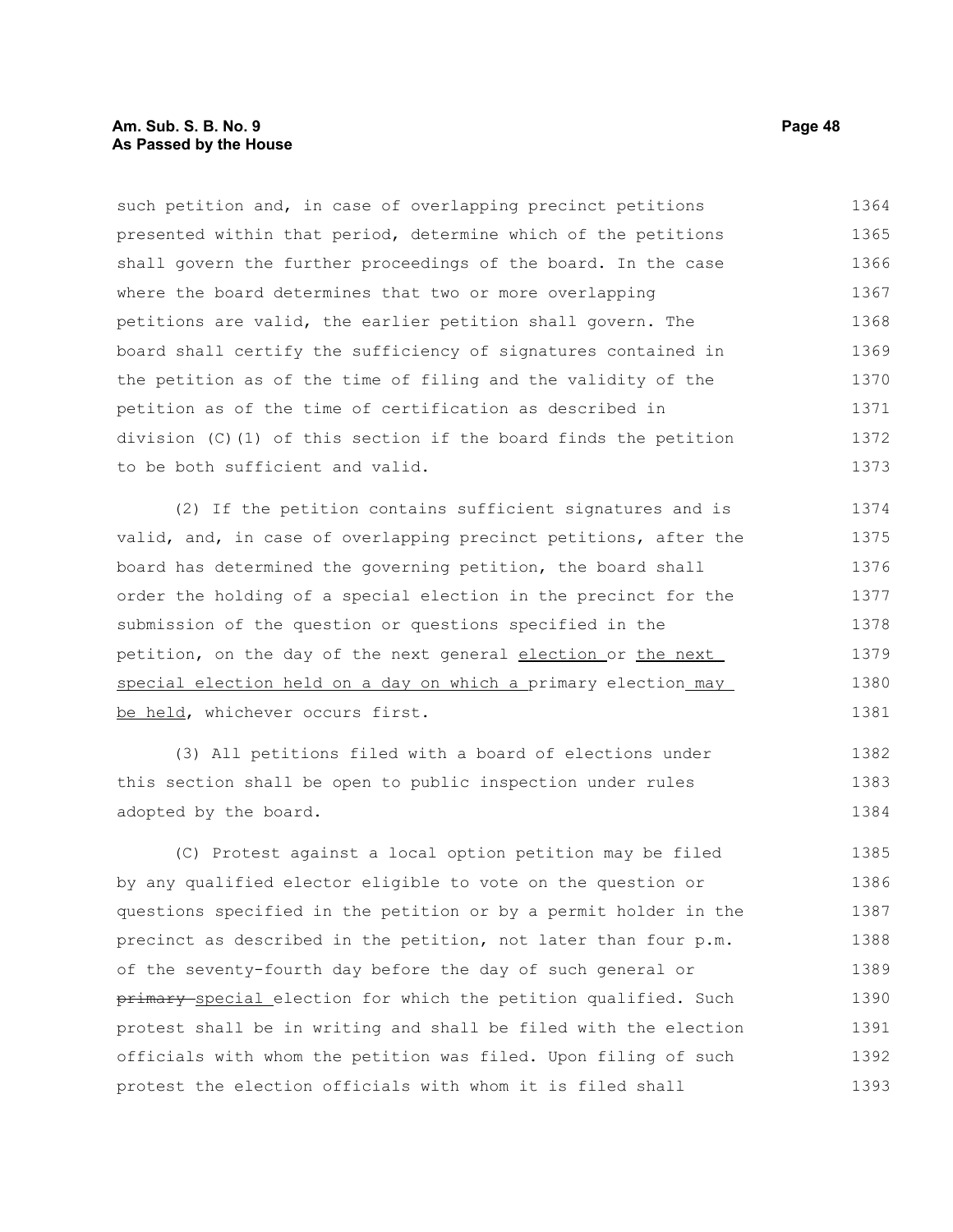such petition and, in case of overlapping precinct petitions presented within that period, determine which of the petitions shall govern the further proceedings of the board. In the case where the board determines that two or more overlapping petitions are valid, the earlier petition shall govern. The board shall certify the sufficiency of signatures contained in the petition as of the time of filing and the validity of the petition as of the time of certification as described in division (C)(1) of this section if the board finds the petition to be both sufficient and valid.

(2) If the petition contains sufficient signatures and is valid, and, in case of overlapping precinct petitions, after the board has determined the governing petition, the board shall order the holding of a special election in the precinct for the submission of the question or questions specified in the petition, on the day of the next general election or the next special election held on a day on which a primary election may be held, whichever occurs first.

(3) All petitions filed with a board of elections under this section shall be open to public inspection under rules adopted by the board.

(C) Protest against a local option petition may be filed by any qualified elector eligible to vote on the question or questions specified in the petition or by a permit holder in the precinct as described in the petition, not later than four p.m. of the seventy-fourth day before the day of such general or ~~primary~~ special election for which the petition qualified. Such protest shall be in writing and shall be filed with the election officials with whom the petition was filed. Upon filing of such protest the election officials with whom it is filed shall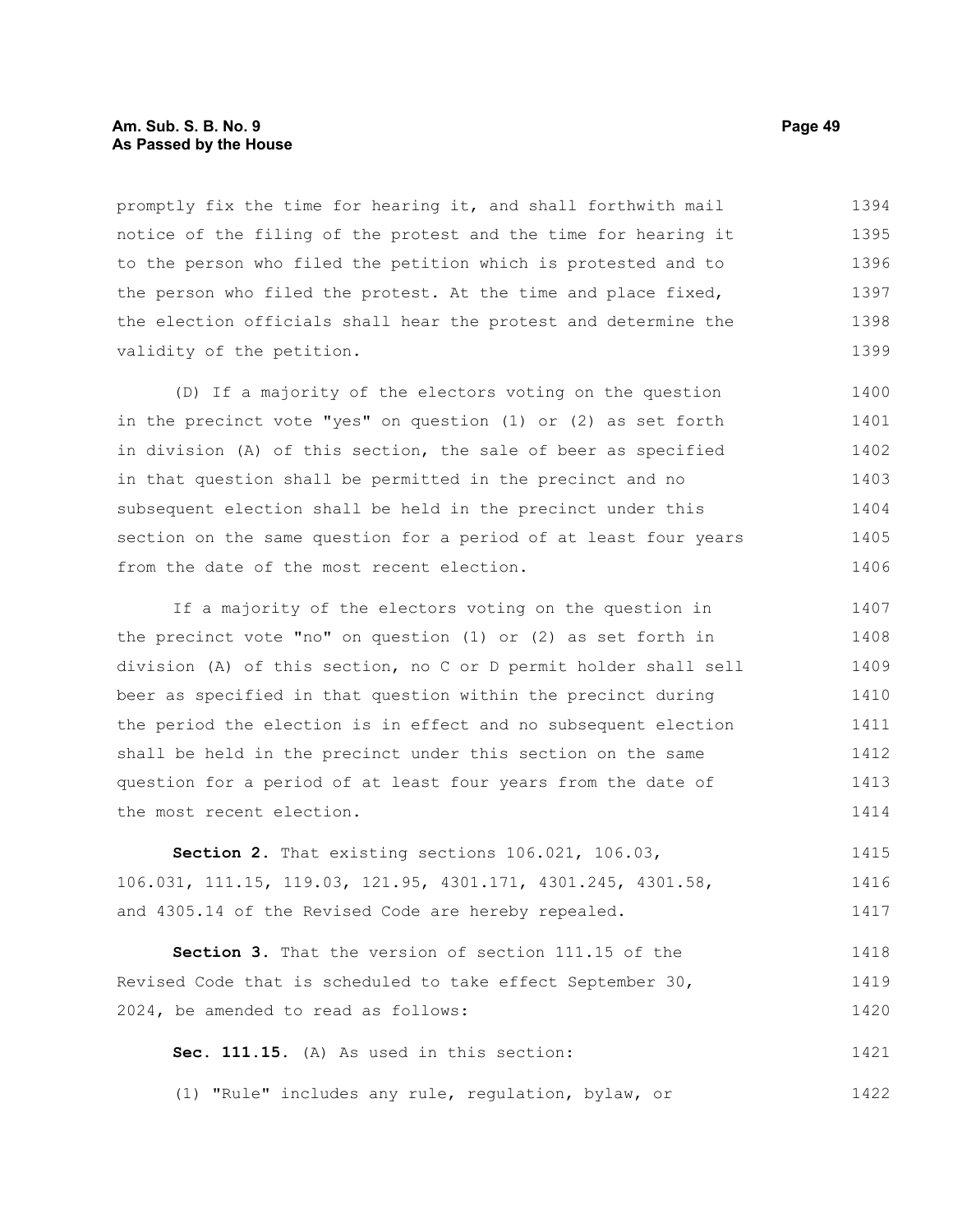promptly fix the time for hearing it, and shall forthwith mail notice of the filing of the protest and the time for hearing it to the person who filed the petition which is protested and to the person who filed the protest. At the time and place fixed, the election officials shall hear the protest and determine the validity of the petition.

(D) If a majority of the electors voting on the question in the precinct vote "yes" on question (1) or (2) as set forth in division (A) of this section, the sale of beer as specified in that question shall be permitted in the precinct and no subsequent election shall be held in the precinct under this section on the same question for a period of at least four years from the date of the most recent election.

If a majority of the electors voting on the question in the precinct vote "no" on question (1) or (2) as set forth in division (A) of this section, no C or D permit holder shall sell beer as specified in that question within the precinct during the period the election is in effect and no subsequent election shall be held in the precinct under this section on the same question for a period of at least four years from the date of the most recent election.

**Section 2.** That existing sections 106.021, 106.03, 106.031, 111.15, 119.03, 121.95, 4301.171, 4301.245, 4301.58, and 4305.14 of the Revised Code are hereby repealed.

**Section 3.** That the version of section 111.15 of the Revised Code that is scheduled to take effect September 30, 2024, be amended to read as follows:

**Sec. 111.15.** (A) As used in this section:

(1) "Rule" includes any rule, regulation, bylaw, or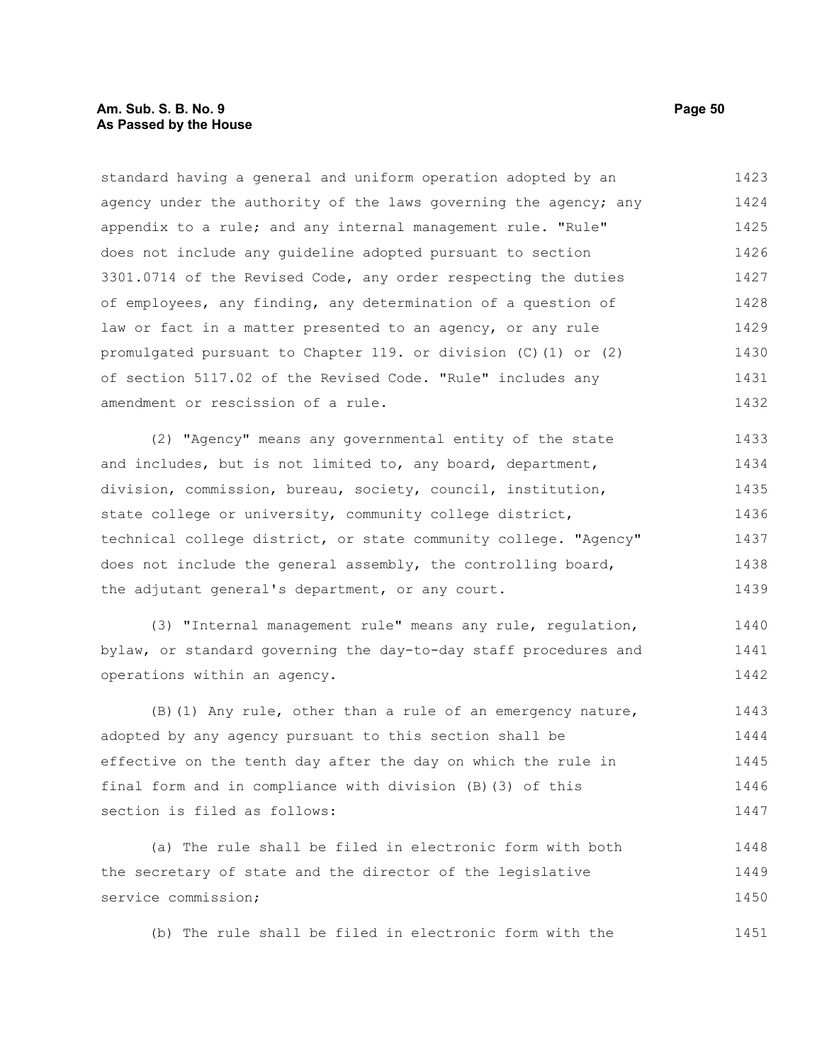standard having a general and uniform operation adopted by an agency under the authority of the laws governing the agency; any appendix to a rule; and any internal management rule. "Rule" does not include any guideline adopted pursuant to section 3301.0714 of the Revised Code, any order respecting the duties of employees, any finding, any determination of a question of law or fact in a matter presented to an agency, or any rule promulgated pursuant to Chapter 119. or division (C)(1) or (2) of section 5117.02 of the Revised Code. "Rule" includes any amendment or rescission of a rule.

(2) "Agency" means any governmental entity of the state and includes, but is not limited to, any board, department, division, commission, bureau, society, council, institution, state college or university, community college district, technical college district, or state community college. "Agency" does not include the general assembly, the controlling board, the adjutant general's department, or any court.

(3) "Internal management rule" means any rule, regulation, bylaw, or standard governing the day-to-day staff procedures and operations within an agency.

(B)(1) Any rule, other than a rule of an emergency nature, adopted by any agency pursuant to this section shall be effective on the tenth day after the day on which the rule in final form and in compliance with division (B)(3) of this section is filed as follows:

(a) The rule shall be filed in electronic form with both the secretary of state and the director of the legislative service commission;

(b) The rule shall be filed in electronic form with the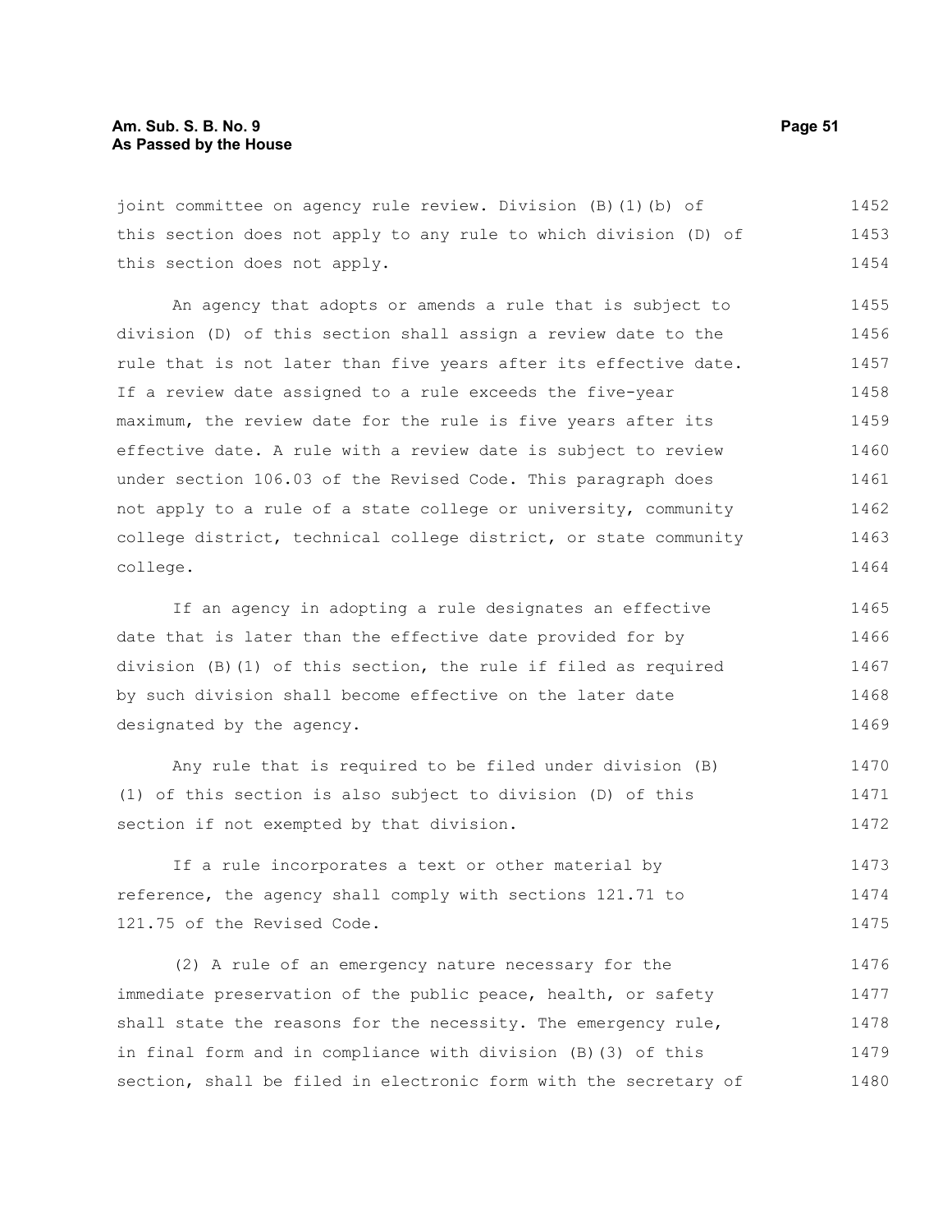joint committee on agency rule review. Division (B)(1)(b) of this section does not apply to any rule to which division (D) of this section does not apply.

An agency that adopts or amends a rule that is subject to division (D) of this section shall assign a review date to the rule that is not later than five years after its effective date. If a review date assigned to a rule exceeds the five-year maximum, the review date for the rule is five years after its effective date. A rule with a review date is subject to review under section 106.03 of the Revised Code. This paragraph does not apply to a rule of a state college or university, community college district, technical college district, or state community college.

If an agency in adopting a rule designates an effective date that is later than the effective date provided for by division (B)(1) of this section, the rule if filed as required by such division shall become effective on the later date designated by the agency.

Any rule that is required to be filed under division (B)(1) of this section is also subject to division (D) of this section if not exempted by that division.

If a rule incorporates a text or other material by reference, the agency shall comply with sections 121.71 to 121.75 of the Revised Code.

(2) A rule of an emergency nature necessary for the immediate preservation of the public peace, health, or safety shall state the reasons for the necessity. The emergency rule, in final form and in compliance with division (B)(3) of this section, shall be filed in electronic form with the secretary of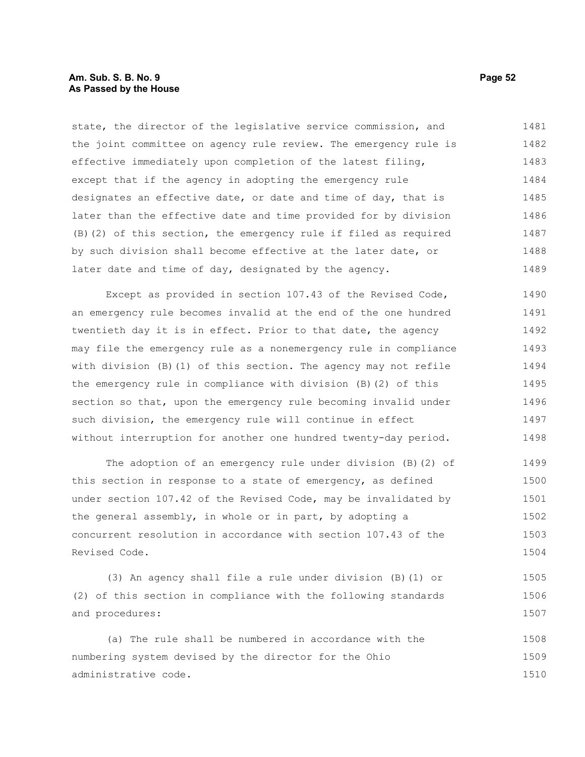state, the director of the legislative service commission, and the joint committee on agency rule review. The emergency rule is effective immediately upon completion of the latest filing, except that if the agency in adopting the emergency rule designates an effective date, or date and time of day, that is later than the effective date and time provided for by division (B)(2) of this section, the emergency rule if filed as required by such division shall become effective at the later date, or later date and time of day, designated by the agency.

Except as provided in section 107.43 of the Revised Code, an emergency rule becomes invalid at the end of the one hundred twentieth day it is in effect. Prior to that date, the agency may file the emergency rule as a nonemergency rule in compliance with division (B)(1) of this section. The agency may not refile the emergency rule in compliance with division (B)(2) of this section so that, upon the emergency rule becoming invalid under such division, the emergency rule will continue in effect without interruption for another one hundred twenty-day period.

The adoption of an emergency rule under division (B)(2) of this section in response to a state of emergency, as defined under section 107.42 of the Revised Code, may be invalidated by the general assembly, in whole or in part, by adopting a concurrent resolution in accordance with section 107.43 of the Revised Code.

(3) An agency shall file a rule under division (B)(1) or (2) of this section in compliance with the following standards and procedures:

(a) The rule shall be numbered in accordance with the numbering system devised by the director for the Ohio administrative code.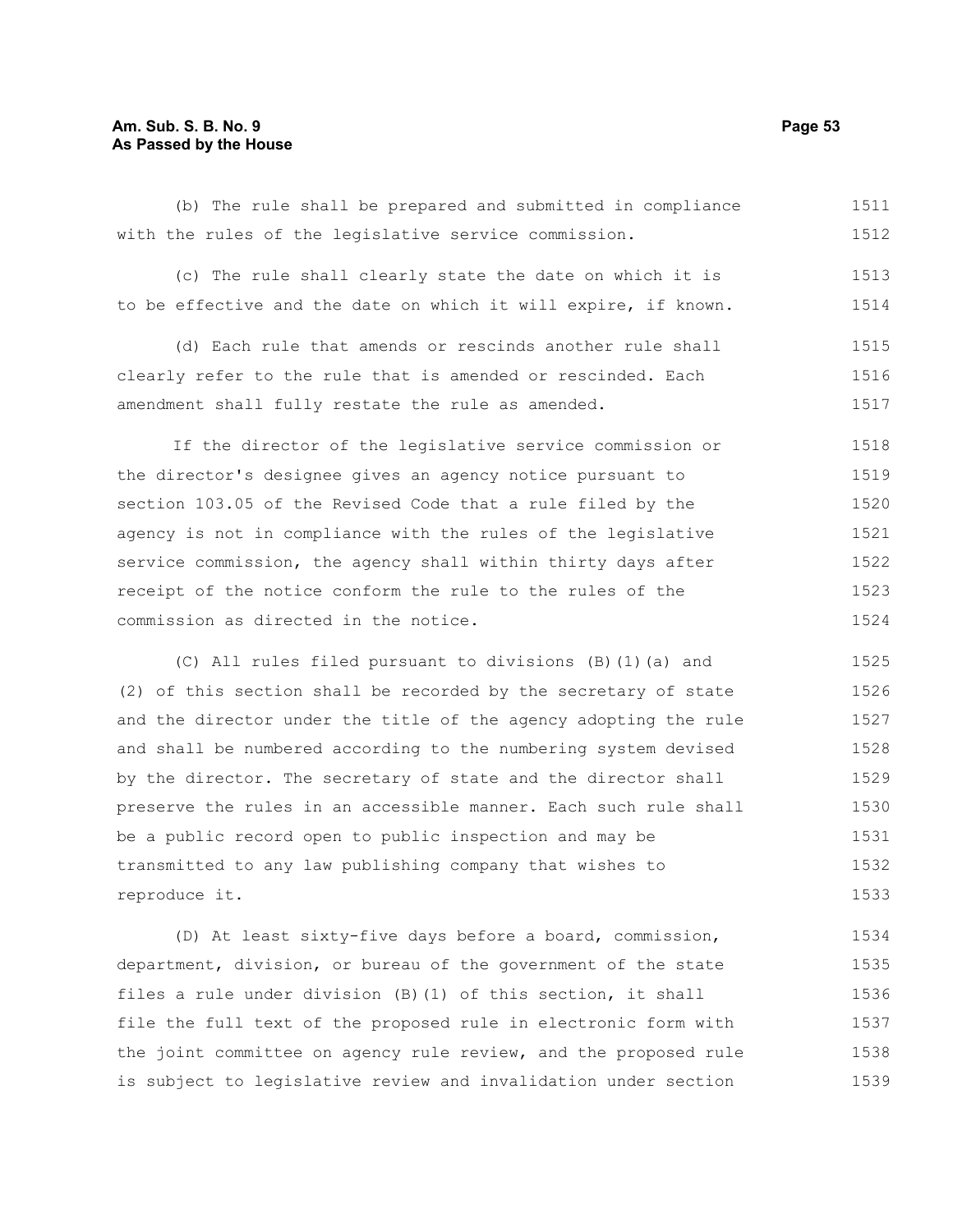(b) The rule shall be prepared and submitted in compliance with the rules of the legislative service commission.

(c) The rule shall clearly state the date on which it is to be effective and the date on which it will expire, if known.

(d) Each rule that amends or rescinds another rule shall clearly refer to the rule that is amended or rescinded. Each amendment shall fully restate the rule as amended.

If the director of the legislative service commission or the director's designee gives an agency notice pursuant to section 103.05 of the Revised Code that a rule filed by the agency is not in compliance with the rules of the legislative service commission, the agency shall within thirty days after receipt of the notice conform the rule to the rules of the commission as directed in the notice.

(C) All rules filed pursuant to divisions (B)(1)(a) and (2) of this section shall be recorded by the secretary of state and the director under the title of the agency adopting the rule and shall be numbered according to the numbering system devised by the director. The secretary of state and the director shall preserve the rules in an accessible manner. Each such rule shall be a public record open to public inspection and may be transmitted to any law publishing company that wishes to reproduce it.

(D) At least sixty-five days before a board, commission, department, division, or bureau of the government of the state files a rule under division (B)(1) of this section, it shall file the full text of the proposed rule in electronic form with the joint committee on agency rule review, and the proposed rule is subject to legislative review and invalidation under section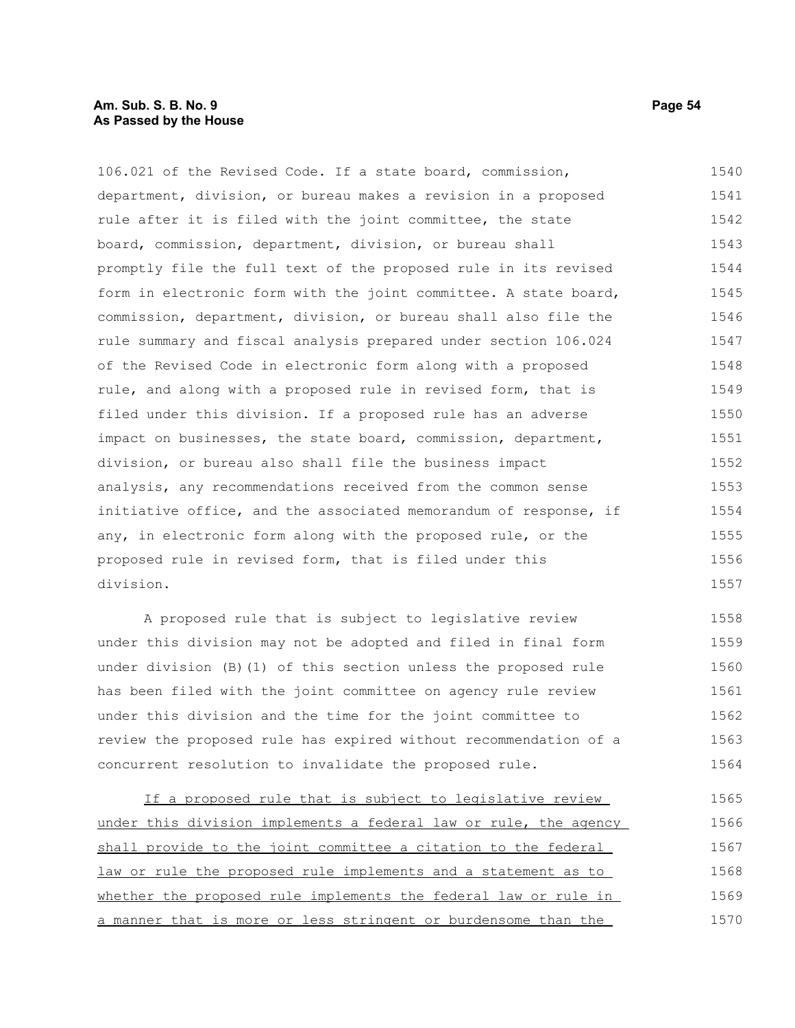106.021 of the Revised Code. If a state board, commission, department, division, or bureau makes a revision in a proposed rule after it is filed with the joint committee, the state board, commission, department, division, or bureau shall promptly file the full text of the proposed rule in its revised form in electronic form with the joint committee. A state board, commission, department, division, or bureau shall also file the rule summary and fiscal analysis prepared under section 106.024 of the Revised Code in electronic form along with a proposed rule, and along with a proposed rule in revised form, that is filed under this division. If a proposed rule has an adverse impact on businesses, the state board, commission, department, division, or bureau also shall file the business impact analysis, any recommendations received from the common sense initiative office, and the associated memorandum of response, if any, in electronic form along with the proposed rule, or the proposed rule in revised form, that is filed under this division.

A proposed rule that is subject to legislative review under this division may not be adopted and filed in final form under division (B)(1) of this section unless the proposed rule has been filed with the joint committee on agency rule review under this division and the time for the joint committee to review the proposed rule has expired without recommendation of a concurrent resolution to invalidate the proposed rule.

If a proposed rule that is subject to legislative review under this division implements a federal law or rule, the agency shall provide to the joint committee a citation to the federal law or rule the proposed rule implements and a statement as to whether the proposed rule implements the federal law or rule in a manner that is more or less stringent or burdensome than the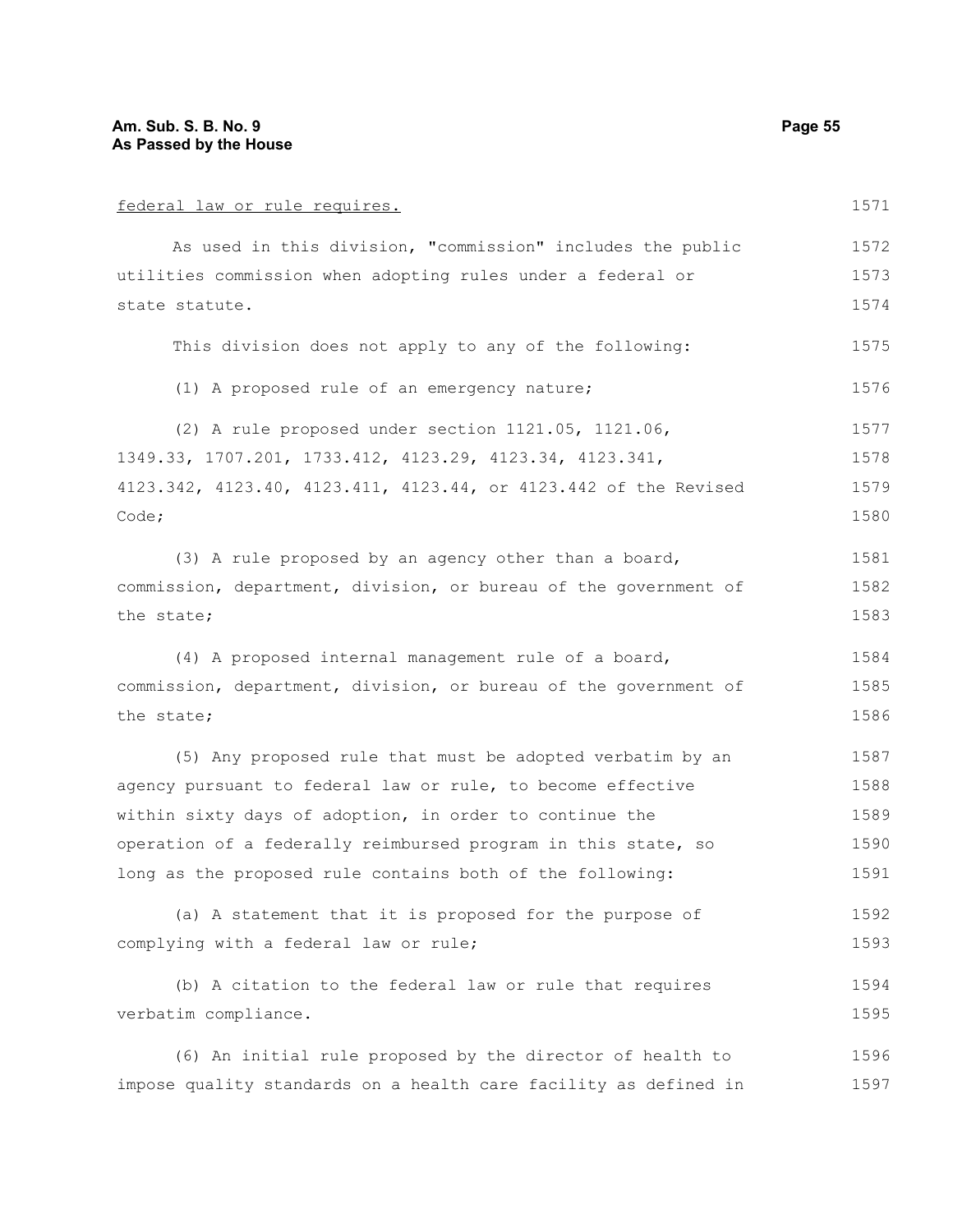federal law or rule requires.

As used in this division, "commission" includes the public utilities commission when adopting rules under a federal or state statute.

This division does not apply to any of the following:

(1) A proposed rule of an emergency nature;

(2) A rule proposed under section 1121.05, 1121.06, 1349.33, 1707.201, 1733.412, 4123.29, 4123.34, 4123.341, 4123.342, 4123.40, 4123.411, 4123.44, or 4123.442 of the Revised Code;

(3) A rule proposed by an agency other than a board, commission, department, division, or bureau of the government of the state;

(4) A proposed internal management rule of a board, commission, department, division, or bureau of the government of the state;

(5) Any proposed rule that must be adopted verbatim by an agency pursuant to federal law or rule, to become effective within sixty days of adoption, in order to continue the operation of a federally reimbursed program in this state, so long as the proposed rule contains both of the following:

(a) A statement that it is proposed for the purpose of complying with a federal law or rule;

(b) A citation to the federal law or rule that requires verbatim compliance.

(6) An initial rule proposed by the director of health to impose quality standards on a health care facility as defined in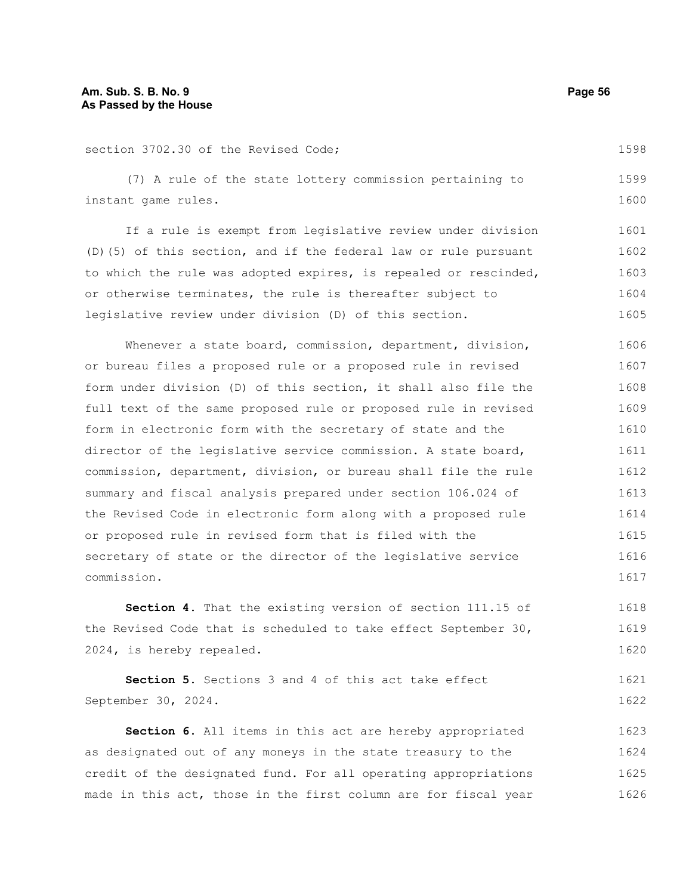section 3702.30 of the Revised Code;

(7) A rule of the state lottery commission pertaining to instant game rules.

If a rule is exempt from legislative review under division (D)(5) of this section, and if the federal law or rule pursuant to which the rule was adopted expires, is repealed or rescinded, or otherwise terminates, the rule is thereafter subject to legislative review under division (D) of this section.

Whenever a state board, commission, department, division, or bureau files a proposed rule or a proposed rule in revised form under division (D) of this section, it shall also file the full text of the same proposed rule or proposed rule in revised form in electronic form with the secretary of state and the director of the legislative service commission. A state board, commission, department, division, or bureau shall file the rule summary and fiscal analysis prepared under section 106.024 of the Revised Code in electronic form along with a proposed rule or proposed rule in revised form that is filed with the secretary of state or the director of the legislative service commission.

**Section 4.** That the existing version of section 111.15 of the Revised Code that is scheduled to take effect September 30, 2024, is hereby repealed.

**Section 5.** Sections 3 and 4 of this act take effect September 30, 2024.

**Section 6.** All items in this act are hereby appropriated as designated out of any moneys in the state treasury to the credit of the designated fund. For all operating appropriations made in this act, those in the first column are for fiscal year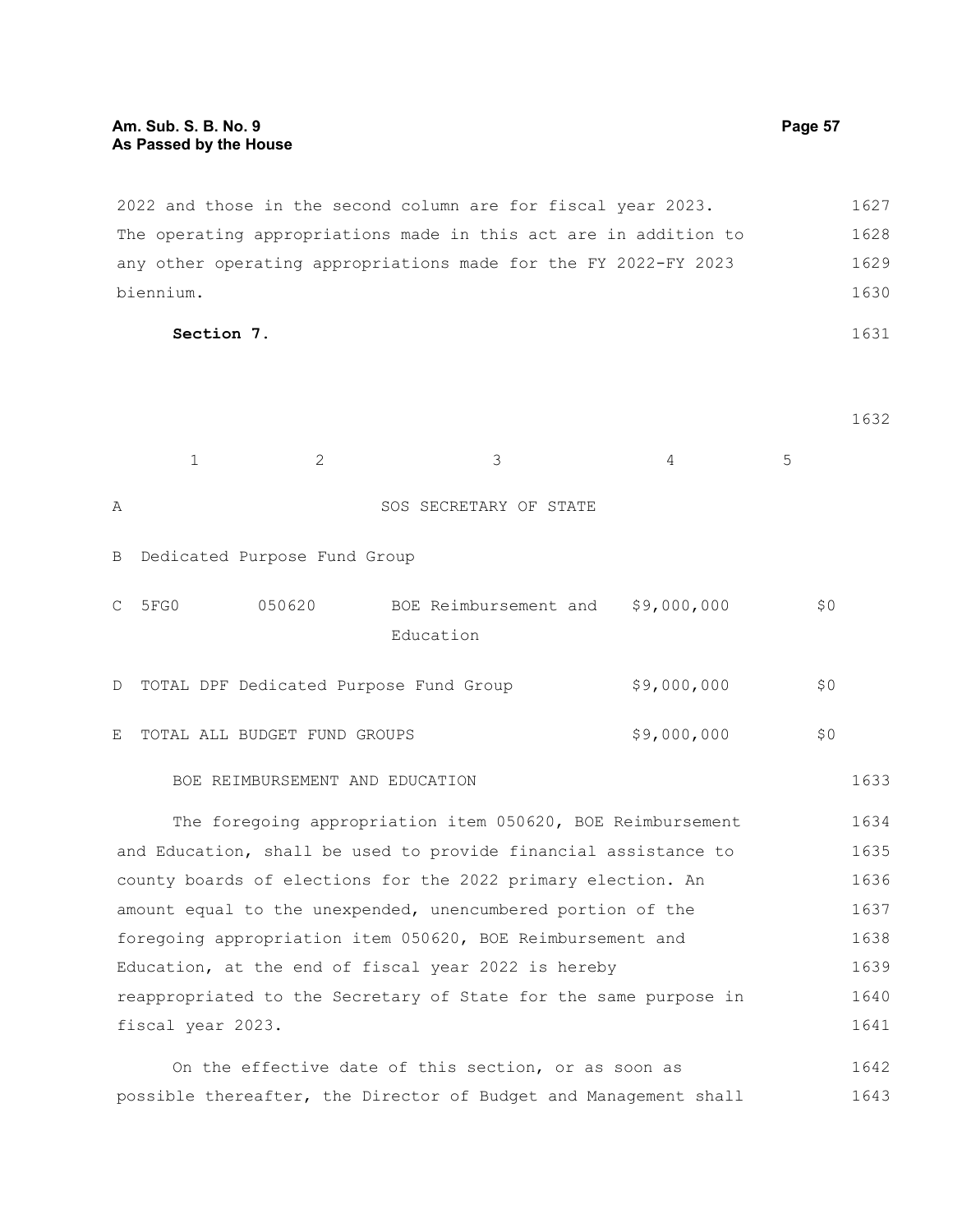2022 and those in the second column are for fiscal year 2023. The operating appropriations made in this act are in addition to any other operating appropriations made for the FY 2022-FY 2023 biennium.

**Section 7.**

| | 1 | 2 | 3 | 4 | 5 |
|---|---|---|---|---|---|
| A | | | SOS SECRETARY OF STATE | | |
| B | Dedicated Purpose Fund Group | | | | |
| C | 5FG0 | 050620 | BOE Reimbursement and Education | $9,000,000 | $0 |
| D | TOTAL DPF Dedicated Purpose Fund Group | | | $9,000,000 | $0 |
| E | TOTAL ALL BUDGET FUND GROUPS | | | $9,000,000 | $0 |

BOE REIMBURSEMENT AND EDUCATION

The foregoing appropriation item 050620, BOE Reimbursement and Education, shall be used to provide financial assistance to county boards of elections for the 2022 primary election. An amount equal to the unexpended, unencumbered portion of the foregoing appropriation item 050620, BOE Reimbursement and Education, at the end of fiscal year 2022 is hereby reappropriated to the Secretary of State for the same purpose in fiscal year 2023.

On the effective date of this section, or as soon as possible thereafter, the Director of Budget and Management shall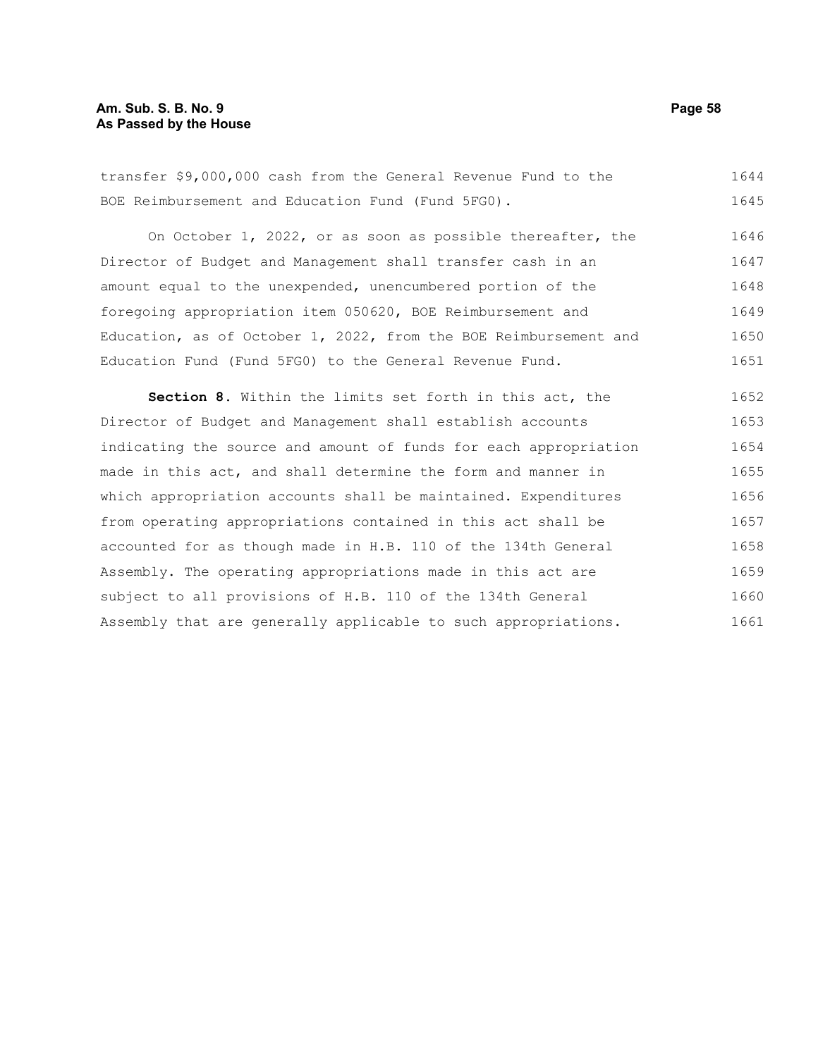transfer $9,000,000 cash from the General Revenue Fund to the BOE Reimbursement and Education Fund (Fund 5FG0).

On October 1, 2022, or as soon as possible thereafter, the Director of Budget and Management shall transfer cash in an amount equal to the unexpended, unencumbered portion of the foregoing appropriation item 050620, BOE Reimbursement and Education, as of October 1, 2022, from the BOE Reimbursement and Education Fund (Fund 5FG0) to the General Revenue Fund.

**Section 8.** Within the limits set forth in this act, the Director of Budget and Management shall establish accounts indicating the source and amount of funds for each appropriation made in this act, and shall determine the form and manner in which appropriation accounts shall be maintained. Expenditures from operating appropriations contained in this act shall be accounted for as though made in H.B. 110 of the 134th General Assembly. The operating appropriations made in this act are subject to all provisions of H.B. 110 of the 134th General Assembly that are generally applicable to such appropriations.